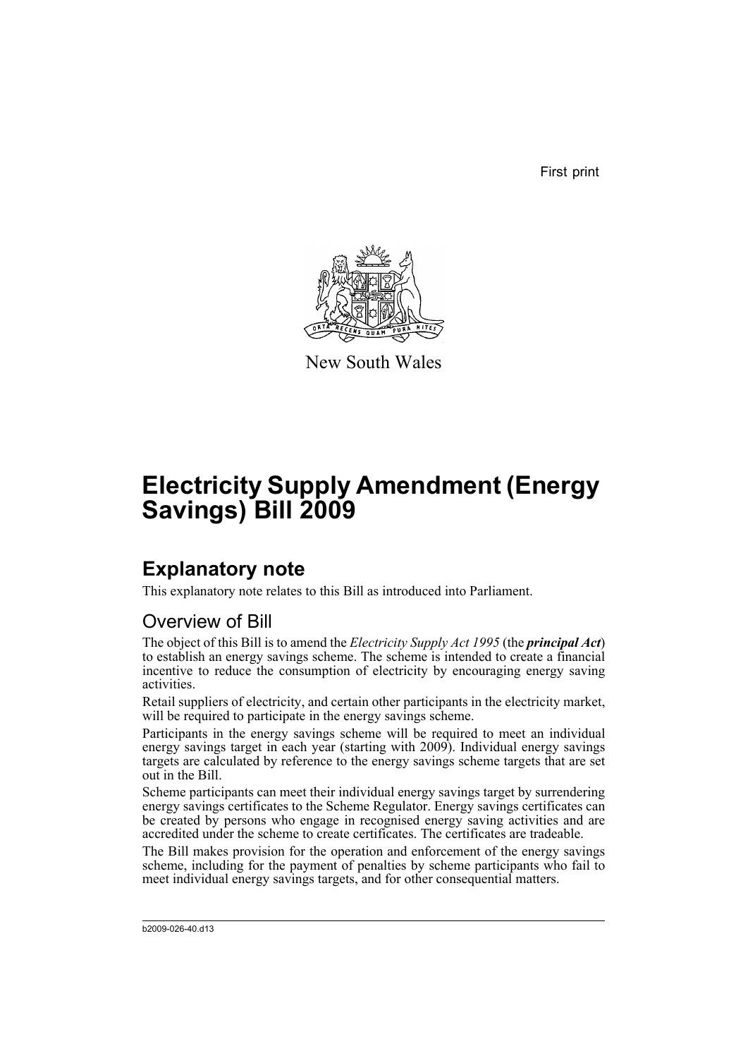First print

New South Wales

# Electricity Supply Amendment (Energy Savings) Bill 2009

## Explanatory note

This explanatory note relates to this Bill as introduced into Parliament.

### Overview of Bill

The object of this Bill is to amend the *Electricity Supply Act 1995* (the ***principal Act***) to establish an energy savings scheme. The scheme is intended to create a financial incentive to reduce the consumption of electricity by encouraging energy saving activities.

Retail suppliers of electricity, and certain other participants in the electricity market, will be required to participate in the energy savings scheme.

Participants in the energy savings scheme will be required to meet an individual energy savings target in each year (starting with 2009). Individual energy savings targets are calculated by reference to the energy savings scheme targets that are set out in the Bill.

Scheme participants can meet their individual energy savings target by surrendering energy savings certificates to the Scheme Regulator. Energy savings certificates can be created by persons who engage in recognised energy saving activities and are accredited under the scheme to create certificates. The certificates are tradeable.

The Bill makes provision for the operation and enforcement of the energy savings scheme, including for the payment of penalties by scheme participants who fail to meet individual energy savings targets, and for other consequential matters.

b2009-026-40.d13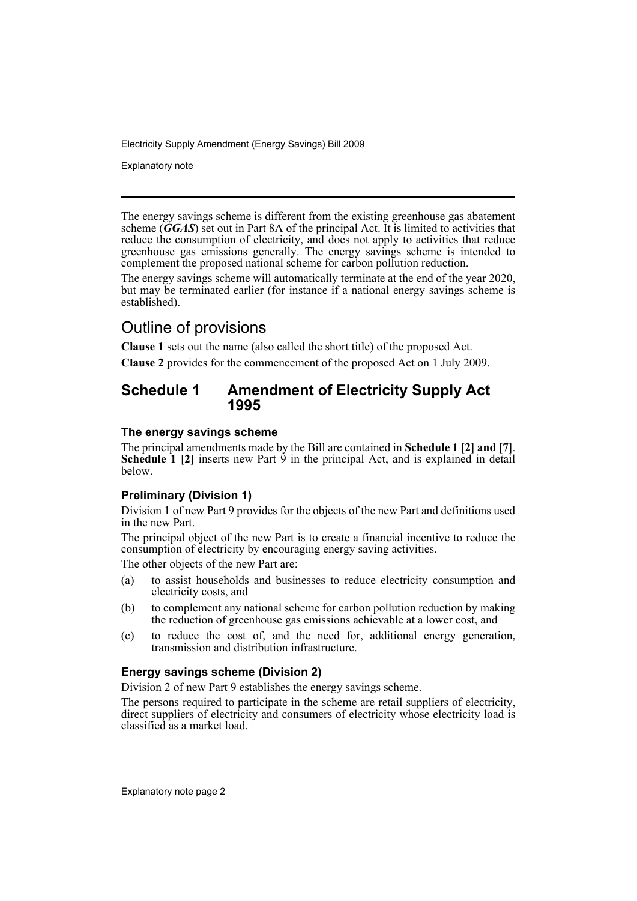The energy savings scheme is different from the existing greenhouse gas abatement scheme (***GGAS***) set out in Part 8A of the principal Act. It is limited to activities that reduce the consumption of electricity, and does not apply to activities that reduce greenhouse gas emissions generally. The energy savings scheme is intended to complement the proposed national scheme for carbon pollution reduction.

The energy savings scheme will automatically terminate at the end of the year 2020, but may be terminated earlier (for instance if a national energy savings scheme is established).

## Outline of provisions

**Clause 1** sets out the name (also called the short title) of the proposed Act.

**Clause 2** provides for the commencement of the proposed Act on 1 July 2009.

## Schedule 1 Amendment of Electricity Supply Act 1995

### The energy savings scheme

The principal amendments made by the Bill are contained in **Schedule 1 [2] and [7]**. **Schedule 1 [2]** inserts new Part 9 in the principal Act, and is explained in detail below.

### Preliminary (Division 1)

Division 1 of new Part 9 provides for the objects of the new Part and definitions used in the new Part.

The principal object of the new Part is to create a financial incentive to reduce the consumption of electricity by encouraging energy saving activities.

The other objects of the new Part are:

(a) to assist households and businesses to reduce electricity consumption and electricity costs, and

(b) to complement any national scheme for carbon pollution reduction by making the reduction of greenhouse gas emissions achievable at a lower cost, and

(c) to reduce the cost of, and the need for, additional energy generation, transmission and distribution infrastructure.

### Energy savings scheme (Division 2)

Division 2 of new Part 9 establishes the energy savings scheme.

The persons required to participate in the scheme are retail suppliers of electricity, direct suppliers of electricity and consumers of electricity whose electricity load is classified as a market load.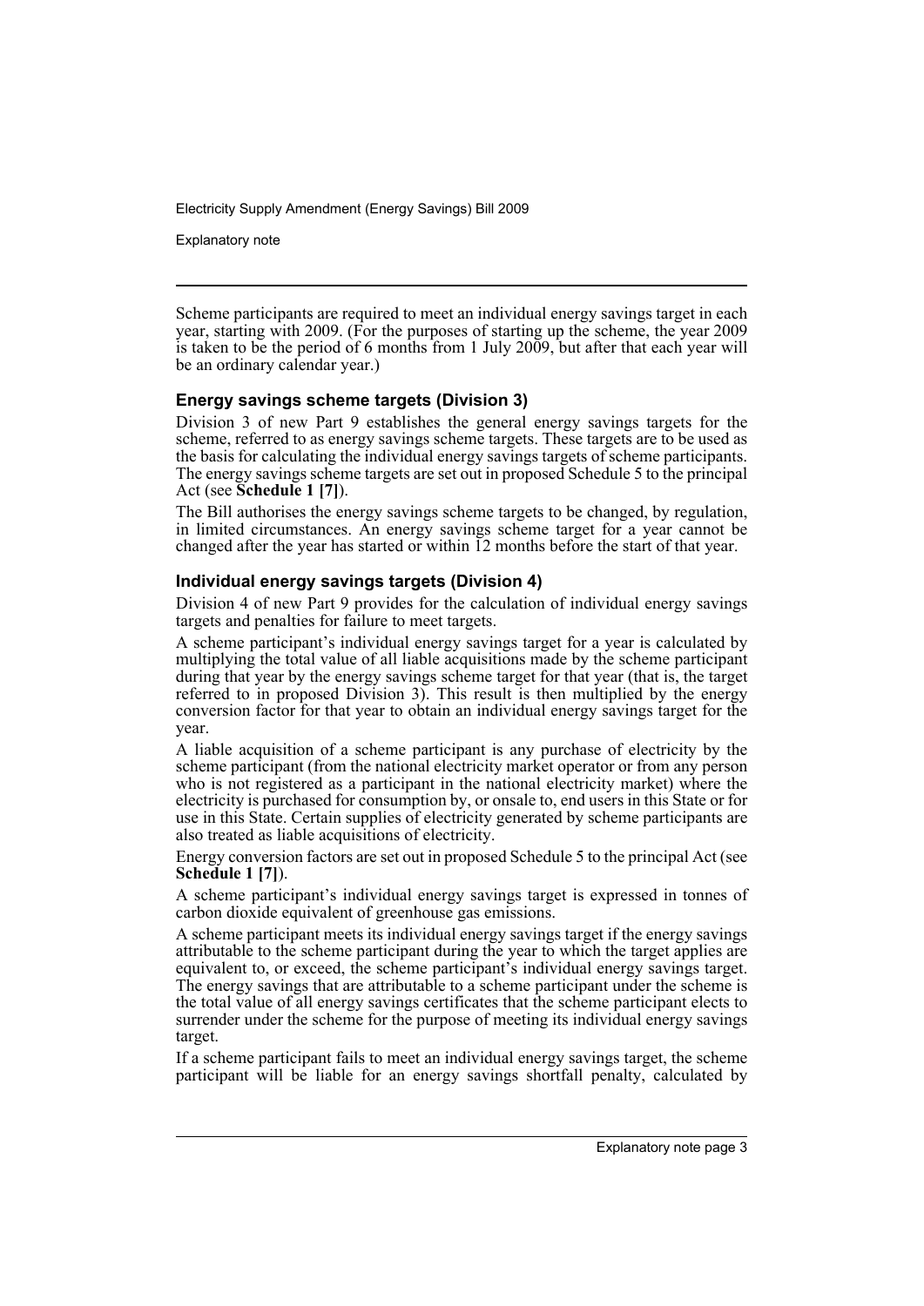Scheme participants are required to meet an individual energy savings target in each year, starting with 2009. (For the purposes of starting up the scheme, the year 2009 is taken to be the period of 6 months from 1 July 2009, but after that each year will be an ordinary calendar year.)

### Energy savings scheme targets (Division 3)

Division 3 of new Part 9 establishes the general energy savings targets for the scheme, referred to as energy savings scheme targets. These targets are to be used as the basis for calculating the individual energy savings targets of scheme participants. The energy savings scheme targets are set out in proposed Schedule 5 to the principal Act (see **Schedule 1 [7]**).

The Bill authorises the energy savings scheme targets to be changed, by regulation, in limited circumstances. An energy savings scheme target for a year cannot be changed after the year has started or within 12 months before the start of that year.

### Individual energy savings targets (Division 4)

Division 4 of new Part 9 provides for the calculation of individual energy savings targets and penalties for failure to meet targets.

A scheme participant's individual energy savings target for a year is calculated by multiplying the total value of all liable acquisitions made by the scheme participant during that year by the energy savings scheme target for that year (that is, the target referred to in proposed Division 3). This result is then multiplied by the energy conversion factor for that year to obtain an individual energy savings target for the year.

A liable acquisition of a scheme participant is any purchase of electricity by the scheme participant (from the national electricity market operator or from any person who is not registered as a participant in the national electricity market) where the electricity is purchased for consumption by, or onsale to, end users in this State or for use in this State. Certain supplies of electricity generated by scheme participants are also treated as liable acquisitions of electricity.

Energy conversion factors are set out in proposed Schedule 5 to the principal Act (see **Schedule 1 [7]**).

A scheme participant's individual energy savings target is expressed in tonnes of carbon dioxide equivalent of greenhouse gas emissions.

A scheme participant meets its individual energy savings target if the energy savings attributable to the scheme participant during the year to which the target applies are equivalent to, or exceed, the scheme participant's individual energy savings target. The energy savings that are attributable to a scheme participant under the scheme is the total value of all energy savings certificates that the scheme participant elects to surrender under the scheme for the purpose of meeting its individual energy savings target.

If a scheme participant fails to meet an individual energy savings target, the scheme participant will be liable for an energy savings shortfall penalty, calculated by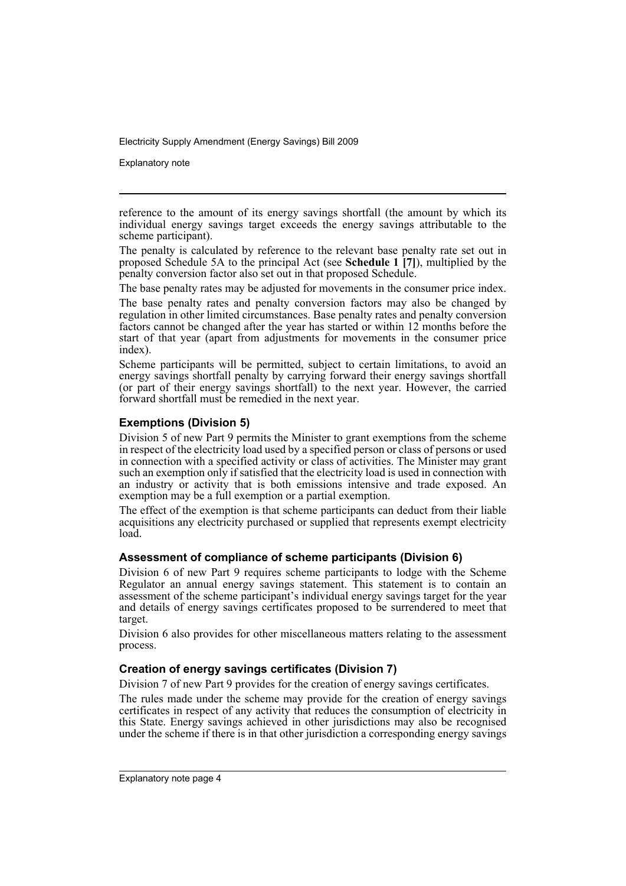reference to the amount of its energy savings shortfall (the amount by which its individual energy savings target exceeds the energy savings attributable to the scheme participant).

The penalty is calculated by reference to the relevant base penalty rate set out in proposed Schedule 5A to the principal Act (see **Schedule 1 [7]**), multiplied by the penalty conversion factor also set out in that proposed Schedule.

The base penalty rates may be adjusted for movements in the consumer price index.

The base penalty rates and penalty conversion factors may also be changed by regulation in other limited circumstances. Base penalty rates and penalty conversion factors cannot be changed after the year has started or within 12 months before the start of that year (apart from adjustments for movements in the consumer price index).

Scheme participants will be permitted, subject to certain limitations, to avoid an energy savings shortfall penalty by carrying forward their energy savings shortfall (or part of their energy savings shortfall) to the next year. However, the carried forward shortfall must be remedied in the next year.

### Exemptions (Division 5)

Division 5 of new Part 9 permits the Minister to grant exemptions from the scheme in respect of the electricity load used by a specified person or class of persons or used in connection with a specified activity or class of activities. The Minister may grant such an exemption only if satisfied that the electricity load is used in connection with an industry or activity that is both emissions intensive and trade exposed. An exemption may be a full exemption or a partial exemption.

The effect of the exemption is that scheme participants can deduct from their liable acquisitions any electricity purchased or supplied that represents exempt electricity load.

### Assessment of compliance of scheme participants (Division 6)

Division 6 of new Part 9 requires scheme participants to lodge with the Scheme Regulator an annual energy savings statement. This statement is to contain an assessment of the scheme participant's individual energy savings target for the year and details of energy savings certificates proposed to be surrendered to meet that target.

Division 6 also provides for other miscellaneous matters relating to the assessment process.

### Creation of energy savings certificates (Division 7)

Division 7 of new Part 9 provides for the creation of energy savings certificates.

The rules made under the scheme may provide for the creation of energy savings certificates in respect of any activity that reduces the consumption of electricity in this State. Energy savings achieved in other jurisdictions may also be recognised under the scheme if there is in that other jurisdiction a corresponding energy savings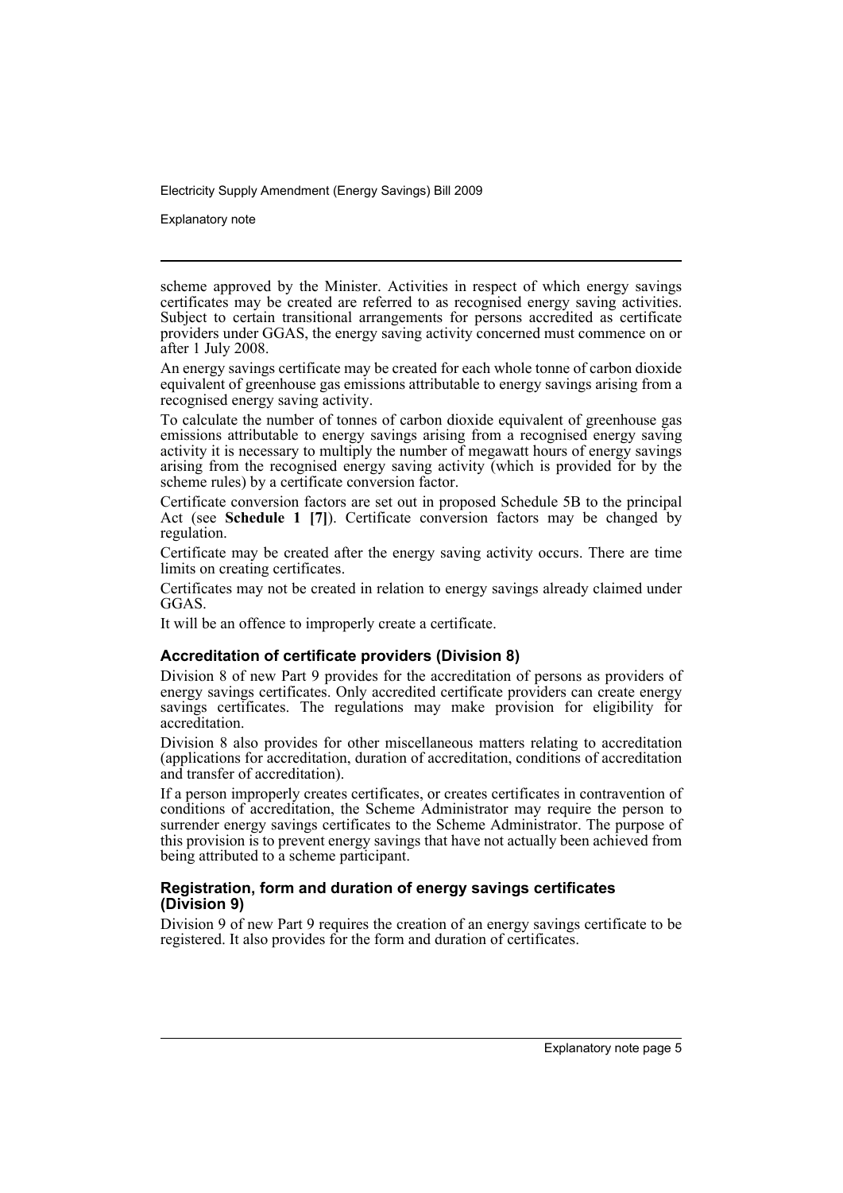scheme approved by the Minister. Activities in respect of which energy savings certificates may be created are referred to as recognised energy saving activities. Subject to certain transitional arrangements for persons accredited as certificate providers under GGAS, the energy saving activity concerned must commence on or after 1 July 2008.

An energy savings certificate may be created for each whole tonne of carbon dioxide equivalent of greenhouse gas emissions attributable to energy savings arising from a recognised energy saving activity.

To calculate the number of tonnes of carbon dioxide equivalent of greenhouse gas emissions attributable to energy savings arising from a recognised energy saving activity it is necessary to multiply the number of megawatt hours of energy savings arising from the recognised energy saving activity (which is provided for by the scheme rules) by a certificate conversion factor.

Certificate conversion factors are set out in proposed Schedule 5B to the principal Act (see **Schedule 1 [7]**). Certificate conversion factors may be changed by regulation.

Certificate may be created after the energy saving activity occurs. There are time limits on creating certificates.

Certificates may not be created in relation to energy savings already claimed under GGAS.

It will be an offence to improperly create a certificate.

### Accreditation of certificate providers (Division 8)

Division 8 of new Part 9 provides for the accreditation of persons as providers of energy savings certificates. Only accredited certificate providers can create energy savings certificates. The regulations may make provision for eligibility for accreditation.

Division 8 also provides for other miscellaneous matters relating to accreditation (applications for accreditation, duration of accreditation, conditions of accreditation and transfer of accreditation).

If a person improperly creates certificates, or creates certificates in contravention of conditions of accreditation, the Scheme Administrator may require the person to surrender energy savings certificates to the Scheme Administrator. The purpose of this provision is to prevent energy savings that have not actually been achieved from being attributed to a scheme participant.

### Registration, form and duration of energy savings certificates (Division 9)

Division 9 of new Part 9 requires the creation of an energy savings certificate to be registered. It also provides for the form and duration of certificates.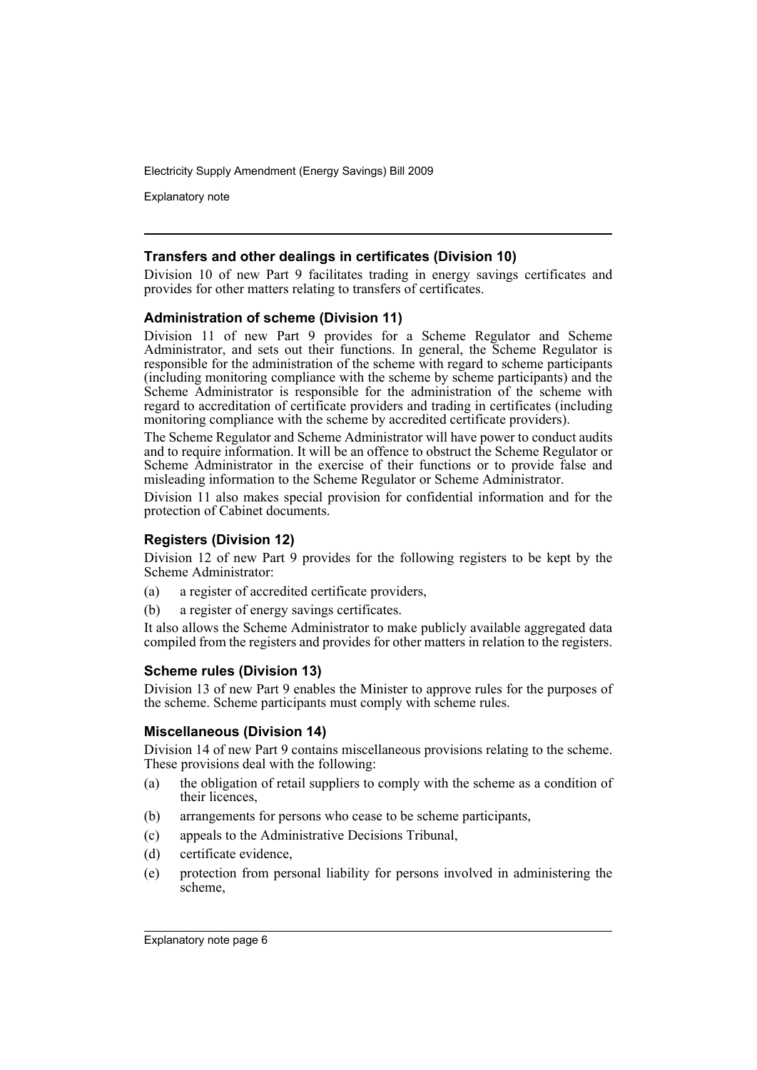### Transfers and other dealings in certificates (Division 10)

Division 10 of new Part 9 facilitates trading in energy savings certificates and provides for other matters relating to transfers of certificates.

### Administration of scheme (Division 11)

Division 11 of new Part 9 provides for a Scheme Regulator and Scheme Administrator, and sets out their functions. In general, the Scheme Regulator is responsible for the administration of the scheme with regard to scheme participants (including monitoring compliance with the scheme by scheme participants) and the Scheme Administrator is responsible for the administration of the scheme with regard to accreditation of certificate providers and trading in certificates (including monitoring compliance with the scheme by accredited certificate providers).

The Scheme Regulator and Scheme Administrator will have power to conduct audits and to require information. It will be an offence to obstruct the Scheme Regulator or Scheme Administrator in the exercise of their functions or to provide false and misleading information to the Scheme Regulator or Scheme Administrator.

Division 11 also makes special provision for confidential information and for the protection of Cabinet documents.

### Registers (Division 12)

Division 12 of new Part 9 provides for the following registers to be kept by the Scheme Administrator:

(a) a register of accredited certificate providers,

(b) a register of energy savings certificates.

It also allows the Scheme Administrator to make publicly available aggregated data compiled from the registers and provides for other matters in relation to the registers.

### Scheme rules (Division 13)

Division 13 of new Part 9 enables the Minister to approve rules for the purposes of the scheme. Scheme participants must comply with scheme rules.

### Miscellaneous (Division 14)

Division 14 of new Part 9 contains miscellaneous provisions relating to the scheme. These provisions deal with the following:

(a) the obligation of retail suppliers to comply with the scheme as a condition of their licences,

(b) arrangements for persons who cease to be scheme participants,

(c) appeals to the Administrative Decisions Tribunal,

(d) certificate evidence,

(e) protection from personal liability for persons involved in administering the scheme,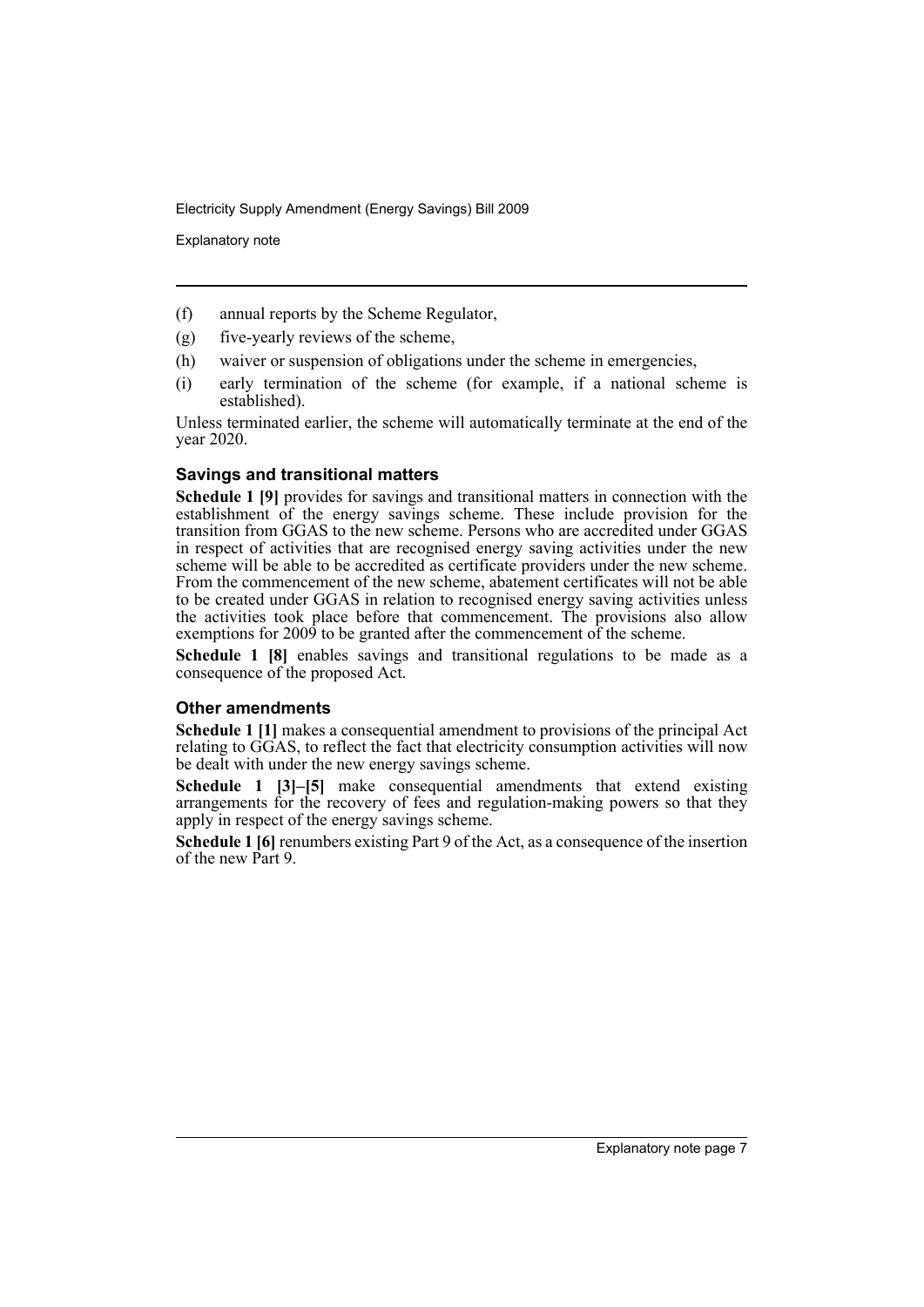(f) annual reports by the Scheme Regulator,

(g) five-yearly reviews of the scheme,

(h) waiver or suspension of obligations under the scheme in emergencies,

(i) early termination of the scheme (for example, if a national scheme is established).

Unless terminated earlier, the scheme will automatically terminate at the end of the year 2020.

### Savings and transitional matters

**Schedule 1 [9]** provides for savings and transitional matters in connection with the establishment of the energy savings scheme. These include provision for the transition from GGAS to the new scheme. Persons who are accredited under GGAS in respect of activities that are recognised energy saving activities under the new scheme will be able to be accredited as certificate providers under the new scheme. From the commencement of the new scheme, abatement certificates will not be able to be created under GGAS in relation to recognised energy saving activities unless the activities took place before that commencement. The provisions also allow exemptions for 2009 to be granted after the commencement of the scheme.

**Schedule 1 [8]** enables savings and transitional regulations to be made as a consequence of the proposed Act.

### Other amendments

**Schedule 1 [1]** makes a consequential amendment to provisions of the principal Act relating to GGAS, to reflect the fact that electricity consumption activities will now be dealt with under the new energy savings scheme.

**Schedule 1 [3]–[5]** make consequential amendments that extend existing arrangements for the recovery of fees and regulation-making powers so that they apply in respect of the energy savings scheme.

**Schedule 1 [6]** renumbers existing Part 9 of the Act, as a consequence of the insertion of the new Part 9.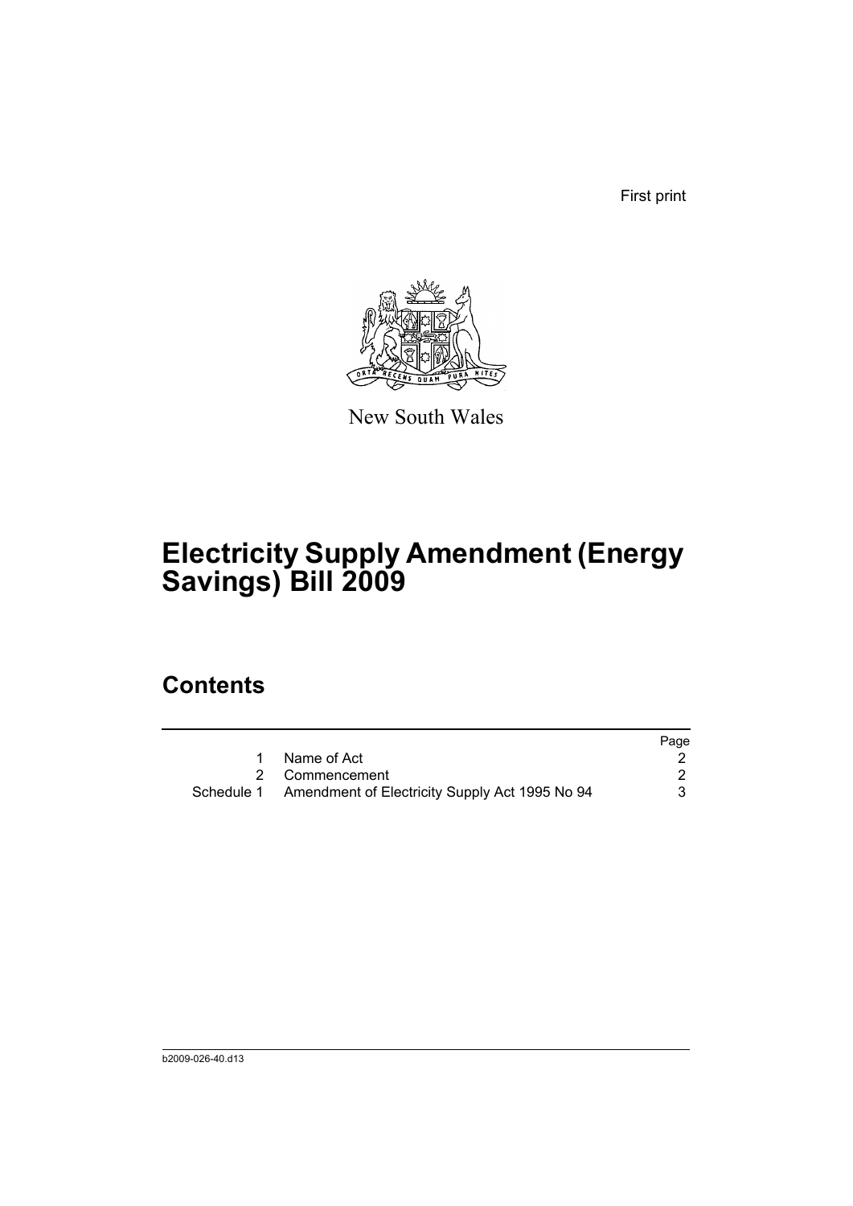First print

New South Wales

# Electricity Supply Amendment (Energy Savings) Bill 2009

## Contents

| | | Page |
|---|---|---|
| 1 | Name of Act | 2 |
| 2 | Commencement | 2 |
| Schedule 1 | Amendment of Electricity Supply Act 1995 No 94 | 3 |

b2009-026-40.d13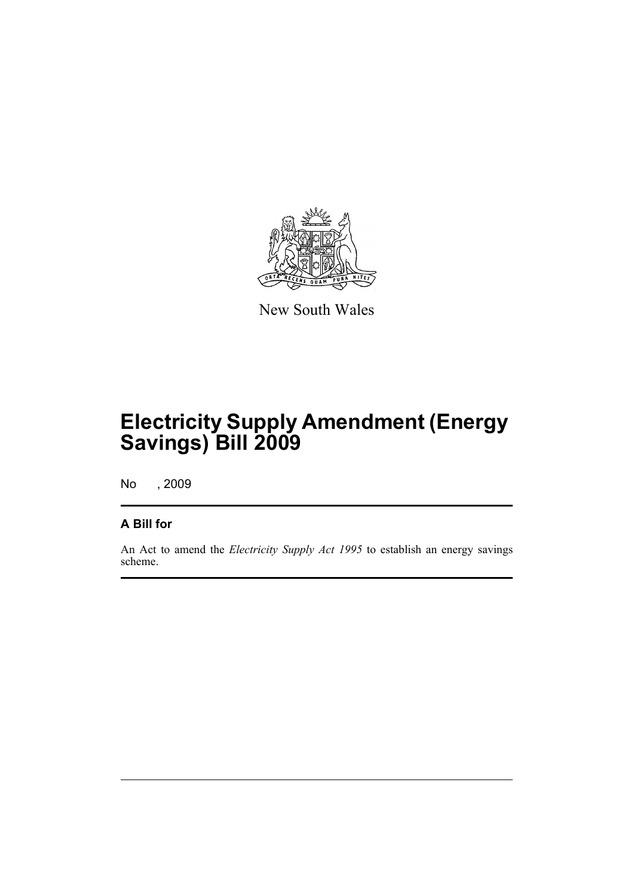New South Wales

# Electricity Supply Amendment (Energy Savings) Bill 2009

No , 2009

## A Bill for

An Act to amend the *Electricity Supply Act 1995* to establish an energy savings scheme.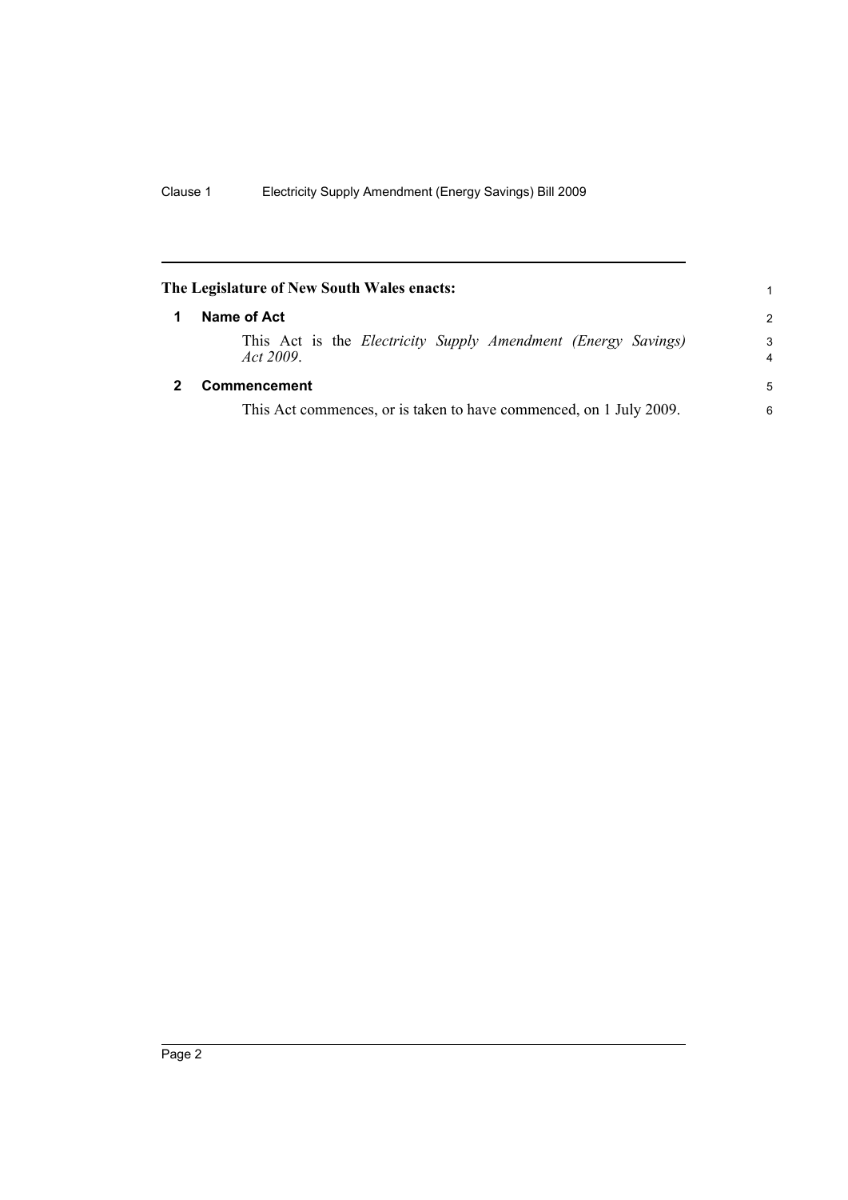**The Legislature of New South Wales enacts:**

## 1 Name of Act

This Act is the *Electricity Supply Amendment (Energy Savings) Act 2009*.

## 2 Commencement

This Act commences, or is taken to have commenced, on 1 July 2009.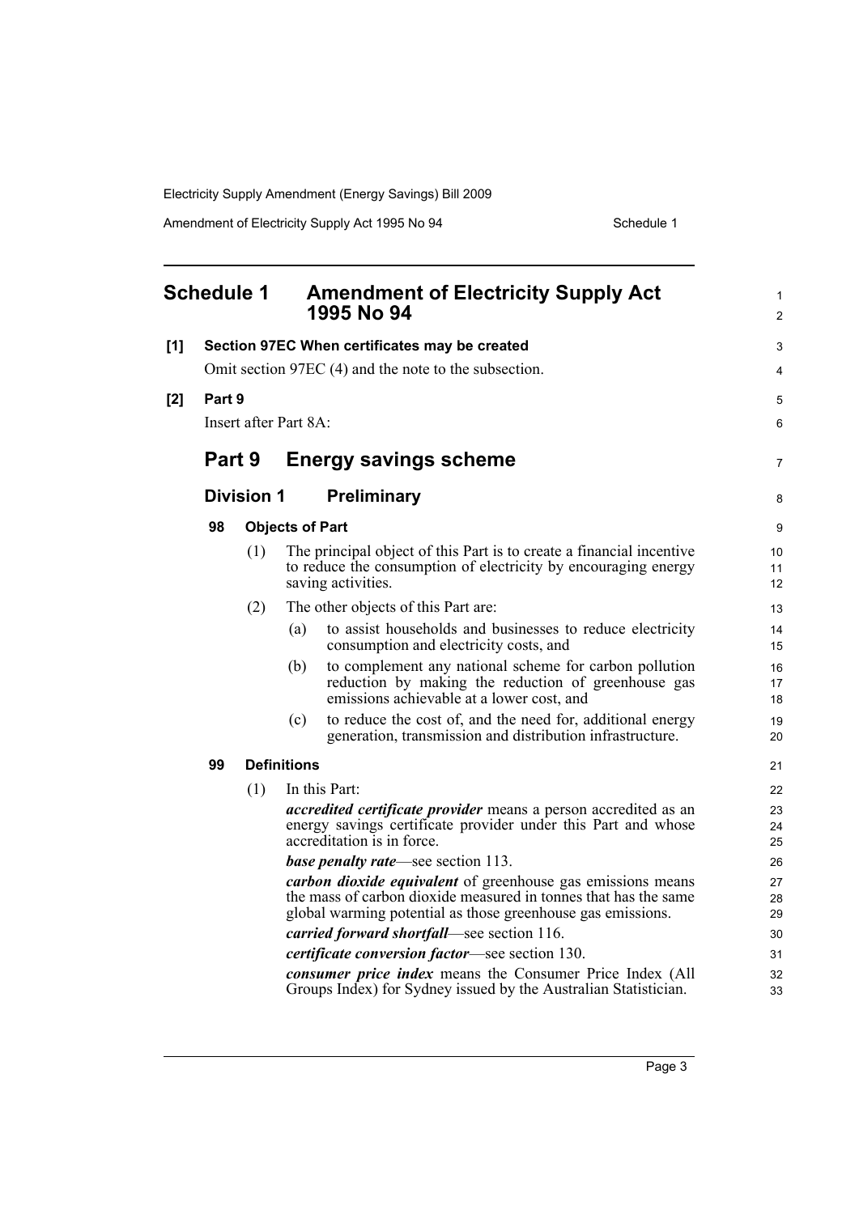# Schedule 1 Amendment of Electricity Supply Act 1995 No 94

**[1] Section 97EC When certificates may be created**

Omit section 97EC (4) and the note to the subsection.

**[2] Part 9**

Insert after Part 8A:

## Part 9 Energy savings scheme

### Division 1 Preliminary

#### 98 Objects of Part

(1) The principal object of this Part is to create a financial incentive to reduce the consumption of electricity by encouraging energy saving activities.

(2) The other objects of this Part are:

(a) to assist households and businesses to reduce electricity consumption and electricity costs, and

(b) to complement any national scheme for carbon pollution reduction by making the reduction of greenhouse gas emissions achievable at a lower cost, and

(c) to reduce the cost of, and the need for, additional energy generation, transmission and distribution infrastructure.

#### 99 Definitions

(1) In this Part:

***accredited certificate provider*** means a person accredited as an energy savings certificate provider under this Part and whose accreditation is in force.

***base penalty rate***—see section 113.

***carbon dioxide equivalent*** of greenhouse gas emissions means the mass of carbon dioxide measured in tonnes that has the same global warming potential as those greenhouse gas emissions.

***carried forward shortfall***—see section 116.

***certificate conversion factor***—see section 130.

***consumer price index*** means the Consumer Price Index (All Groups Index) for Sydney issued by the Australian Statistician.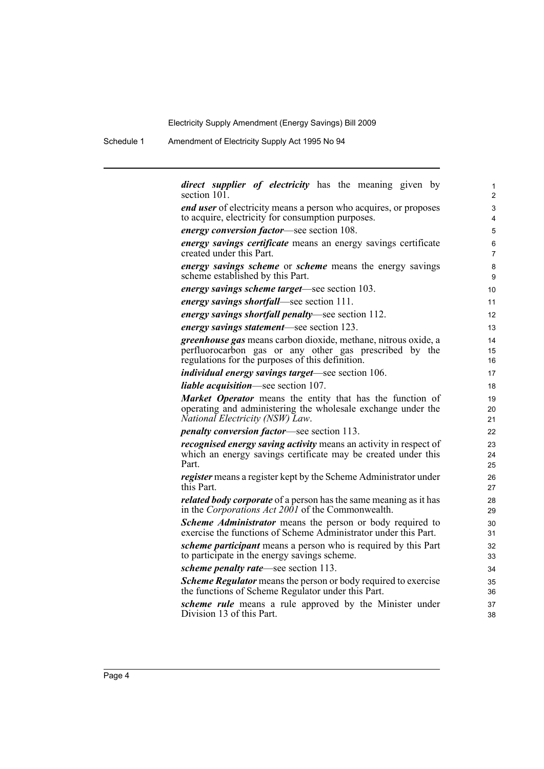***direct supplier of electricity*** has the meaning given by section 101.

***end user*** of electricity means a person who acquires, or proposes to acquire, electricity for consumption purposes.

***energy conversion factor***—see section 108.

***energy savings certificate*** means an energy savings certificate created under this Part.

***energy savings scheme*** or ***scheme*** means the energy savings scheme established by this Part.

***energy savings scheme target***—see section 103.

***energy savings shortfall***—see section 111.

***energy savings shortfall penalty***—see section 112.

***energy savings statement***—see section 123.

***greenhouse gas*** means carbon dioxide, methane, nitrous oxide, a perfluorocarbon gas or any other gas prescribed by the regulations for the purposes of this definition.

***individual energy savings target***—see section 106.

***liable acquisition***—see section 107.

***Market Operator*** means the entity that has the function of operating and administering the wholesale exchange under the *National Electricity (NSW) Law*.

***penalty conversion factor***—see section 113.

***recognised energy saving activity*** means an activity in respect of which an energy savings certificate may be created under this Part.

***register*** means a register kept by the Scheme Administrator under this Part.

***related body corporate*** of a person has the same meaning as it has in the *Corporations Act 2001* of the Commonwealth.

***Scheme Administrator*** means the person or body required to exercise the functions of Scheme Administrator under this Part.

***scheme participant*** means a person who is required by this Part to participate in the energy savings scheme.

***scheme penalty rate***—see section 113.

***Scheme Regulator*** means the person or body required to exercise the functions of Scheme Regulator under this Part.

***scheme rule*** means a rule approved by the Minister under Division 13 of this Part.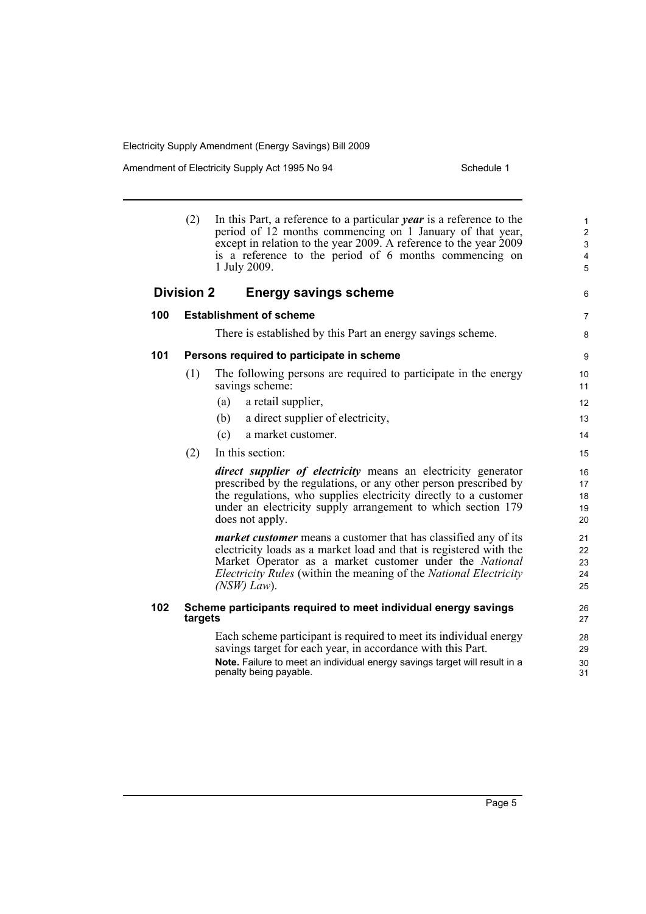(2) In this Part, a reference to a particular ***year*** is a reference to the period of 12 months commencing on 1 January of that year, except in relation to the year 2009. A reference to the year 2009 is a reference to the period of 6 months commencing on 1 July 2009.

## Division 2 Energy savings scheme

### 100 Establishment of scheme

There is established by this Part an energy savings scheme.

### 101 Persons required to participate in scheme

(1) The following persons are required to participate in the energy savings scheme:

(a) a retail supplier,

(b) a direct supplier of electricity,

(c) a market customer.

(2) In this section:

***direct supplier of electricity*** means an electricity generator prescribed by the regulations, or any other person prescribed by the regulations, who supplies electricity directly to a customer under an electricity supply arrangement to which section 179 does not apply.

***market customer*** means a customer that has classified any of its electricity loads as a market load and that is registered with the Market Operator as a market customer under the *National Electricity Rules* (within the meaning of the *National Electricity (NSW) Law*).

### 102 Scheme participants required to meet individual energy savings targets

Each scheme participant is required to meet its individual energy savings target for each year, in accordance with this Part.

**Note.** Failure to meet an individual energy savings target will result in a penalty being payable.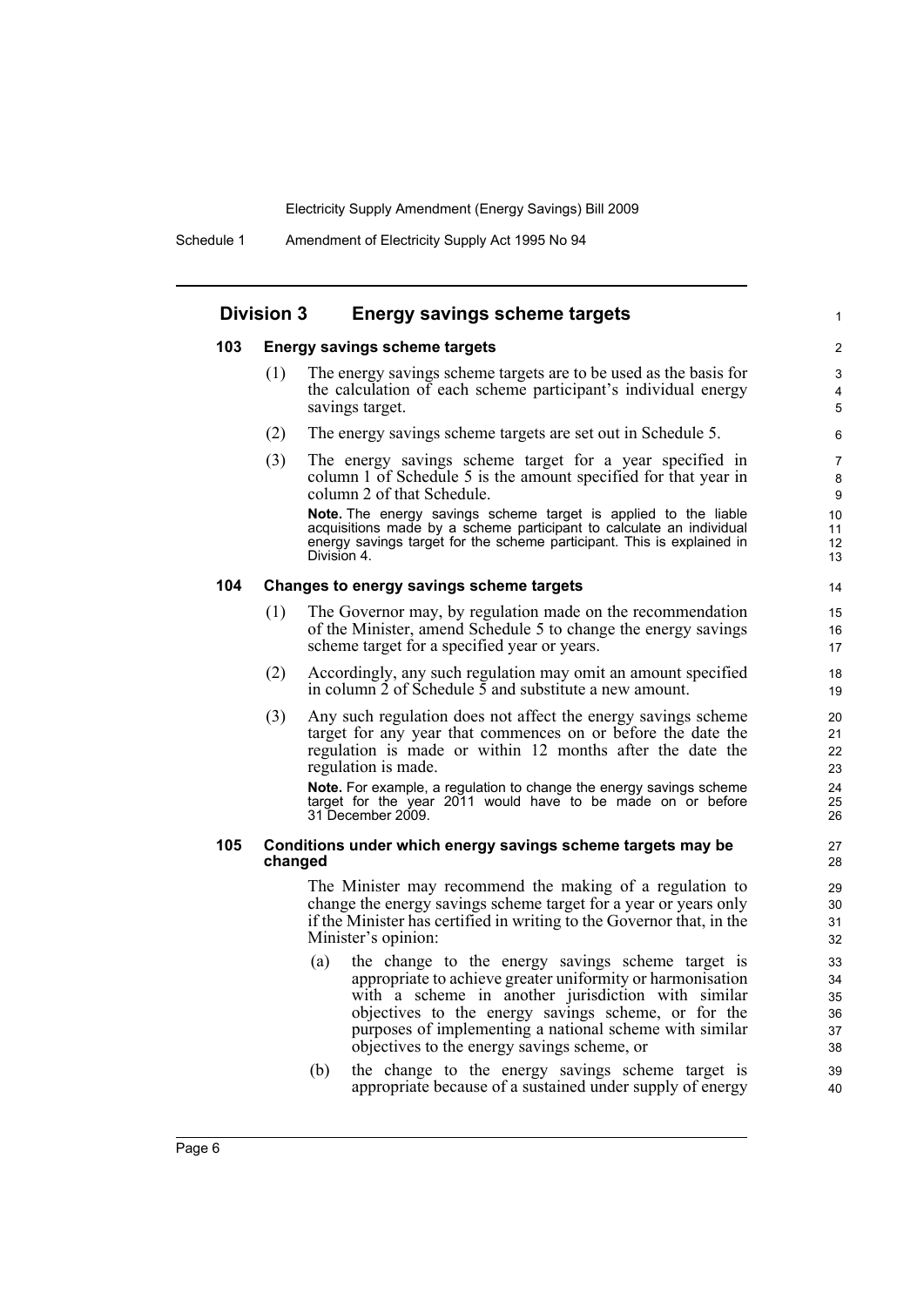## Division 3 Energy savings scheme targets

### 103 Energy savings scheme targets

(1) The energy savings scheme targets are to be used as the basis for the calculation of each scheme participant's individual energy savings target.

(2) The energy savings scheme targets are set out in Schedule 5.

(3) The energy savings scheme target for a year specified in column 1 of Schedule 5 is the amount specified for that year in column 2 of that Schedule.

**Note.** The energy savings scheme target is applied to the liable acquisitions made by a scheme participant to calculate an individual energy savings target for the scheme participant. This is explained in Division 4.

### 104 Changes to energy savings scheme targets

(1) The Governor may, by regulation made on the recommendation of the Minister, amend Schedule 5 to change the energy savings scheme target for a specified year or years.

(2) Accordingly, any such regulation may omit an amount specified in column 2 of Schedule 5 and substitute a new amount.

(3) Any such regulation does not affect the energy savings scheme target for any year that commences on or before the date the regulation is made or within 12 months after the date the regulation is made.

**Note.** For example, a regulation to change the energy savings scheme target for the year 2011 would have to be made on or before 31 December 2009.

### 105 Conditions under which energy savings scheme targets may be changed

The Minister may recommend the making of a regulation to change the energy savings scheme target for a year or years only if the Minister has certified in writing to the Governor that, in the Minister's opinion:

(a) the change to the energy savings scheme target is appropriate to achieve greater uniformity or harmonisation with a scheme in another jurisdiction with similar objectives to the energy savings scheme, or for the purposes of implementing a national scheme with similar objectives to the energy savings scheme, or

(b) the change to the energy savings scheme target is appropriate because of a sustained under supply of energy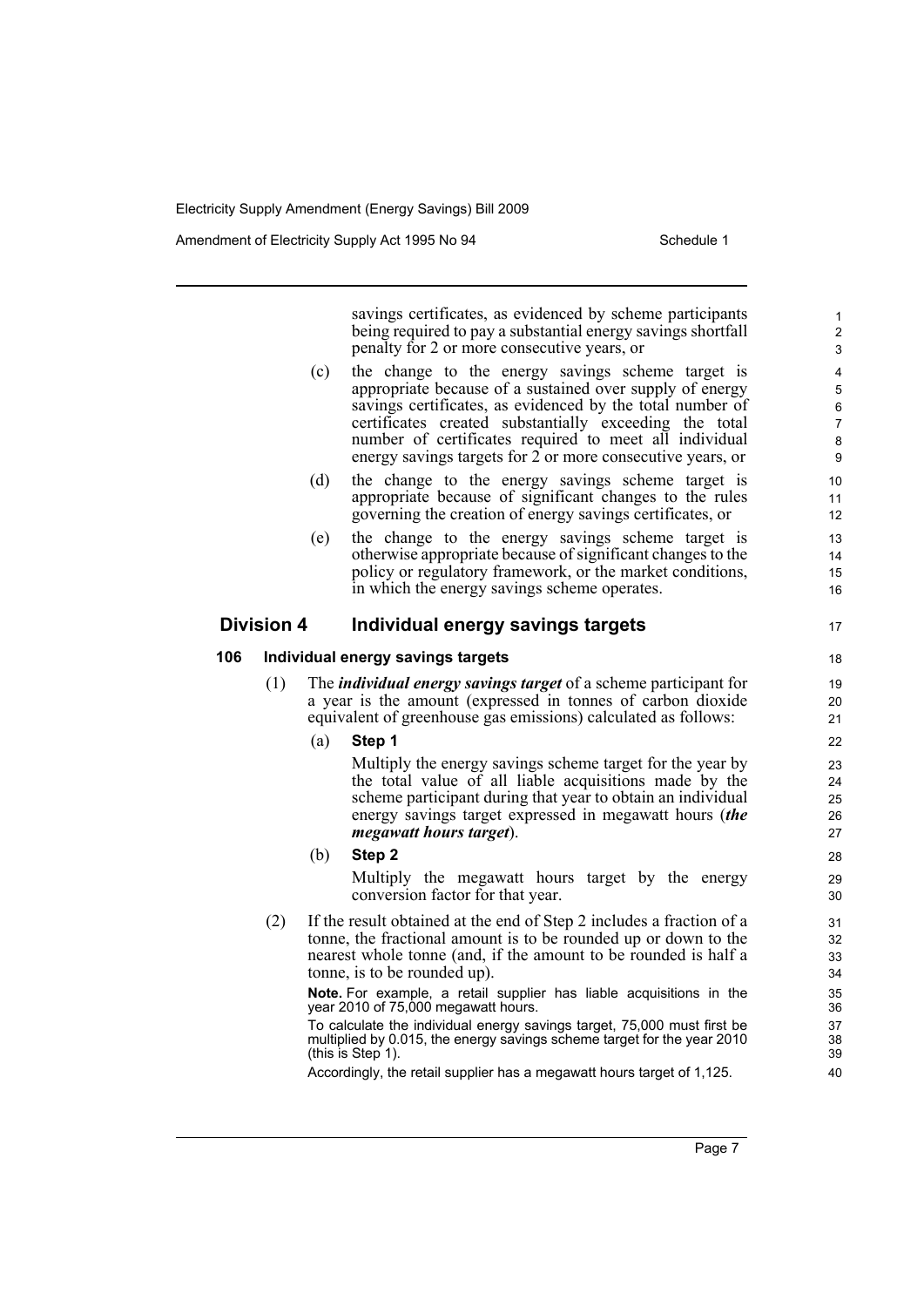savings certificates, as evidenced by scheme participants being required to pay a substantial energy savings shortfall penalty for 2 or more consecutive years, or

(c) the change to the energy savings scheme target is appropriate because of a sustained over supply of energy savings certificates, as evidenced by the total number of certificates created substantially exceeding the total number of certificates required to meet all individual energy savings targets for 2 or more consecutive years, or

(d) the change to the energy savings scheme target is appropriate because of significant changes to the rules governing the creation of energy savings certificates, or

(e) the change to the energy savings scheme target is otherwise appropriate because of significant changes to the policy or regulatory framework, or the market conditions, in which the energy savings scheme operates.

## Division 4 Individual energy savings targets

### 106 Individual energy savings targets

(1) The ***individual energy savings target*** of a scheme participant for a year is the amount (expressed in tonnes of carbon dioxide equivalent of greenhouse gas emissions) calculated as follows:

(a) **Step 1**

Multiply the energy savings scheme target for the year by the total value of all liable acquisitions made by the scheme participant during that year to obtain an individual energy savings target expressed in megawatt hours (***the megawatt hours target***).

(b) **Step 2**

Multiply the megawatt hours target by the energy conversion factor for that year.

(2) If the result obtained at the end of Step 2 includes a fraction of a tonne, the fractional amount is to be rounded up or down to the nearest whole tonne (and, if the amount to be rounded is half a tonne, is to be rounded up).

**Note.** For example, a retail supplier has liable acquisitions in the year 2010 of 75,000 megawatt hours.

To calculate the individual energy savings target, 75,000 must first be multiplied by 0.015, the energy savings scheme target for the year 2010 (this is Step 1).

Accordingly, the retail supplier has a megawatt hours target of 1,125.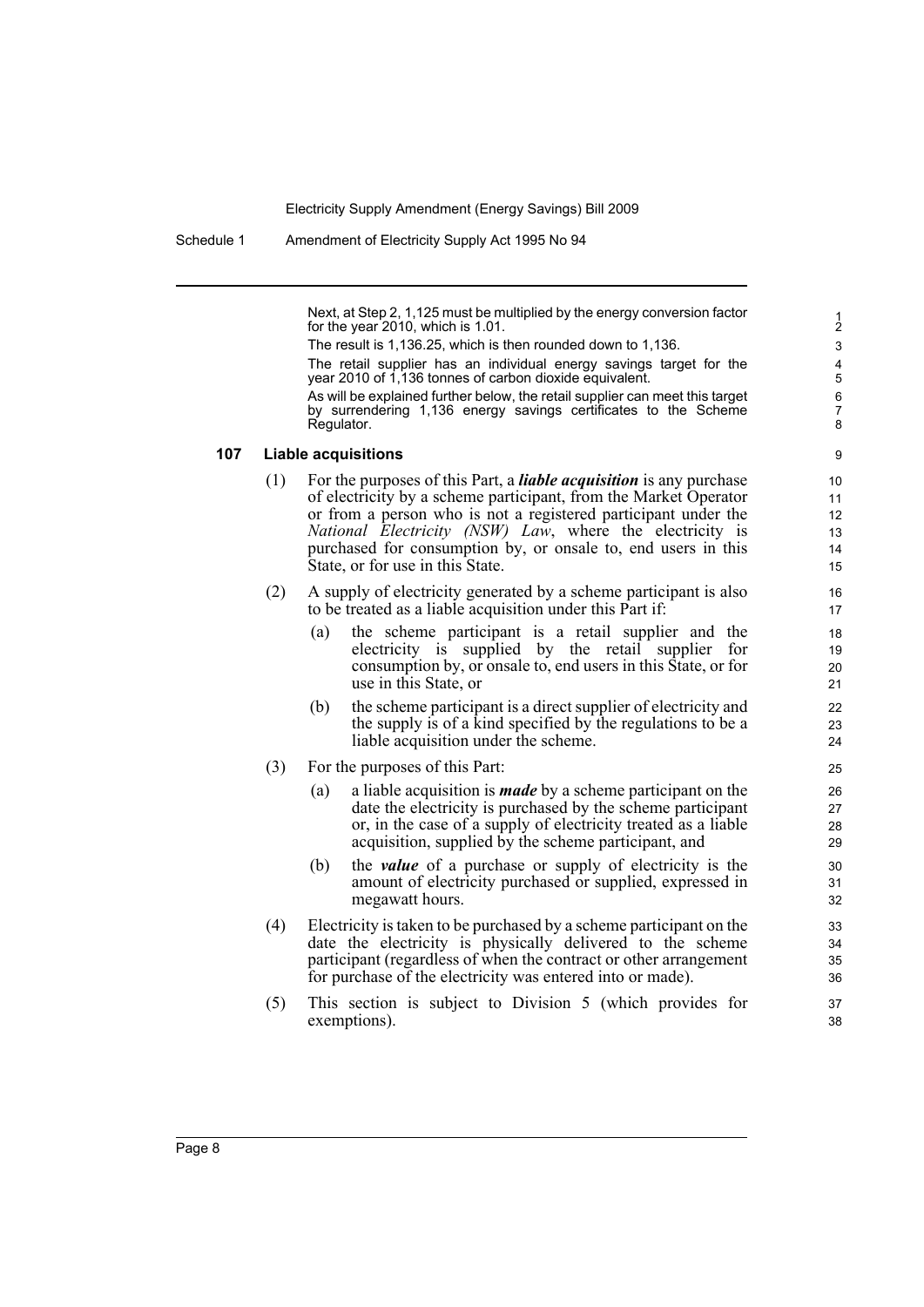Next, at Step 2, 1,125 must be multiplied by the energy conversion factor for the year 2010, which is 1.01.

The result is 1,136.25, which is then rounded down to 1,136.

The retail supplier has an individual energy savings target for the year 2010 of 1,136 tonnes of carbon dioxide equivalent.

As will be explained further below, the retail supplier can meet this target by surrendering 1,136 energy savings certificates to the Scheme Regulator.

### 107 Liable acquisitions

(1) For the purposes of this Part, a ***liable acquisition*** is any purchase of electricity by a scheme participant, from the Market Operator or from a person who is not a registered participant under the *National Electricity (NSW) Law*, where the electricity is purchased for consumption by, or onsale to, end users in this State, or for use in this State.

(2) A supply of electricity generated by a scheme participant is also to be treated as a liable acquisition under this Part if:

- (a) the scheme participant is a retail supplier and the electricity is supplied by the retail supplier for consumption by, or onsale to, end users in this State, or for use in this State, or
- (b) the scheme participant is a direct supplier of electricity and the supply is of a kind specified by the regulations to be a liable acquisition under the scheme.

(3) For the purposes of this Part:

- (a) a liable acquisition is ***made*** by a scheme participant on the date the electricity is purchased by the scheme participant or, in the case of a supply of electricity treated as a liable acquisition, supplied by the scheme participant, and
- (b) the ***value*** of a purchase or supply of electricity is the amount of electricity purchased or supplied, expressed in megawatt hours.

(4) Electricity is taken to be purchased by a scheme participant on the date the electricity is physically delivered to the scheme participant (regardless of when the contract or other arrangement for purchase of the electricity was entered into or made).

(5) This section is subject to Division 5 (which provides for exemptions).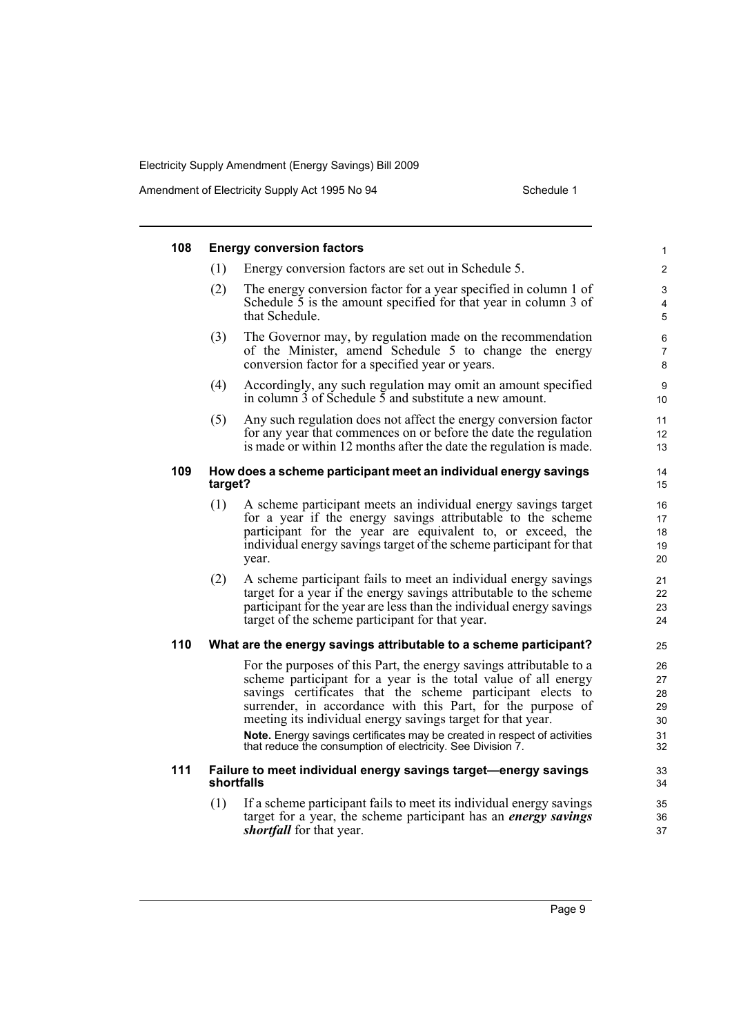### 108 Energy conversion factors

(1) Energy conversion factors are set out in Schedule 5.

(2) The energy conversion factor for a year specified in column 1 of Schedule 5 is the amount specified for that year in column 3 of that Schedule.

(3) The Governor may, by regulation made on the recommendation of the Minister, amend Schedule 5 to change the energy conversion factor for a specified year or years.

(4) Accordingly, any such regulation may omit an amount specified in column 3 of Schedule 5 and substitute a new amount.

(5) Any such regulation does not affect the energy conversion factor for any year that commences on or before the date the regulation is made or within 12 months after the date the regulation is made.

### 109 How does a scheme participant meet an individual energy savings target?

(1) A scheme participant meets an individual energy savings target for a year if the energy savings attributable to the scheme participant for the year are equivalent to, or exceed, the individual energy savings target of the scheme participant for that year.

(2) A scheme participant fails to meet an individual energy savings target for a year if the energy savings attributable to the scheme participant for the year are less than the individual energy savings target of the scheme participant for that year.

### 110 What are the energy savings attributable to a scheme participant?

For the purposes of this Part, the energy savings attributable to a scheme participant for a year is the total value of all energy savings certificates that the scheme participant elects to surrender, in accordance with this Part, for the purpose of meeting its individual energy savings target for that year.

**Note.** Energy savings certificates may be created in respect of activities that reduce the consumption of electricity. See Division 7.

### 111 Failure to meet individual energy savings target—energy savings shortfalls

(1) If a scheme participant fails to meet its individual energy savings target for a year, the scheme participant has an ***energy savings shortfall*** for that year.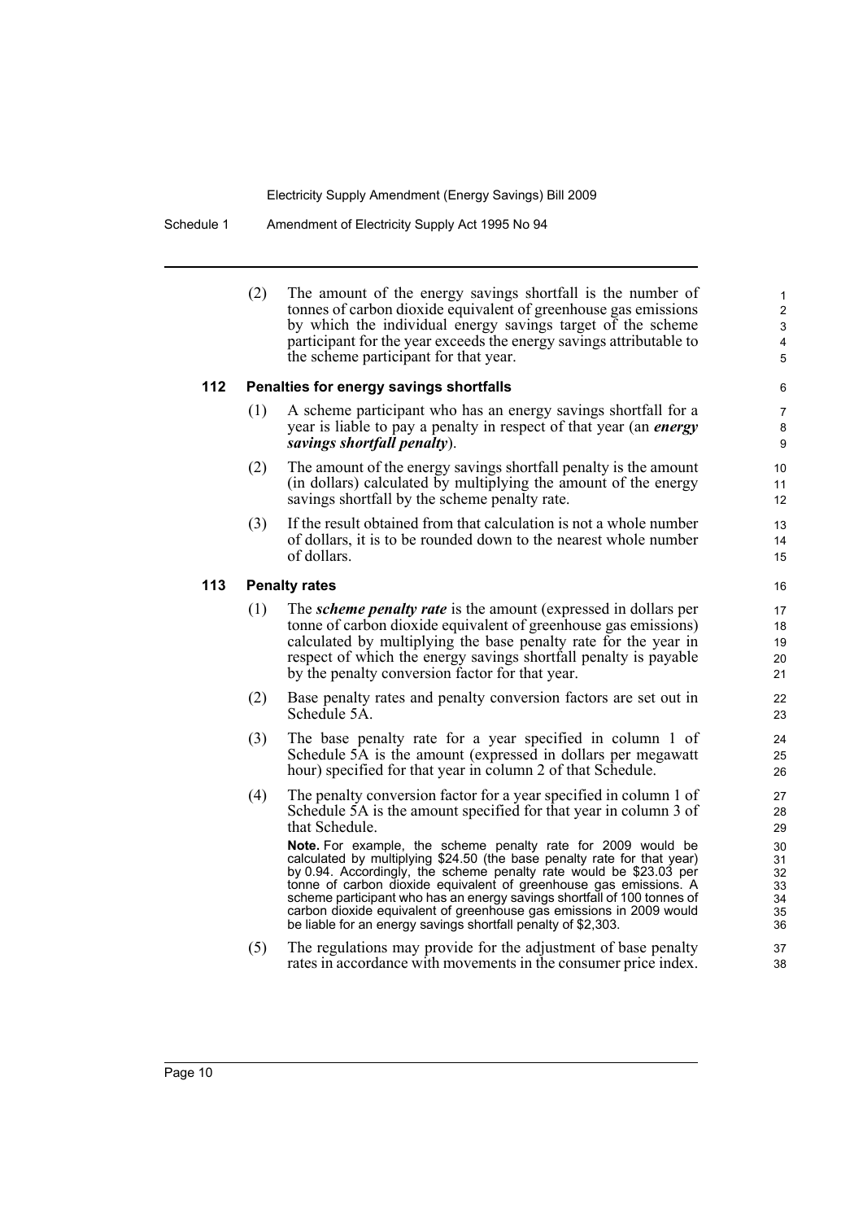(2) The amount of the energy savings shortfall is the number of tonnes of carbon dioxide equivalent of greenhouse gas emissions by which the individual energy savings target of the scheme participant for the year exceeds the energy savings attributable to the scheme participant for that year.

### 112 Penalties for energy savings shortfalls

(1) A scheme participant who has an energy savings shortfall for a year is liable to pay a penalty in respect of that year (an ***energy savings shortfall penalty***).

(2) The amount of the energy savings shortfall penalty is the amount (in dollars) calculated by multiplying the amount of the energy savings shortfall by the scheme penalty rate.

(3) If the result obtained from that calculation is not a whole number of dollars, it is to be rounded down to the nearest whole number of dollars.

### 113 Penalty rates

(1) The ***scheme penalty rate*** is the amount (expressed in dollars per tonne of carbon dioxide equivalent of greenhouse gas emissions) calculated by multiplying the base penalty rate for the year in respect of which the energy savings shortfall penalty is payable by the penalty conversion factor for that year.

(2) Base penalty rates and penalty conversion factors are set out in Schedule 5A.

(3) The base penalty rate for a year specified in column 1 of Schedule 5A is the amount (expressed in dollars per megawatt hour) specified for that year in column 2 of that Schedule.

(4) The penalty conversion factor for a year specified in column 1 of Schedule 5A is the amount specified for that year in column 3 of that Schedule.

**Note.** For example, the scheme penalty rate for 2009 would be calculated by multiplying $24.50 (the base penalty rate for that year) by 0.94. Accordingly, the scheme penalty rate would be $23.03 per tonne of carbon dioxide equivalent of greenhouse gas emissions. A scheme participant who has an energy savings shortfall of 100 tonnes of carbon dioxide equivalent of greenhouse gas emissions in 2009 would be liable for an energy savings shortfall penalty of $2,303.

(5) The regulations may provide for the adjustment of base penalty rates in accordance with movements in the consumer price index.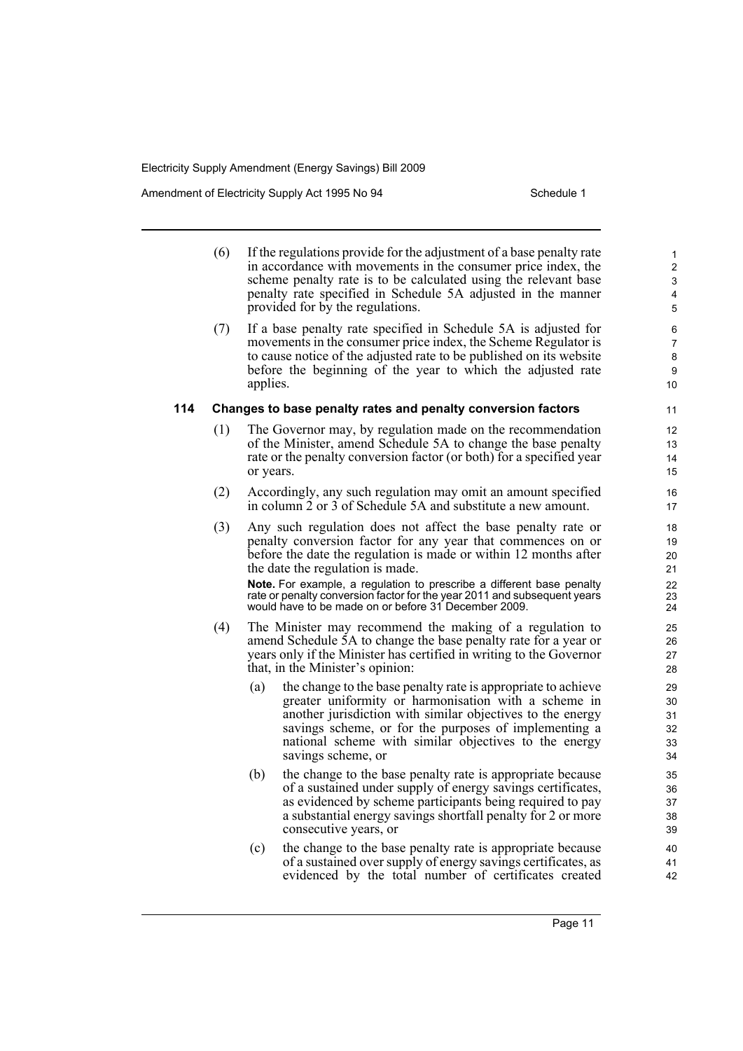(6) If the regulations provide for the adjustment of a base penalty rate in accordance with movements in the consumer price index, the scheme penalty rate is to be calculated using the relevant base penalty rate specified in Schedule 5A adjusted in the manner provided for by the regulations.

(7) If a base penalty rate specified in Schedule 5A is adjusted for movements in the consumer price index, the Scheme Regulator is to cause notice of the adjusted rate to be published on its website before the beginning of the year to which the adjusted rate applies.

### 114 Changes to base penalty rates and penalty conversion factors

(1) The Governor may, by regulation made on the recommendation of the Minister, amend Schedule 5A to change the base penalty rate or the penalty conversion factor (or both) for a specified year or years.

(2) Accordingly, any such regulation may omit an amount specified in column 2 or 3 of Schedule 5A and substitute a new amount.

(3) Any such regulation does not affect the base penalty rate or penalty conversion factor for any year that commences on or before the date the regulation is made or within 12 months after the date the regulation is made.

**Note.** For example, a regulation to prescribe a different base penalty rate or penalty conversion factor for the year 2011 and subsequent years would have to be made on or before 31 December 2009.

(4) The Minister may recommend the making of a regulation to amend Schedule 5A to change the base penalty rate for a year or years only if the Minister has certified in writing to the Governor that, in the Minister's opinion:

(a) the change to the base penalty rate is appropriate to achieve greater uniformity or harmonisation with a scheme in another jurisdiction with similar objectives to the energy savings scheme, or for the purposes of implementing a national scheme with similar objectives to the energy savings scheme, or

(b) the change to the base penalty rate is appropriate because of a sustained under supply of energy savings certificates, as evidenced by scheme participants being required to pay a substantial energy savings shortfall penalty for 2 or more consecutive years, or

(c) the change to the base penalty rate is appropriate because of a sustained over supply of energy savings certificates, as evidenced by the total number of certificates created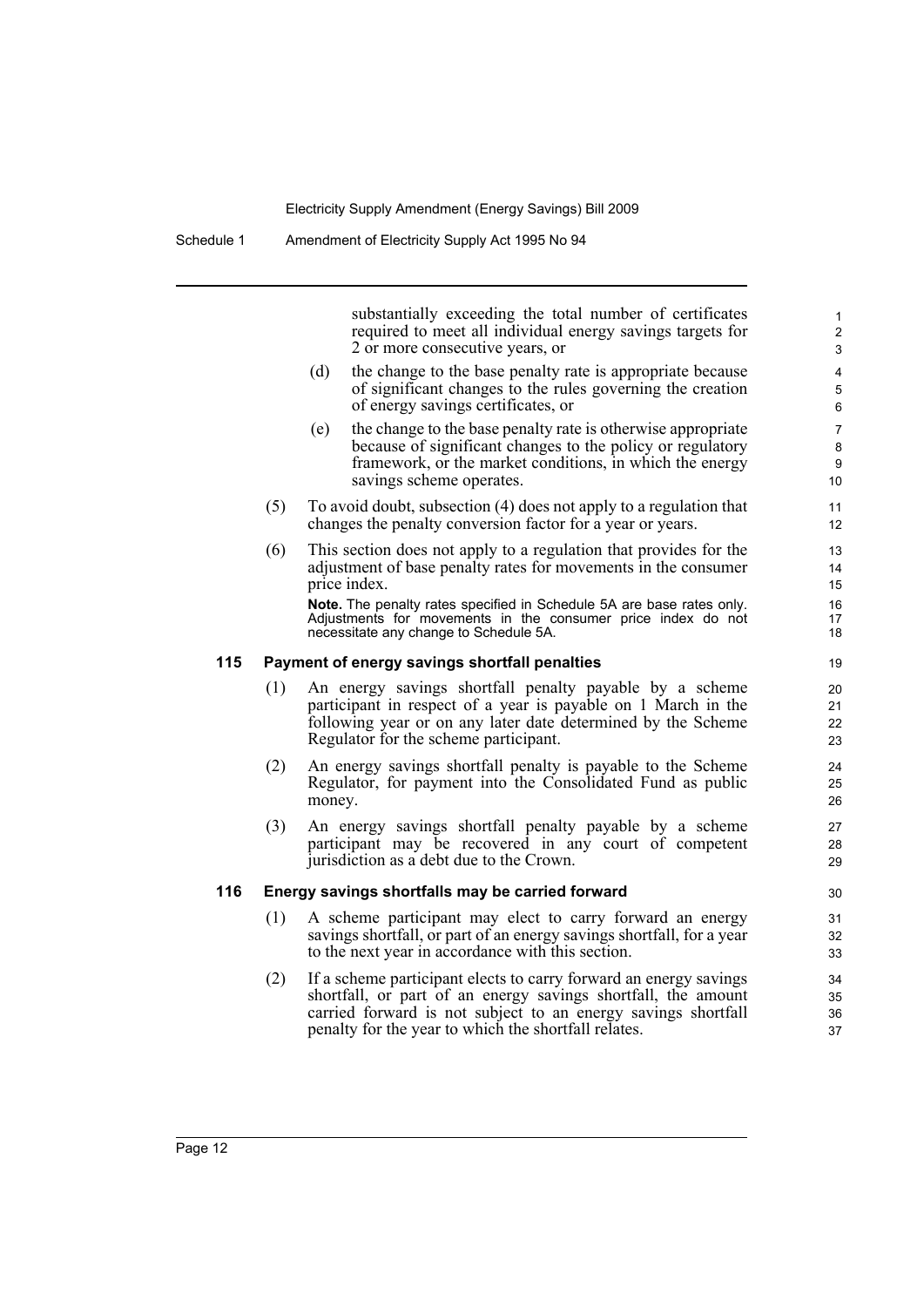substantially exceeding the total number of certificates required to meet all individual energy savings targets for 2 or more consecutive years, or

(d) the change to the base penalty rate is appropriate because of significant changes to the rules governing the creation of energy savings certificates, or

(e) the change to the base penalty rate is otherwise appropriate because of significant changes to the policy or regulatory framework, or the market conditions, in which the energy savings scheme operates.

(5) To avoid doubt, subsection (4) does not apply to a regulation that changes the penalty conversion factor for a year or years.

(6) This section does not apply to a regulation that provides for the adjustment of base penalty rates for movements in the consumer price index.

**Note.** The penalty rates specified in Schedule 5A are base rates only. Adjustments for movements in the consumer price index do not necessitate any change to Schedule 5A.

### 115 Payment of energy savings shortfall penalties

(1) An energy savings shortfall penalty payable by a scheme participant in respect of a year is payable on 1 March in the following year or on any later date determined by the Scheme Regulator for the scheme participant.

(2) An energy savings shortfall penalty is payable to the Scheme Regulator, for payment into the Consolidated Fund as public money.

(3) An energy savings shortfall penalty payable by a scheme participant may be recovered in any court of competent jurisdiction as a debt due to the Crown.

### 116 Energy savings shortfalls may be carried forward

(1) A scheme participant may elect to carry forward an energy savings shortfall, or part of an energy savings shortfall, for a year to the next year in accordance with this section.

(2) If a scheme participant elects to carry forward an energy savings shortfall, or part of an energy savings shortfall, the amount carried forward is not subject to an energy savings shortfall penalty for the year to which the shortfall relates.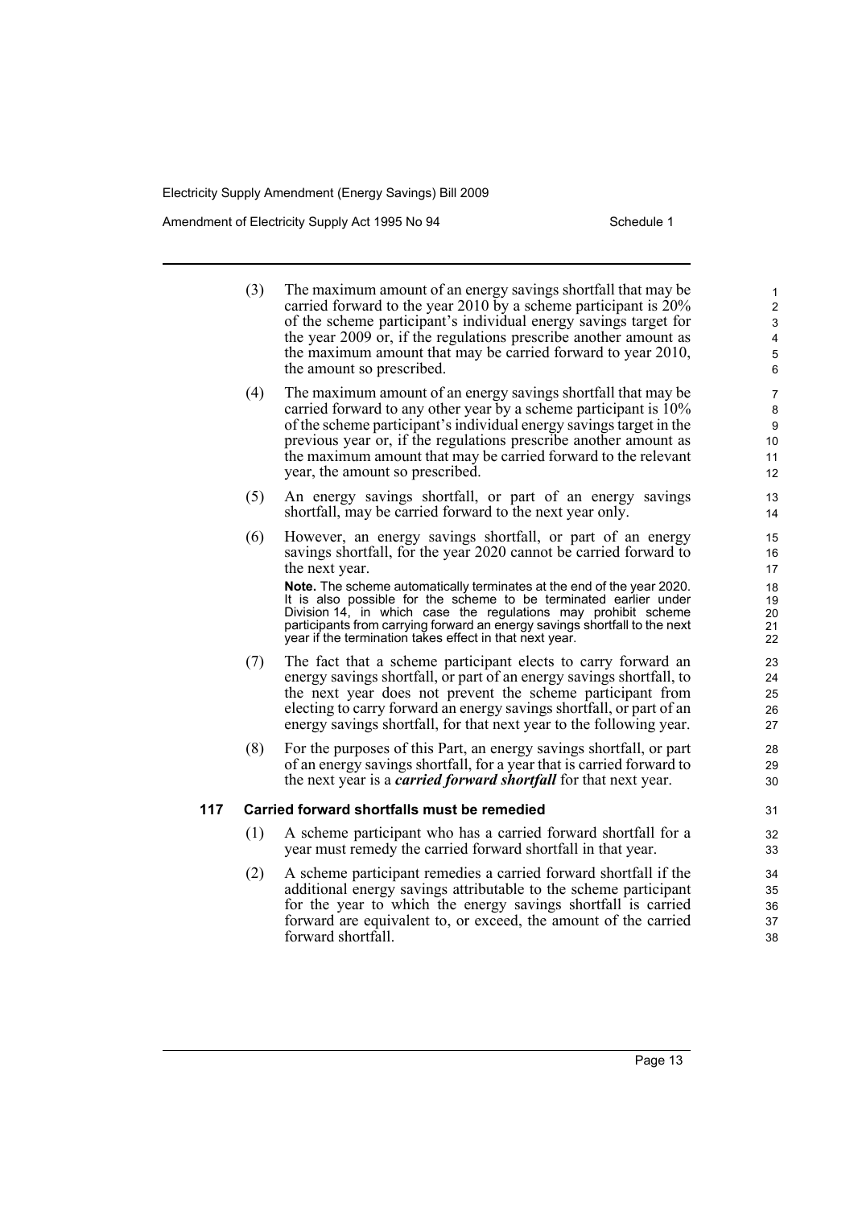(3) The maximum amount of an energy savings shortfall that may be carried forward to the year 2010 by a scheme participant is 20% of the scheme participant's individual energy savings target for the year 2009 or, if the regulations prescribe another amount as the maximum amount that may be carried forward to year 2010, the amount so prescribed.

(4) The maximum amount of an energy savings shortfall that may be carried forward to any other year by a scheme participant is 10% of the scheme participant's individual energy savings target in the previous year or, if the regulations prescribe another amount as the maximum amount that may be carried forward to the relevant year, the amount so prescribed.

(5) An energy savings shortfall, or part of an energy savings shortfall, may be carried forward to the next year only.

(6) However, an energy savings shortfall, or part of an energy savings shortfall, for the year 2020 cannot be carried forward to the next year.

**Note.** The scheme automatically terminates at the end of the year 2020. It is also possible for the scheme to be terminated earlier under Division 14, in which case the regulations may prohibit scheme participants from carrying forward an energy savings shortfall to the next year if the termination takes effect in that next year.

(7) The fact that a scheme participant elects to carry forward an energy savings shortfall, or part of an energy savings shortfall, to the next year does not prevent the scheme participant from electing to carry forward an energy savings shortfall, or part of an energy savings shortfall, for that next year to the following year.

(8) For the purposes of this Part, an energy savings shortfall, or part of an energy savings shortfall, for a year that is carried forward to the next year is a ***carried forward shortfall*** for that next year.

### 117 Carried forward shortfalls must be remedied

(1) A scheme participant who has a carried forward shortfall for a year must remedy the carried forward shortfall in that year.

(2) A scheme participant remedies a carried forward shortfall if the additional energy savings attributable to the scheme participant for the year to which the energy savings shortfall is carried forward are equivalent to, or exceed, the amount of the carried forward shortfall.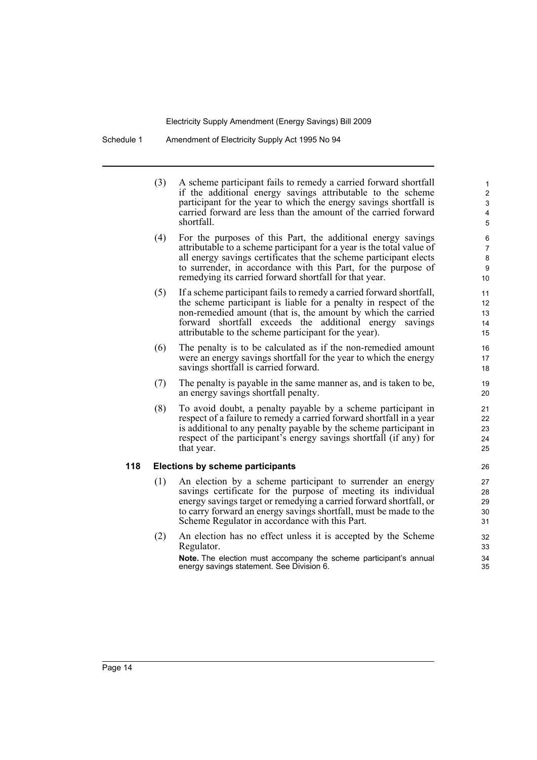(3) A scheme participant fails to remedy a carried forward shortfall if the additional energy savings attributable to the scheme participant for the year to which the energy savings shortfall is carried forward are less than the amount of the carried forward shortfall.

(4) For the purposes of this Part, the additional energy savings attributable to a scheme participant for a year is the total value of all energy savings certificates that the scheme participant elects to surrender, in accordance with this Part, for the purpose of remedying its carried forward shortfall for that year.

(5) If a scheme participant fails to remedy a carried forward shortfall, the scheme participant is liable for a penalty in respect of the non-remedied amount (that is, the amount by which the carried forward shortfall exceeds the additional energy savings attributable to the scheme participant for the year).

(6) The penalty is to be calculated as if the non-remedied amount were an energy savings shortfall for the year to which the energy savings shortfall is carried forward.

(7) The penalty is payable in the same manner as, and is taken to be, an energy savings shortfall penalty.

(8) To avoid doubt, a penalty payable by a scheme participant in respect of a failure to remedy a carried forward shortfall in a year is additional to any penalty payable by the scheme participant in respect of the participant's energy savings shortfall (if any) for that year.

### 118 Elections by scheme participants

(1) An election by a scheme participant to surrender an energy savings certificate for the purpose of meeting its individual energy savings target or remedying a carried forward shortfall, or to carry forward an energy savings shortfall, must be made to the Scheme Regulator in accordance with this Part.

(2) An election has no effect unless it is accepted by the Scheme Regulator.

**Note.** The election must accompany the scheme participant's annual energy savings statement. See Division 6.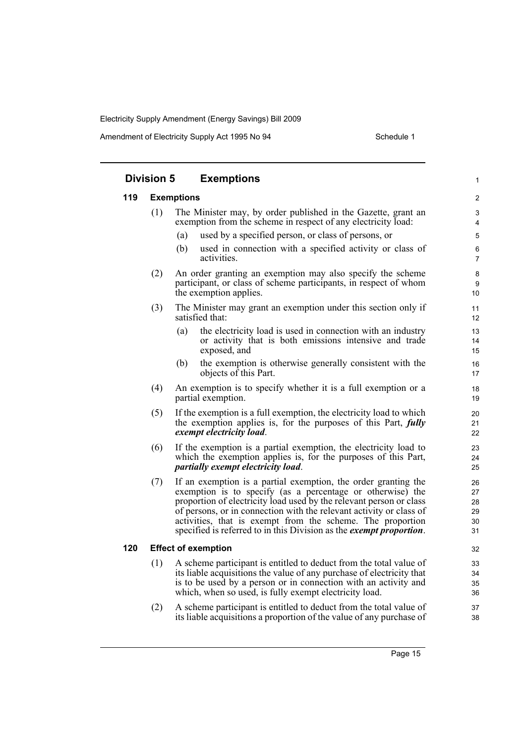## Division 5 Exemptions

### 119 Exemptions

(1) The Minister may, by order published in the Gazette, grant an exemption from the scheme in respect of any electricity load:

(a) used by a specified person, or class of persons, or

(b) used in connection with a specified activity or class of activities.

(2) An order granting an exemption may also specify the scheme participant, or class of scheme participants, in respect of whom the exemption applies.

(3) The Minister may grant an exemption under this section only if satisfied that:

(a) the electricity load is used in connection with an industry or activity that is both emissions intensive and trade exposed, and

(b) the exemption is otherwise generally consistent with the objects of this Part.

(4) An exemption is to specify whether it is a full exemption or a partial exemption.

(5) If the exemption is a full exemption, the electricity load to which the exemption applies is, for the purposes of this Part, ***fully exempt electricity load***.

(6) If the exemption is a partial exemption, the electricity load to which the exemption applies is, for the purposes of this Part, ***partially exempt electricity load***.

(7) If an exemption is a partial exemption, the order granting the exemption is to specify (as a percentage or otherwise) the proportion of electricity load used by the relevant person or class of persons, or in connection with the relevant activity or class of activities, that is exempt from the scheme. The proportion specified is referred to in this Division as the ***exempt proportion***.

### 120 Effect of exemption

(1) A scheme participant is entitled to deduct from the total value of its liable acquisitions the value of any purchase of electricity that is to be used by a person or in connection with an activity and which, when so used, is fully exempt electricity load.

(2) A scheme participant is entitled to deduct from the total value of its liable acquisitions a proportion of the value of any purchase of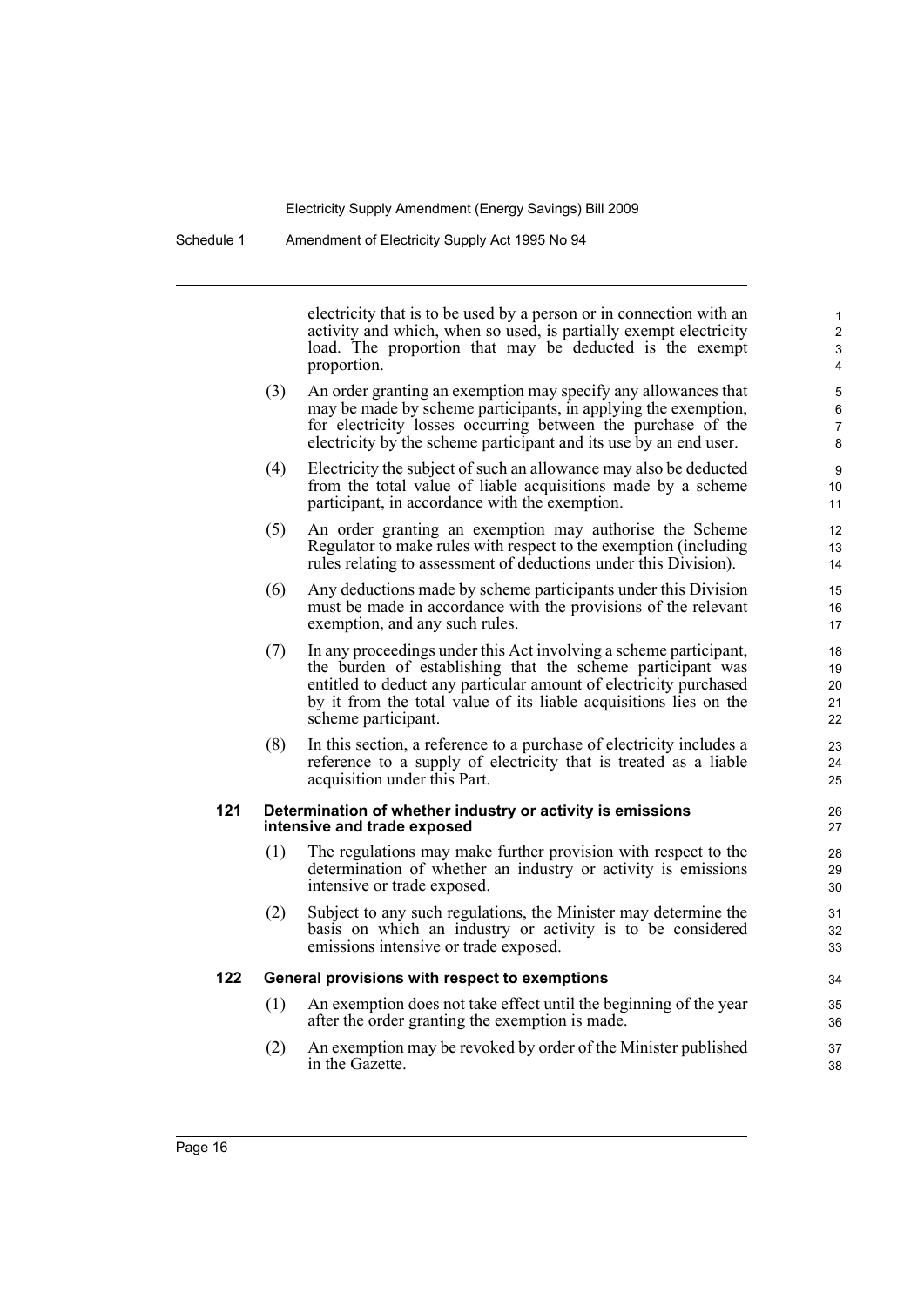electricity that is to be used by a person or in connection with an activity and which, when so used, is partially exempt electricity load. The proportion that may be deducted is the exempt proportion.

(3) An order granting an exemption may specify any allowances that may be made by scheme participants, in applying the exemption, for electricity losses occurring between the purchase of the electricity by the scheme participant and its use by an end user.

(4) Electricity the subject of such an allowance may also be deducted from the total value of liable acquisitions made by a scheme participant, in accordance with the exemption.

(5) An order granting an exemption may authorise the Scheme Regulator to make rules with respect to the exemption (including rules relating to assessment of deductions under this Division).

(6) Any deductions made by scheme participants under this Division must be made in accordance with the provisions of the relevant exemption, and any such rules.

(7) In any proceedings under this Act involving a scheme participant, the burden of establishing that the scheme participant was entitled to deduct any particular amount of electricity purchased by it from the total value of its liable acquisitions lies on the scheme participant.

(8) In this section, a reference to a purchase of electricity includes a reference to a supply of electricity that is treated as a liable acquisition under this Part.

### 121 Determination of whether industry or activity is emissions intensive and trade exposed

(1) The regulations may make further provision with respect to the determination of whether an industry or activity is emissions intensive or trade exposed.

(2) Subject to any such regulations, the Minister may determine the basis on which an industry or activity is to be considered emissions intensive or trade exposed.

### 122 General provisions with respect to exemptions

(1) An exemption does not take effect until the beginning of the year after the order granting the exemption is made.

(2) An exemption may be revoked by order of the Minister published in the Gazette.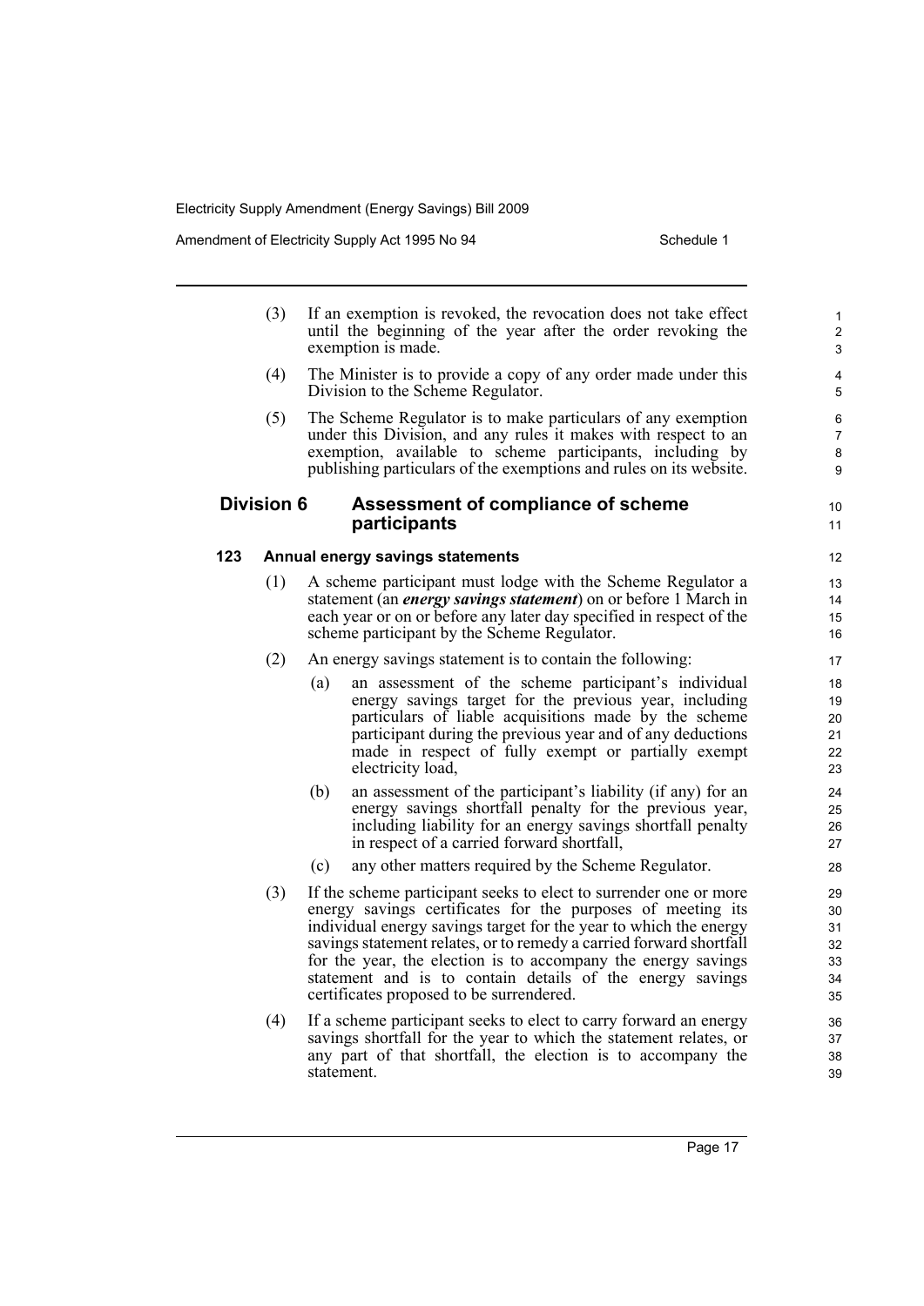(3) If an exemption is revoked, the revocation does not take effect until the beginning of the year after the order revoking the exemption is made.

(4) The Minister is to provide a copy of any order made under this Division to the Scheme Regulator.

(5) The Scheme Regulator is to make particulars of any exemption under this Division, and any rules it makes with respect to an exemption, available to scheme participants, including by publishing particulars of the exemptions and rules on its website.

## Division 6 Assessment of compliance of scheme participants

### 123 Annual energy savings statements

(1) A scheme participant must lodge with the Scheme Regulator a statement (an ***energy savings statement***) on or before 1 March in each year or on or before any later day specified in respect of the scheme participant by the Scheme Regulator.

(2) An energy savings statement is to contain the following:

(a) an assessment of the scheme participant's individual energy savings target for the previous year, including particulars of liable acquisitions made by the scheme participant during the previous year and of any deductions made in respect of fully exempt or partially exempt electricity load,

(b) an assessment of the participant's liability (if any) for an energy savings shortfall penalty for the previous year, including liability for an energy savings shortfall penalty in respect of a carried forward shortfall,

(c) any other matters required by the Scheme Regulator.

(3) If the scheme participant seeks to elect to surrender one or more energy savings certificates for the purposes of meeting its individual energy savings target for the year to which the energy savings statement relates, or to remedy a carried forward shortfall for the year, the election is to accompany the energy savings statement and is to contain details of the energy savings certificates proposed to be surrendered.

(4) If a scheme participant seeks to elect to carry forward an energy savings shortfall for the year to which the statement relates, or any part of that shortfall, the election is to accompany the statement.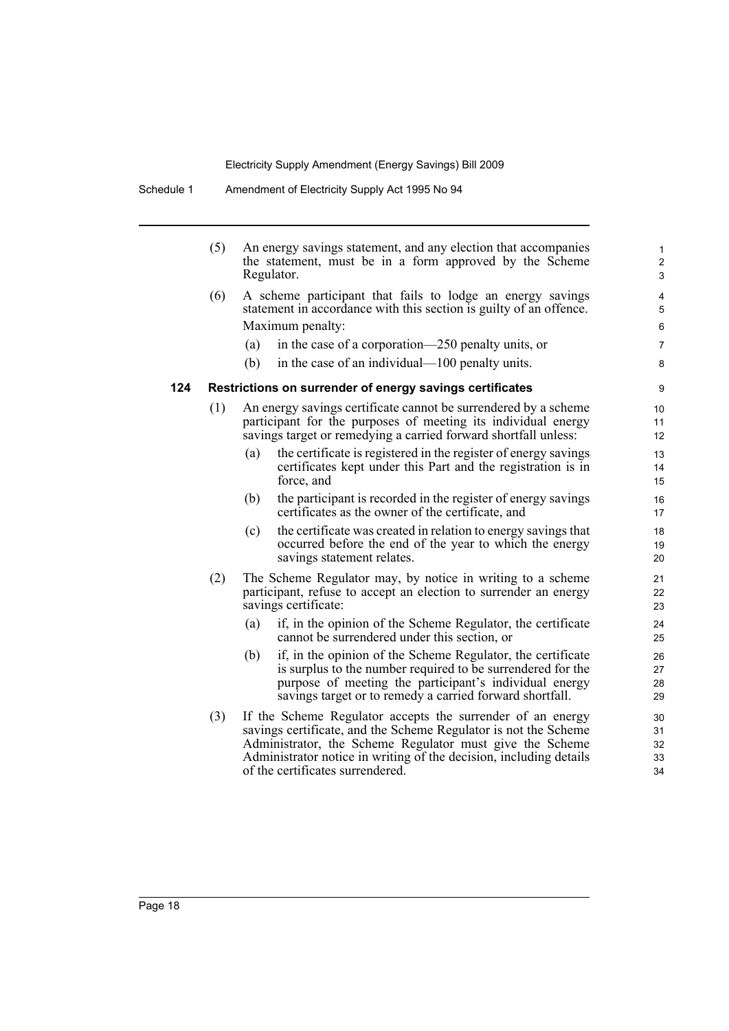(5) An energy savings statement, and any election that accompanies the statement, must be in a form approved by the Scheme Regulator.

(6) A scheme participant that fails to lodge an energy savings statement in accordance with this section is guilty of an offence.

Maximum penalty:

(a) in the case of a corporation—250 penalty units, or

(b) in the case of an individual—100 penalty units.

**124 Restrictions on surrender of energy savings certificates**

(1) An energy savings certificate cannot be surrendered by a scheme participant for the purposes of meeting its individual energy savings target or remedying a carried forward shortfall unless:

(a) the certificate is registered in the register of energy savings certificates kept under this Part and the registration is in force, and

(b) the participant is recorded in the register of energy savings certificates as the owner of the certificate, and

(c) the certificate was created in relation to energy savings that occurred before the end of the year to which the energy savings statement relates.

(2) The Scheme Regulator may, by notice in writing to a scheme participant, refuse to accept an election to surrender an energy savings certificate:

(a) if, in the opinion of the Scheme Regulator, the certificate cannot be surrendered under this section, or

(b) if, in the opinion of the Scheme Regulator, the certificate is surplus to the number required to be surrendered for the purpose of meeting the participant's individual energy savings target or to remedy a carried forward shortfall.

(3) If the Scheme Regulator accepts the surrender of an energy savings certificate, and the Scheme Regulator is not the Scheme Administrator, the Scheme Regulator must give the Scheme Administrator notice in writing of the decision, including details of the certificates surrendered.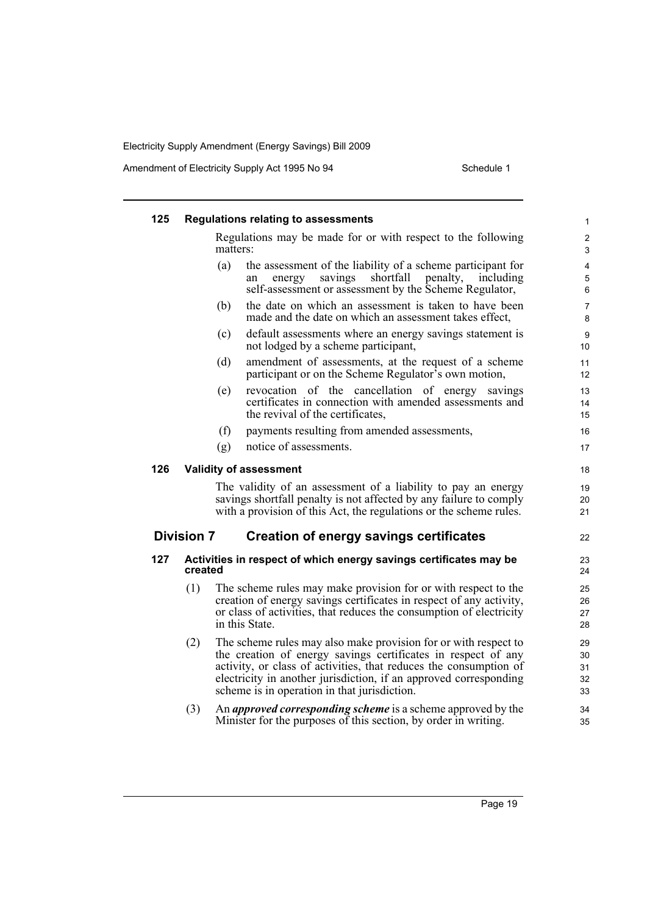#### 125 Regulations relating to assessments

Regulations may be made for or with respect to the following matters:

(a) the assessment of the liability of a scheme participant for an energy savings shortfall penalty, including self-assessment or assessment by the Scheme Regulator,

(b) the date on which an assessment is taken to have been made and the date on which an assessment takes effect,

(c) default assessments where an energy savings statement is not lodged by a scheme participant,

(d) amendment of assessments, at the request of a scheme participant or on the Scheme Regulator's own motion,

(e) revocation of the cancellation of energy savings certificates in connection with amended assessments and the revival of the certificates,

(f) payments resulting from amended assessments,

(g) notice of assessments.

#### 126 Validity of assessment

The validity of an assessment of a liability to pay an energy savings shortfall penalty is not affected by any failure to comply with a provision of this Act, the regulations or the scheme rules.

### Division 7 Creation of energy savings certificates

#### 127 Activities in respect of which energy savings certificates may be created

(1) The scheme rules may make provision for or with respect to the creation of energy savings certificates in respect of any activity, or class of activities, that reduces the consumption of electricity in this State.

(2) The scheme rules may also make provision for or with respect to the creation of energy savings certificates in respect of any activity, or class of activities, that reduces the consumption of electricity in another jurisdiction, if an approved corresponding scheme is in operation in that jurisdiction.

(3) An ***approved corresponding scheme*** is a scheme approved by the Minister for the purposes of this section, by order in writing.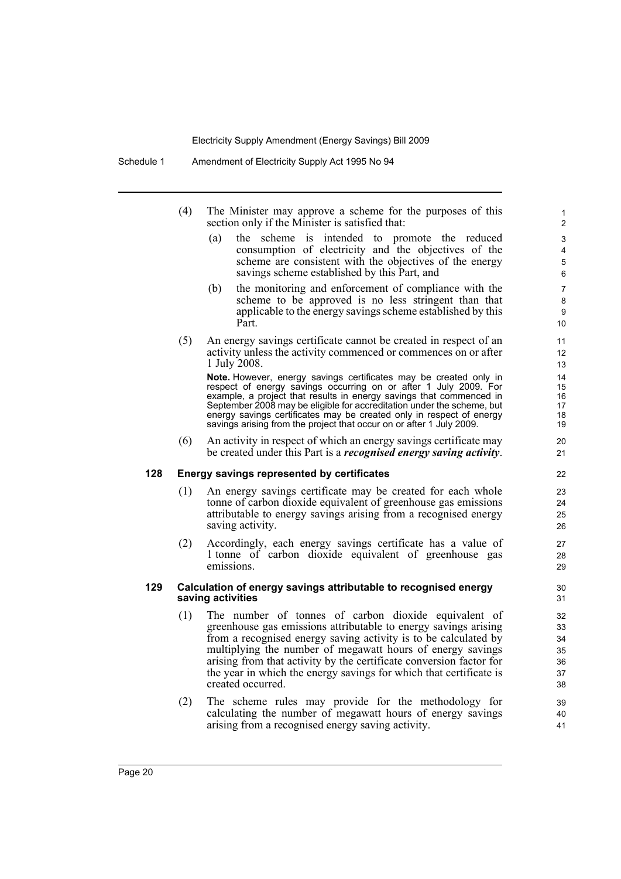(4) The Minister may approve a scheme for the purposes of this section only if the Minister is satisfied that:

(a) the scheme is intended to promote the reduced consumption of electricity and the objectives of the scheme are consistent with the objectives of the energy savings scheme established by this Part, and

(b) the monitoring and enforcement of compliance with the scheme to be approved is no less stringent than that applicable to the energy savings scheme established by this Part.

(5) An energy savings certificate cannot be created in respect of an activity unless the activity commenced or commences on or after 1 July 2008.

**Note.** However, energy savings certificates may be created only in respect of energy savings occurring on or after 1 July 2009. For example, a project that results in energy savings that commenced in September 2008 may be eligible for accreditation under the scheme, but energy savings certificates may be created only in respect of energy savings arising from the project that occur on or after 1 July 2009.

(6) An activity in respect of which an energy savings certificate may be created under this Part is a ***recognised energy saving activity***.

### 128 Energy savings represented by certificates

(1) An energy savings certificate may be created for each whole tonne of carbon dioxide equivalent of greenhouse gas emissions attributable to energy savings arising from a recognised energy saving activity.

(2) Accordingly, each energy savings certificate has a value of 1 tonne of carbon dioxide equivalent of greenhouse gas emissions.

### 129 Calculation of energy savings attributable to recognised energy saving activities

(1) The number of tonnes of carbon dioxide equivalent of greenhouse gas emissions attributable to energy savings arising from a recognised energy saving activity is to be calculated by multiplying the number of megawatt hours of energy savings arising from that activity by the certificate conversion factor for the year in which the energy savings for which that certificate is created occurred.

(2) The scheme rules may provide for the methodology for calculating the number of megawatt hours of energy savings arising from a recognised energy saving activity.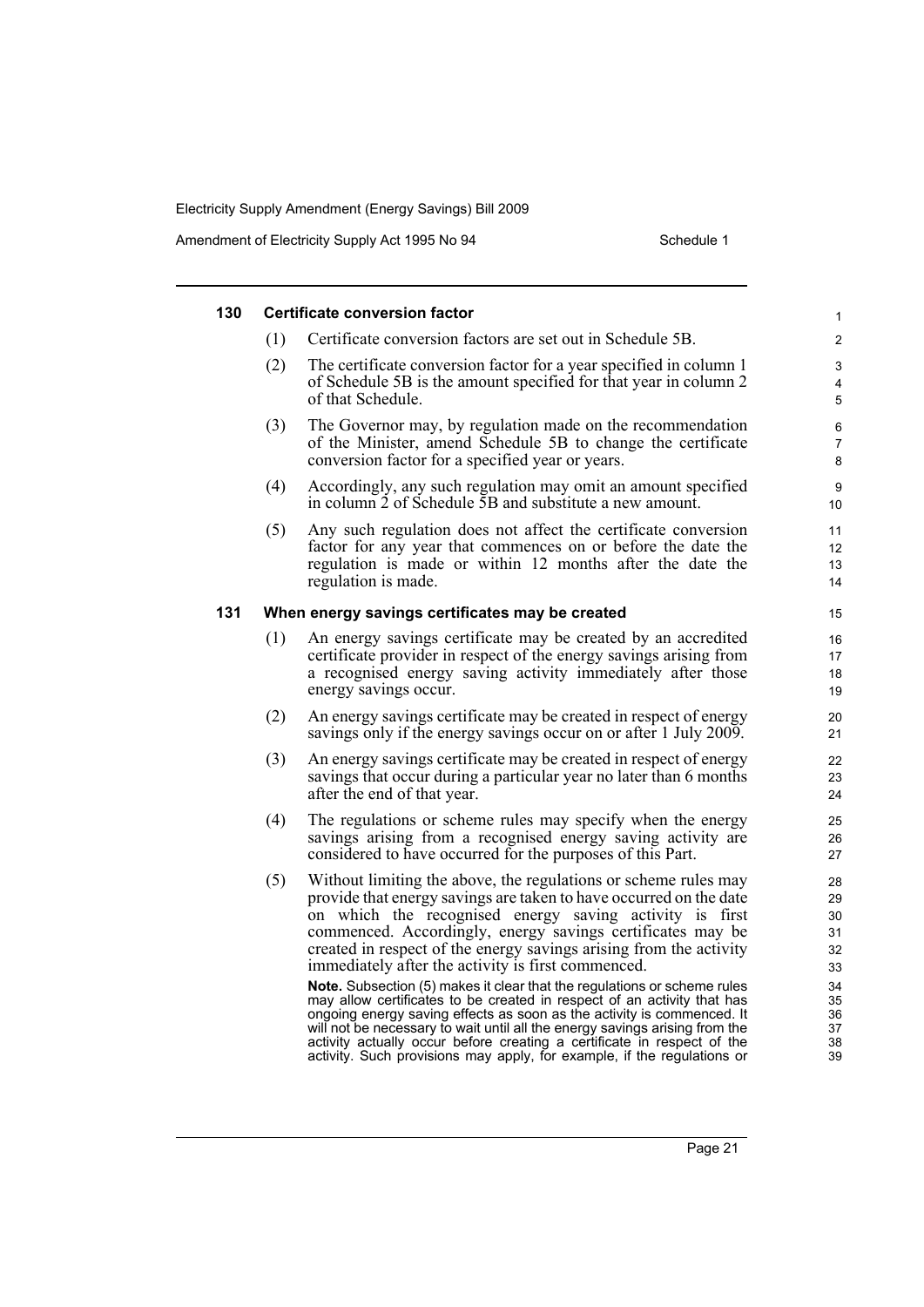## 130 Certificate conversion factor

(1) Certificate conversion factors are set out in Schedule 5B.

(2) The certificate conversion factor for a year specified in column 1 of Schedule 5B is the amount specified for that year in column 2 of that Schedule.

(3) The Governor may, by regulation made on the recommendation of the Minister, amend Schedule 5B to change the certificate conversion factor for a specified year or years.

(4) Accordingly, any such regulation may omit an amount specified in column 2 of Schedule 5B and substitute a new amount.

(5) Any such regulation does not affect the certificate conversion factor for any year that commences on or before the date the regulation is made or within 12 months after the date the regulation is made.

## 131 When energy savings certificates may be created

(1) An energy savings certificate may be created by an accredited certificate provider in respect of the energy savings arising from a recognised energy saving activity immediately after those energy savings occur.

(2) An energy savings certificate may be created in respect of energy savings only if the energy savings occur on or after 1 July 2009.

(3) An energy savings certificate may be created in respect of energy savings that occur during a particular year no later than 6 months after the end of that year.

(4) The regulations or scheme rules may specify when the energy savings arising from a recognised energy saving activity are considered to have occurred for the purposes of this Part.

(5) Without limiting the above, the regulations or scheme rules may provide that energy savings are taken to have occurred on the date on which the recognised energy saving activity is first commenced. Accordingly, energy savings certificates may be created in respect of the energy savings arising from the activity immediately after the activity is first commenced.

**Note.** Subsection (5) makes it clear that the regulations or scheme rules may allow certificates to be created in respect of an activity that has ongoing energy saving effects as soon as the activity is commenced. It will not be necessary to wait until all the energy savings arising from the activity actually occur before creating a certificate in respect of the activity. Such provisions may apply, for example, if the regulations or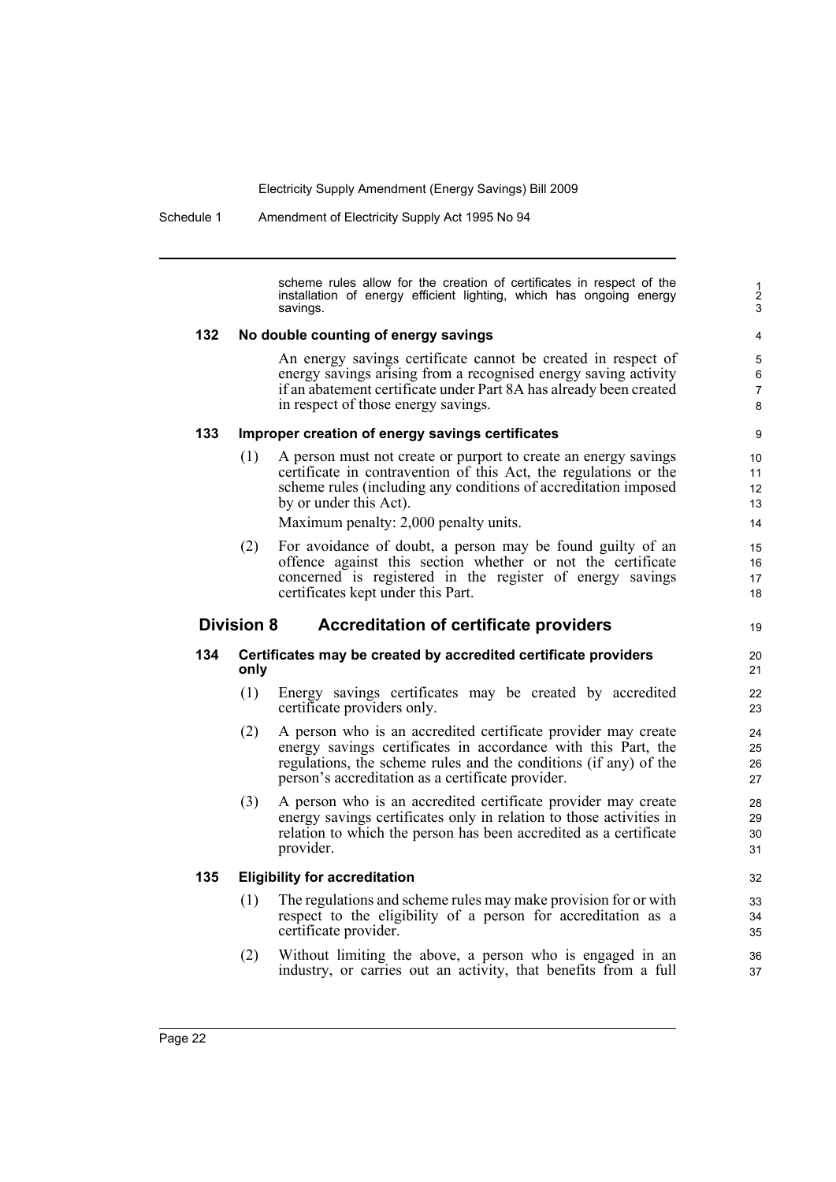scheme rules allow for the creation of certificates in respect of the installation of energy efficient lighting, which has ongoing energy savings.

### 132 No double counting of energy savings

An energy savings certificate cannot be created in respect of energy savings arising from a recognised energy saving activity if an abatement certificate under Part 8A has already been created in respect of those energy savings.

### 133 Improper creation of energy savings certificates

(1) A person must not create or purport to create an energy savings certificate in contravention of this Act, the regulations or the scheme rules (including any conditions of accreditation imposed by or under this Act).

Maximum penalty: 2,000 penalty units.

(2) For avoidance of doubt, a person may be found guilty of an offence against this section whether or not the certificate concerned is registered in the register of energy savings certificates kept under this Part.

## Division 8 Accreditation of certificate providers

### 134 Certificates may be created by accredited certificate providers only

(1) Energy savings certificates may be created by accredited certificate providers only.

(2) A person who is an accredited certificate provider may create energy savings certificates in accordance with this Part, the regulations, the scheme rules and the conditions (if any) of the person's accreditation as a certificate provider.

(3) A person who is an accredited certificate provider may create energy savings certificates only in relation to those activities in relation to which the person has been accredited as a certificate provider.

### 135 Eligibility for accreditation

(1) The regulations and scheme rules may make provision for or with respect to the eligibility of a person for accreditation as a certificate provider.

(2) Without limiting the above, a person who is engaged in an industry, or carries out an activity, that benefits from a full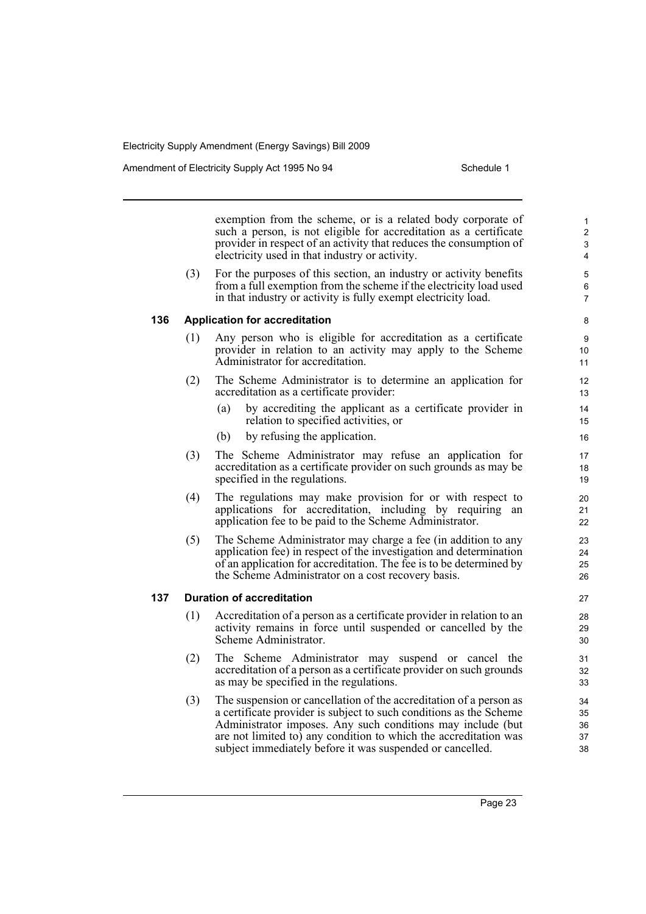exemption from the scheme, or is a related body corporate of such a person, is not eligible for accreditation as a certificate provider in respect of an activity that reduces the consumption of electricity used in that industry or activity.

(3) For the purposes of this section, an industry or activity benefits from a full exemption from the scheme if the electricity load used in that industry or activity is fully exempt electricity load.

### 136 Application for accreditation

(1) Any person who is eligible for accreditation as a certificate provider in relation to an activity may apply to the Scheme Administrator for accreditation.

(2) The Scheme Administrator is to determine an application for accreditation as a certificate provider:

(a) by accrediting the applicant as a certificate provider in relation to specified activities, or

(b) by refusing the application.

(3) The Scheme Administrator may refuse an application for accreditation as a certificate provider on such grounds as may be specified in the regulations.

(4) The regulations may make provision for or with respect to applications for accreditation, including by requiring an application fee to be paid to the Scheme Administrator.

(5) The Scheme Administrator may charge a fee (in addition to any application fee) in respect of the investigation and determination of an application for accreditation. The fee is to be determined by the Scheme Administrator on a cost recovery basis.

### 137 Duration of accreditation

(1) Accreditation of a person as a certificate provider in relation to an activity remains in force until suspended or cancelled by the Scheme Administrator.

(2) The Scheme Administrator may suspend or cancel the accreditation of a person as a certificate provider on such grounds as may be specified in the regulations.

(3) The suspension or cancellation of the accreditation of a person as a certificate provider is subject to such conditions as the Scheme Administrator imposes. Any such conditions may include (but are not limited to) any condition to which the accreditation was subject immediately before it was suspended or cancelled.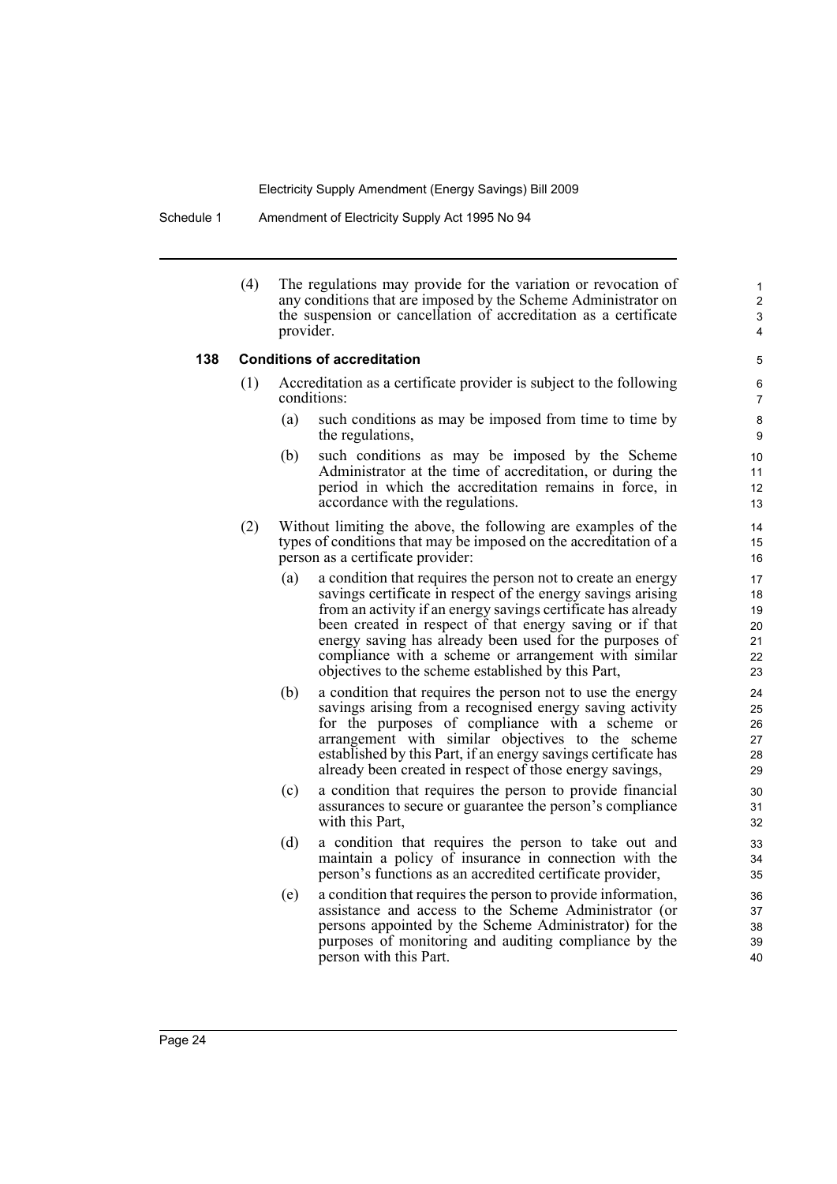(4) The regulations may provide for the variation or revocation of any conditions that are imposed by the Scheme Administrator on the suspension or cancellation of accreditation as a certificate provider.

### 138 Conditions of accreditation

(1) Accreditation as a certificate provider is subject to the following conditions:

(a) such conditions as may be imposed from time to time by the regulations,

(b) such conditions as may be imposed by the Scheme Administrator at the time of accreditation, or during the period in which the accreditation remains in force, in accordance with the regulations.

(2) Without limiting the above, the following are examples of the types of conditions that may be imposed on the accreditation of a person as a certificate provider:

(a) a condition that requires the person not to create an energy savings certificate in respect of the energy savings arising from an activity if an energy savings certificate has already been created in respect of that energy saving or if that energy saving has already been used for the purposes of compliance with a scheme or arrangement with similar objectives to the scheme established by this Part,

(b) a condition that requires the person not to use the energy savings arising from a recognised energy saving activity for the purposes of compliance with a scheme or arrangement with similar objectives to the scheme established by this Part, if an energy savings certificate has already been created in respect of those energy savings,

(c) a condition that requires the person to provide financial assurances to secure or guarantee the person's compliance with this Part,

(d) a condition that requires the person to take out and maintain a policy of insurance in connection with the person's functions as an accredited certificate provider,

(e) a condition that requires the person to provide information, assistance and access to the Scheme Administrator (or persons appointed by the Scheme Administrator) for the purposes of monitoring and auditing compliance by the person with this Part.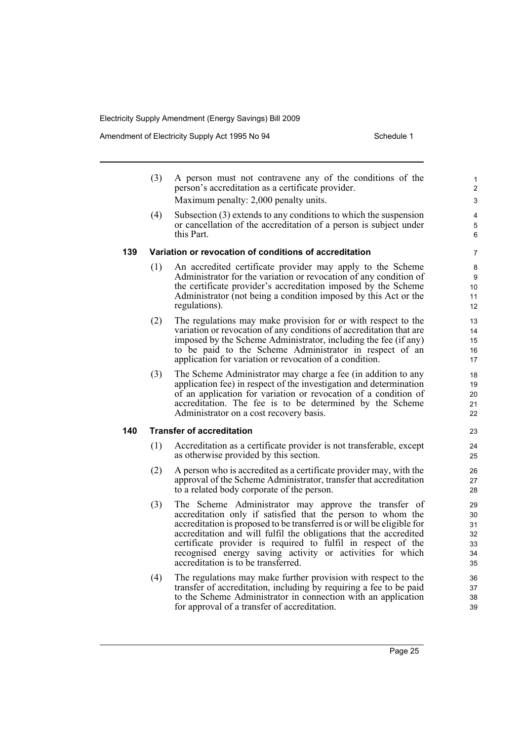(3) A person must not contravene any of the conditions of the person's accreditation as a certificate provider.

Maximum penalty: 2,000 penalty units.

(4) Subsection (3) extends to any conditions to which the suspension or cancellation of the accreditation of a person is subject under this Part.

### 139 Variation or revocation of conditions of accreditation

(1) An accredited certificate provider may apply to the Scheme Administrator for the variation or revocation of any condition of the certificate provider's accreditation imposed by the Scheme Administrator (not being a condition imposed by this Act or the regulations).

(2) The regulations may make provision for or with respect to the variation or revocation of any conditions of accreditation that are imposed by the Scheme Administrator, including the fee (if any) to be paid to the Scheme Administrator in respect of an application for variation or revocation of a condition.

(3) The Scheme Administrator may charge a fee (in addition to any application fee) in respect of the investigation and determination of an application for variation or revocation of a condition of accreditation. The fee is to be determined by the Scheme Administrator on a cost recovery basis.

### 140 Transfer of accreditation

(1) Accreditation as a certificate provider is not transferable, except as otherwise provided by this section.

(2) A person who is accredited as a certificate provider may, with the approval of the Scheme Administrator, transfer that accreditation to a related body corporate of the person.

(3) The Scheme Administrator may approve the transfer of accreditation only if satisfied that the person to whom the accreditation is proposed to be transferred is or will be eligible for accreditation and will fulfil the obligations that the accredited certificate provider is required to fulfil in respect of the recognised energy saving activity or activities for which accreditation is to be transferred.

(4) The regulations may make further provision with respect to the transfer of accreditation, including by requiring a fee to be paid to the Scheme Administrator in connection with an application for approval of a transfer of accreditation.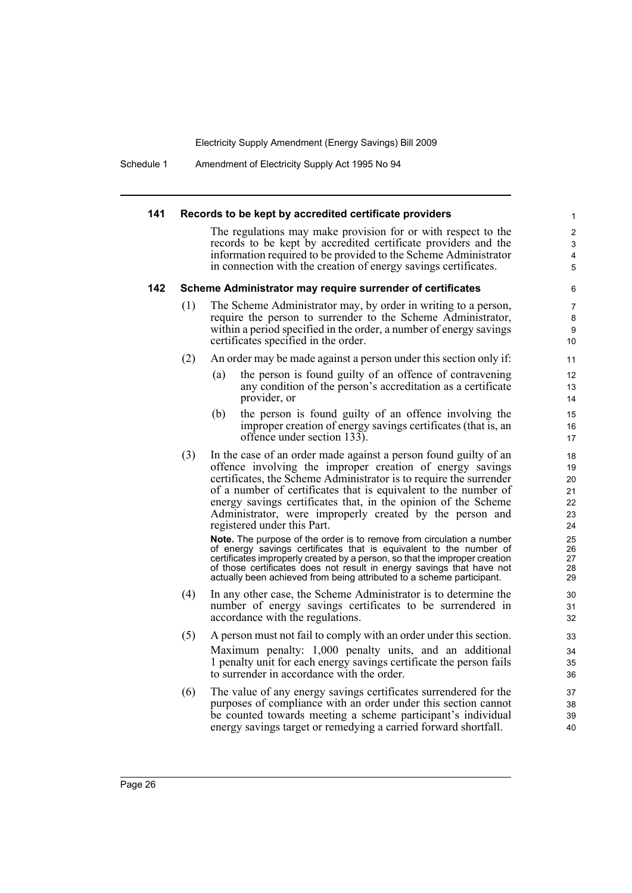#### 141 Records to be kept by accredited certificate providers

The regulations may make provision for or with respect to the records to be kept by accredited certificate providers and the information required to be provided to the Scheme Administrator in connection with the creation of energy savings certificates.

#### 142 Scheme Administrator may require surrender of certificates

(1) The Scheme Administrator may, by order in writing to a person, require the person to surrender to the Scheme Administrator, within a period specified in the order, a number of energy savings certificates specified in the order.

(2) An order may be made against a person under this section only if:

- (a) the person is found guilty of an offence of contravening any condition of the person's accreditation as a certificate provider, or
- (b) the person is found guilty of an offence involving the improper creation of energy savings certificates (that is, an offence under section 133).

(3) In the case of an order made against a person found guilty of an offence involving the improper creation of energy savings certificates, the Scheme Administrator is to require the surrender of a number of certificates that is equivalent to the number of energy savings certificates that, in the opinion of the Scheme Administrator, were improperly created by the person and registered under this Part.

**Note.** The purpose of the order is to remove from circulation a number of energy savings certificates that is equivalent to the number of certificates improperly created by a person, so that the improper creation of those certificates does not result in energy savings that have not actually been achieved from being attributed to a scheme participant.

(4) In any other case, the Scheme Administrator is to determine the number of energy savings certificates to be surrendered in accordance with the regulations.

(5) A person must not fail to comply with an order under this section.

Maximum penalty: 1,000 penalty units, and an additional 1 penalty unit for each energy savings certificate the person fails to surrender in accordance with the order.

(6) The value of any energy savings certificates surrendered for the purposes of compliance with an order under this section cannot be counted towards meeting a scheme participant's individual energy savings target or remedying a carried forward shortfall.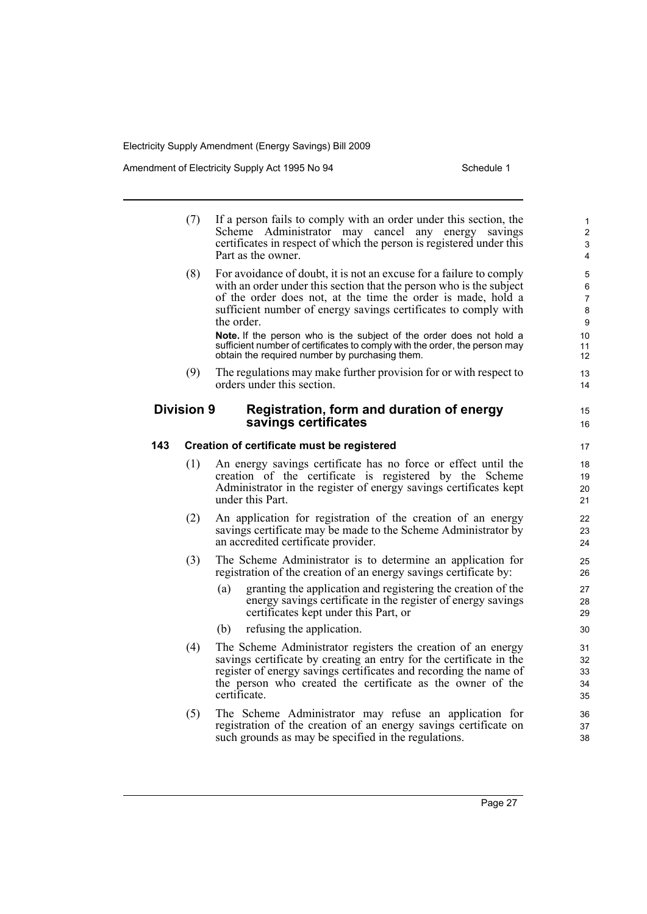(7) If a person fails to comply with an order under this section, the Scheme Administrator may cancel any energy savings certificates in respect of which the person is registered under this Part as the owner.

(8) For avoidance of doubt, it is not an excuse for a failure to comply with an order under this section that the person who is the subject of the order does not, at the time the order is made, hold a sufficient number of energy savings certificates to comply with the order.

**Note.** If the person who is the subject of the order does not hold a sufficient number of certificates to comply with the order, the person may obtain the required number by purchasing them.

(9) The regulations may make further provision for or with respect to orders under this section.

## Division 9 Registration, form and duration of energy savings certificates

### 143 Creation of certificate must be registered

(1) An energy savings certificate has no force or effect until the creation of the certificate is registered by the Scheme Administrator in the register of energy savings certificates kept under this Part.

(2) An application for registration of the creation of an energy savings certificate may be made to the Scheme Administrator by an accredited certificate provider.

(3) The Scheme Administrator is to determine an application for registration of the creation of an energy savings certificate by:

- (a) granting the application and registering the creation of the energy savings certificate in the register of energy savings certificates kept under this Part, or
- (b) refusing the application.

(4) The Scheme Administrator registers the creation of an energy savings certificate by creating an entry for the certificate in the register of energy savings certificates and recording the name of the person who created the certificate as the owner of the certificate.

(5) The Scheme Administrator may refuse an application for registration of the creation of an energy savings certificate on such grounds as may be specified in the regulations.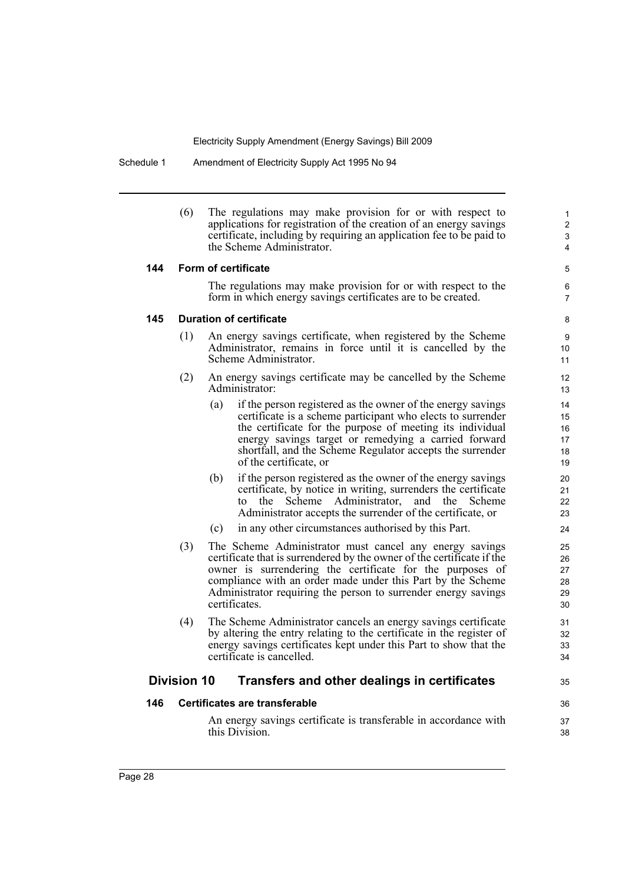(6) The regulations may make provision for or with respect to applications for registration of the creation of an energy savings certificate, including by requiring an application fee to be paid to the Scheme Administrator.

#### 144 Form of certificate

The regulations may make provision for or with respect to the form in which energy savings certificates are to be created.

#### 145 Duration of certificate

(1) An energy savings certificate, when registered by the Scheme Administrator, remains in force until it is cancelled by the Scheme Administrator.

(2) An energy savings certificate may be cancelled by the Scheme Administrator:

- (a) if the person registered as the owner of the energy savings certificate is a scheme participant who elects to surrender the certificate for the purpose of meeting its individual energy savings target or remedying a carried forward shortfall, and the Scheme Regulator accepts the surrender of the certificate, or
- (b) if the person registered as the owner of the energy savings certificate, by notice in writing, surrenders the certificate to the Scheme Administrator, and the Scheme Administrator accepts the surrender of the certificate, or
- (c) in any other circumstances authorised by this Part.

(3) The Scheme Administrator must cancel any energy savings certificate that is surrendered by the owner of the certificate if the owner is surrendering the certificate for the purposes of compliance with an order made under this Part by the Scheme Administrator requiring the person to surrender energy savings certificates.

(4) The Scheme Administrator cancels an energy savings certificate by altering the entry relating to the certificate in the register of energy savings certificates kept under this Part to show that the certificate is cancelled.

### Division 10 Transfers and other dealings in certificates

#### 146 Certificates are transferable

An energy savings certificate is transferable in accordance with this Division.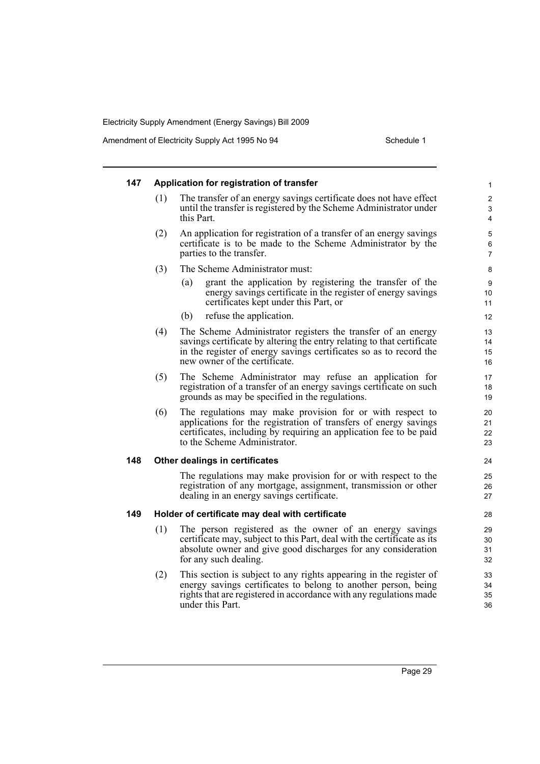### 147 Application for registration of transfer

(1) The transfer of an energy savings certificate does not have effect until the transfer is registered by the Scheme Administrator under this Part.

(2) An application for registration of a transfer of an energy savings certificate is to be made to the Scheme Administrator by the parties to the transfer.

(3) The Scheme Administrator must:

(a) grant the application by registering the transfer of the energy savings certificate in the register of energy savings certificates kept under this Part, or

(b) refuse the application.

(4) The Scheme Administrator registers the transfer of an energy savings certificate by altering the entry relating to that certificate in the register of energy savings certificates so as to record the new owner of the certificate.

(5) The Scheme Administrator may refuse an application for registration of a transfer of an energy savings certificate on such grounds as may be specified in the regulations.

(6) The regulations may make provision for or with respect to applications for the registration of transfers of energy savings certificates, including by requiring an application fee to be paid to the Scheme Administrator.

### 148 Other dealings in certificates

The regulations may make provision for or with respect to the registration of any mortgage, assignment, transmission or other dealing in an energy savings certificate.

### 149 Holder of certificate may deal with certificate

(1) The person registered as the owner of an energy savings certificate may, subject to this Part, deal with the certificate as its absolute owner and give good discharges for any consideration for any such dealing.

(2) This section is subject to any rights appearing in the register of energy savings certificates to belong to another person, being rights that are registered in accordance with any regulations made under this Part.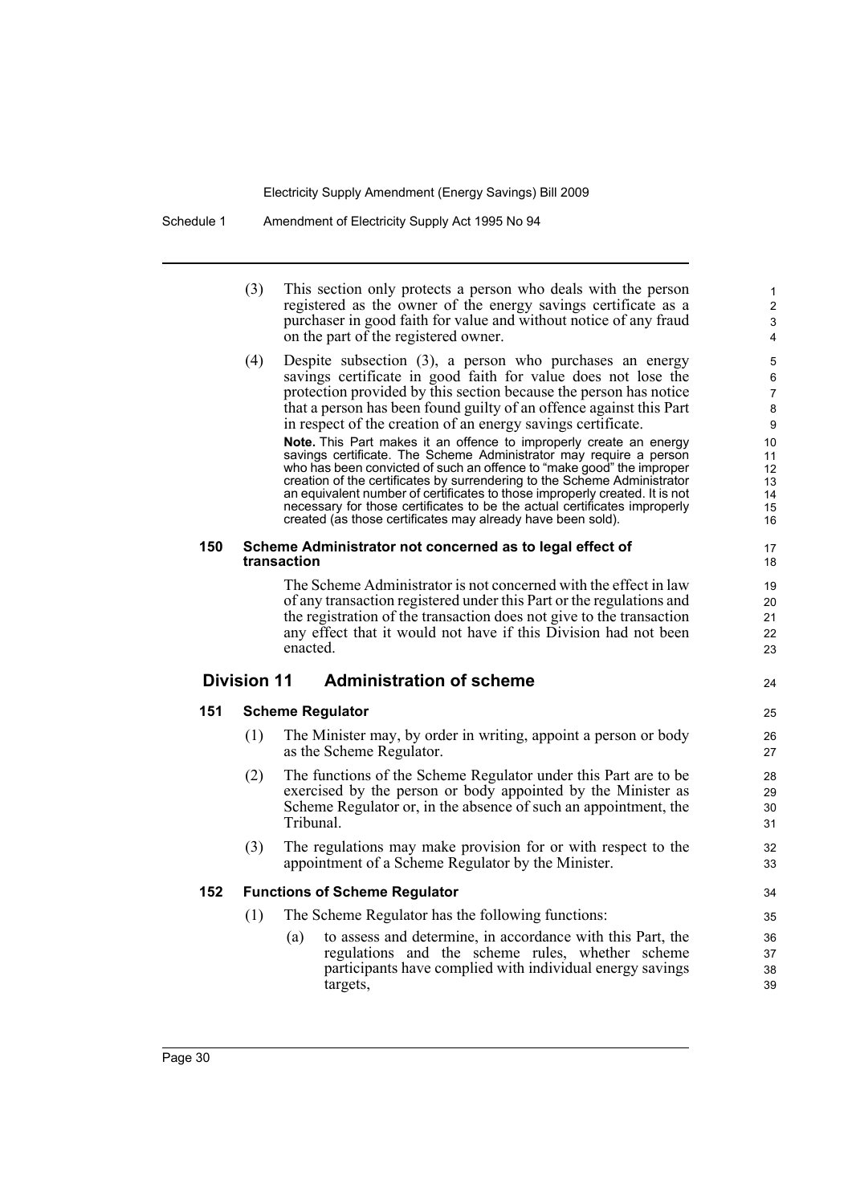(3) This section only protects a person who deals with the person registered as the owner of the energy savings certificate as a purchaser in good faith for value and without notice of any fraud on the part of the registered owner.

(4) Despite subsection (3), a person who purchases an energy savings certificate in good faith for value does not lose the protection provided by this section because the person has notice that a person has been found guilty of an offence against this Part in respect of the creation of an energy savings certificate.

**Note.** This Part makes it an offence to improperly create an energy savings certificate. The Scheme Administrator may require a person who has been convicted of such an offence to "make good" the improper creation of the certificates by surrendering to the Scheme Administrator an equivalent number of certificates to those improperly created. It is not necessary for those certificates to be the actual certificates improperly created (as those certificates may already have been sold).

#### 150 Scheme Administrator not concerned as to legal effect of transaction

The Scheme Administrator is not concerned with the effect in law of any transaction registered under this Part or the regulations and the registration of the transaction does not give to the transaction any effect that it would not have if this Division had not been enacted.

### Division 11 Administration of scheme

#### 151 Scheme Regulator

(1) The Minister may, by order in writing, appoint a person or body as the Scheme Regulator.

(2) The functions of the Scheme Regulator under this Part are to be exercised by the person or body appointed by the Minister as Scheme Regulator or, in the absence of such an appointment, the Tribunal.

(3) The regulations may make provision for or with respect to the appointment of a Scheme Regulator by the Minister.

#### 152 Functions of Scheme Regulator

(1) The Scheme Regulator has the following functions:

(a) to assess and determine, in accordance with this Part, the regulations and the scheme rules, whether scheme participants have complied with individual energy savings targets,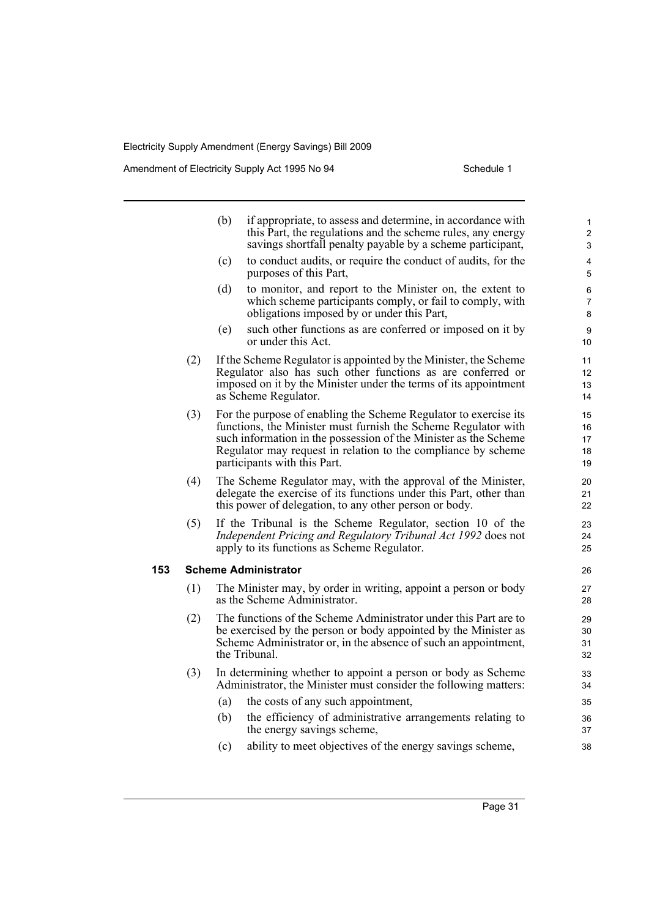(b) if appropriate, to assess and determine, in accordance with this Part, the regulations and the scheme rules, any energy savings shortfall penalty payable by a scheme participant,

(c) to conduct audits, or require the conduct of audits, for the purposes of this Part,

(d) to monitor, and report to the Minister on, the extent to which scheme participants comply, or fail to comply, with obligations imposed by or under this Part,

(e) such other functions as are conferred or imposed on it by or under this Act.

(2) If the Scheme Regulator is appointed by the Minister, the Scheme Regulator also has such other functions as are conferred or imposed on it by the Minister under the terms of its appointment as Scheme Regulator.

(3) For the purpose of enabling the Scheme Regulator to exercise its functions, the Minister must furnish the Scheme Regulator with such information in the possession of the Minister as the Scheme Regulator may request in relation to the compliance by scheme participants with this Part.

(4) The Scheme Regulator may, with the approval of the Minister, delegate the exercise of its functions under this Part, other than this power of delegation, to any other person or body.

(5) If the Tribunal is the Scheme Regulator, section 10 of the *Independent Pricing and Regulatory Tribunal Act 1992* does not apply to its functions as Scheme Regulator.

**153 Scheme Administrator**

(1) The Minister may, by order in writing, appoint a person or body as the Scheme Administrator.

(2) The functions of the Scheme Administrator under this Part are to be exercised by the person or body appointed by the Minister as Scheme Administrator or, in the absence of such an appointment, the Tribunal.

(3) In determining whether to appoint a person or body as Scheme Administrator, the Minister must consider the following matters:

(a) the costs of any such appointment,

(b) the efficiency of administrative arrangements relating to the energy savings scheme,

(c) ability to meet objectives of the energy savings scheme,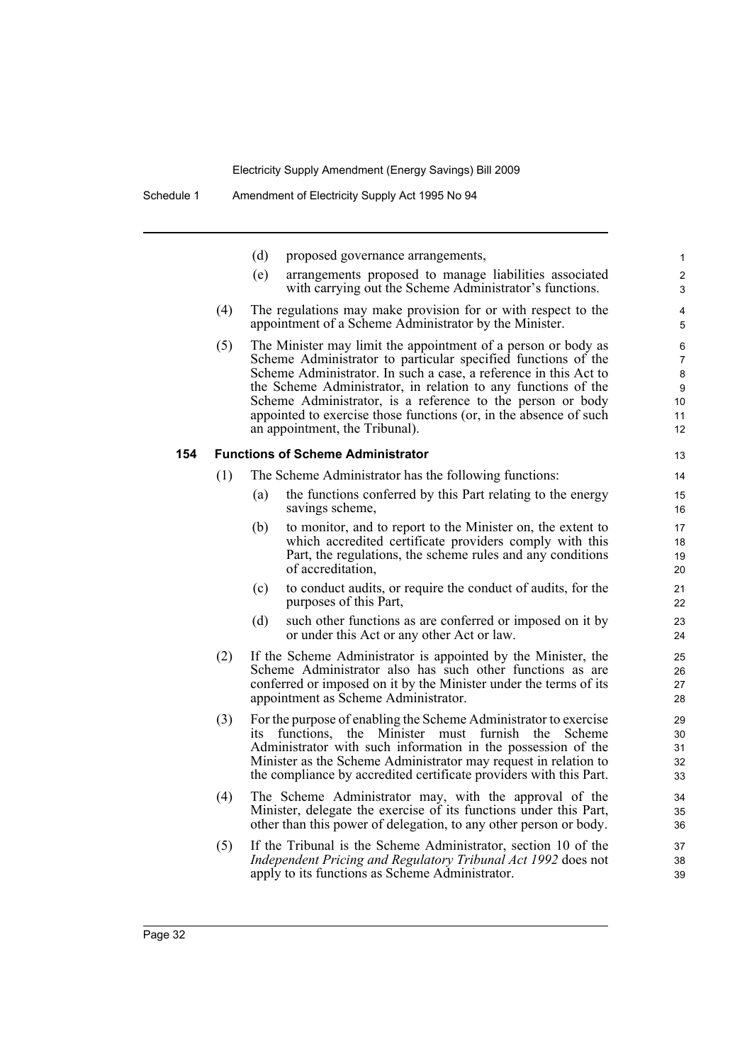(d) proposed governance arrangements,

(e) arrangements proposed to manage liabilities associated with carrying out the Scheme Administrator's functions.

(4) The regulations may make provision for or with respect to the appointment of a Scheme Administrator by the Minister.

(5) The Minister may limit the appointment of a person or body as Scheme Administrator to particular specified functions of the Scheme Administrator. In such a case, a reference in this Act to the Scheme Administrator, in relation to any functions of the Scheme Administrator, is a reference to the person or body appointed to exercise those functions (or, in the absence of such an appointment, the Tribunal).

### 154 Functions of Scheme Administrator

(1) The Scheme Administrator has the following functions:

(a) the functions conferred by this Part relating to the energy savings scheme,

(b) to monitor, and to report to the Minister on, the extent to which accredited certificate providers comply with this Part, the regulations, the scheme rules and any conditions of accreditation,

(c) to conduct audits, or require the conduct of audits, for the purposes of this Part,

(d) such other functions as are conferred or imposed on it by or under this Act or any other Act or law.

(2) If the Scheme Administrator is appointed by the Minister, the Scheme Administrator also has such other functions as are conferred or imposed on it by the Minister under the terms of its appointment as Scheme Administrator.

(3) For the purpose of enabling the Scheme Administrator to exercise its functions, the Minister must furnish the Scheme Administrator with such information in the possession of the Minister as the Scheme Administrator may request in relation to the compliance by accredited certificate providers with this Part.

(4) The Scheme Administrator may, with the approval of the Minister, delegate the exercise of its functions under this Part, other than this power of delegation, to any other person or body.

(5) If the Tribunal is the Scheme Administrator, section 10 of the *Independent Pricing and Regulatory Tribunal Act 1992* does not apply to its functions as Scheme Administrator.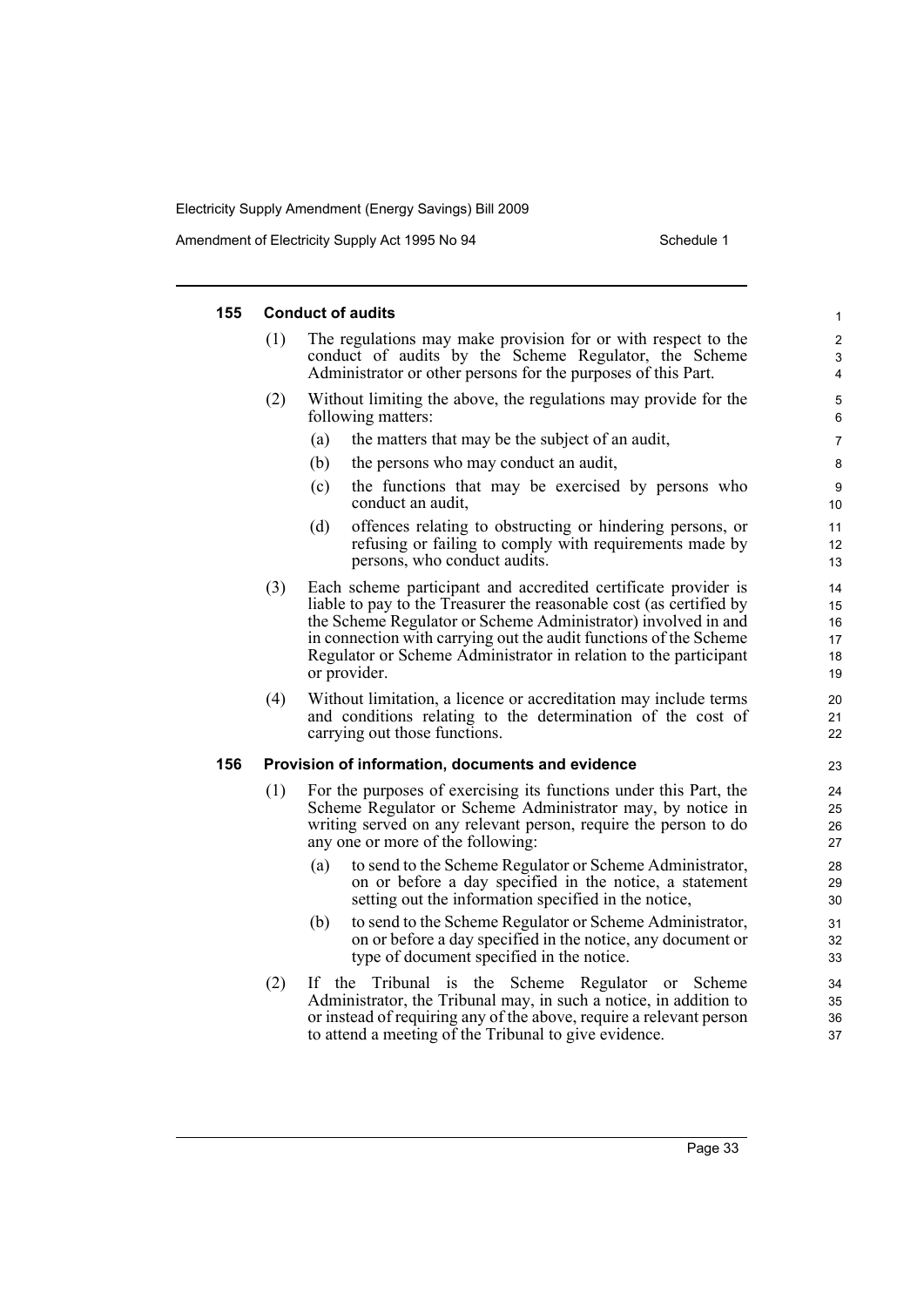### 155 Conduct of audits

(1) The regulations may make provision for or with respect to the conduct of audits by the Scheme Regulator, the Scheme Administrator or other persons for the purposes of this Part.

(2) Without limiting the above, the regulations may provide for the following matters:

(a) the matters that may be the subject of an audit,

(b) the persons who may conduct an audit,

(c) the functions that may be exercised by persons who conduct an audit,

(d) offences relating to obstructing or hindering persons, or refusing or failing to comply with requirements made by persons, who conduct audits.

(3) Each scheme participant and accredited certificate provider is liable to pay to the Treasurer the reasonable cost (as certified by the Scheme Regulator or Scheme Administrator) involved in and in connection with carrying out the audit functions of the Scheme Regulator or Scheme Administrator in relation to the participant or provider.

(4) Without limitation, a licence or accreditation may include terms and conditions relating to the determination of the cost of carrying out those functions.

### 156 Provision of information, documents and evidence

(1) For the purposes of exercising its functions under this Part, the Scheme Regulator or Scheme Administrator may, by notice in writing served on any relevant person, require the person to do any one or more of the following:

(a) to send to the Scheme Regulator or Scheme Administrator, on or before a day specified in the notice, a statement setting out the information specified in the notice,

(b) to send to the Scheme Regulator or Scheme Administrator, on or before a day specified in the notice, any document or type of document specified in the notice.

(2) If the Tribunal is the Scheme Regulator or Scheme Administrator, the Tribunal may, in such a notice, in addition to or instead of requiring any of the above, require a relevant person to attend a meeting of the Tribunal to give evidence.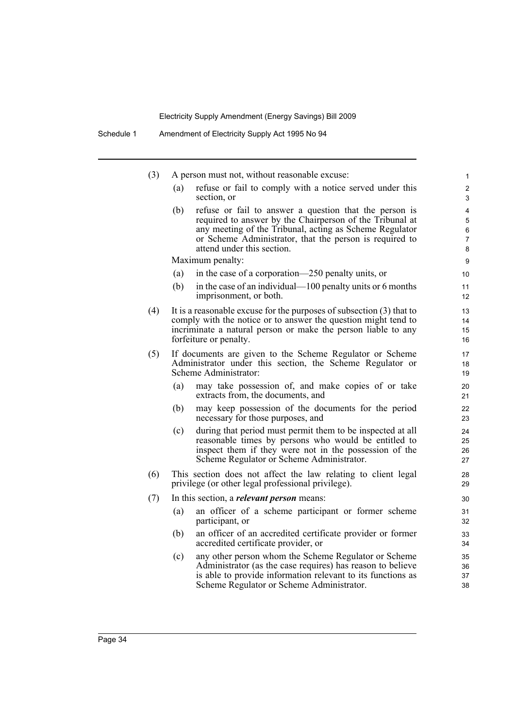(3) A person must not, without reasonable excuse:

- (a) refuse or fail to comply with a notice served under this section, or
- (b) refuse or fail to answer a question that the person is required to answer by the Chairperson of the Tribunal at any meeting of the Tribunal, acting as Scheme Regulator or Scheme Administrator, that the person is required to attend under this section.

Maximum penalty:

- (a) in the case of a corporation—250 penalty units, or
- (b) in the case of an individual—100 penalty units or 6 months imprisonment, or both.

(4) It is a reasonable excuse for the purposes of subsection (3) that to comply with the notice or to answer the question might tend to incriminate a natural person or make the person liable to any forfeiture or penalty.

(5) If documents are given to the Scheme Regulator or Scheme Administrator under this section, the Scheme Regulator or Scheme Administrator:

- (a) may take possession of, and make copies of or take extracts from, the documents, and
- (b) may keep possession of the documents for the period necessary for those purposes, and
- (c) during that period must permit them to be inspected at all reasonable times by persons who would be entitled to inspect them if they were not in the possession of the Scheme Regulator or Scheme Administrator.

(6) This section does not affect the law relating to client legal privilege (or other legal professional privilege).

(7) In this section, a ***relevant person*** means:

- (a) an officer of a scheme participant or former scheme participant, or
- (b) an officer of an accredited certificate provider or former accredited certificate provider, or
- (c) any other person whom the Scheme Regulator or Scheme Administrator (as the case requires) has reason to believe is able to provide information relevant to its functions as Scheme Regulator or Scheme Administrator.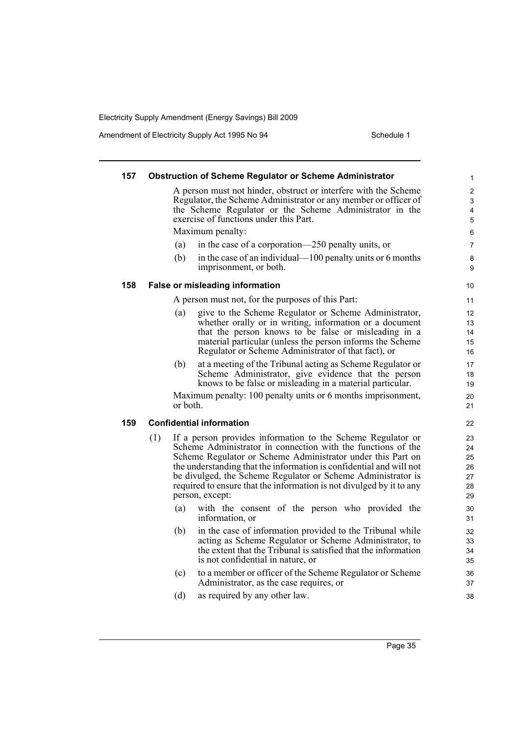### 157 Obstruction of Scheme Regulator or Scheme Administrator

A person must not hinder, obstruct or interfere with the Scheme Regulator, the Scheme Administrator or any member or officer of the Scheme Regulator or the Scheme Administrator in the exercise of functions under this Part.

Maximum penalty:

(a) in the case of a corporation—250 penalty units, or

(b) in the case of an individual—100 penalty units or 6 months imprisonment, or both.

### 158 False or misleading information

A person must not, for the purposes of this Part:

(a) give to the Scheme Regulator or Scheme Administrator, whether orally or in writing, information or a document that the person knows to be false or misleading in a material particular (unless the person informs the Scheme Regulator or Scheme Administrator of that fact), or

(b) at a meeting of the Tribunal acting as Scheme Regulator or Scheme Administrator, give evidence that the person knows to be false or misleading in a material particular.

Maximum penalty: 100 penalty units or 6 months imprisonment, or both.

### 159 Confidential information

(1) If a person provides information to the Scheme Regulator or Scheme Administrator in connection with the functions of the Scheme Regulator or Scheme Administrator under this Part on the understanding that the information is confidential and will not be divulged, the Scheme Regulator or Scheme Administrator is required to ensure that the information is not divulged by it to any person, except:

(a) with the consent of the person who provided the information, or

(b) in the case of information provided to the Tribunal while acting as Scheme Regulator or Scheme Administrator, to the extent that the Tribunal is satisfied that the information is not confidential in nature, or

(c) to a member or officer of the Scheme Regulator or Scheme Administrator, as the case requires, or

(d) as required by any other law.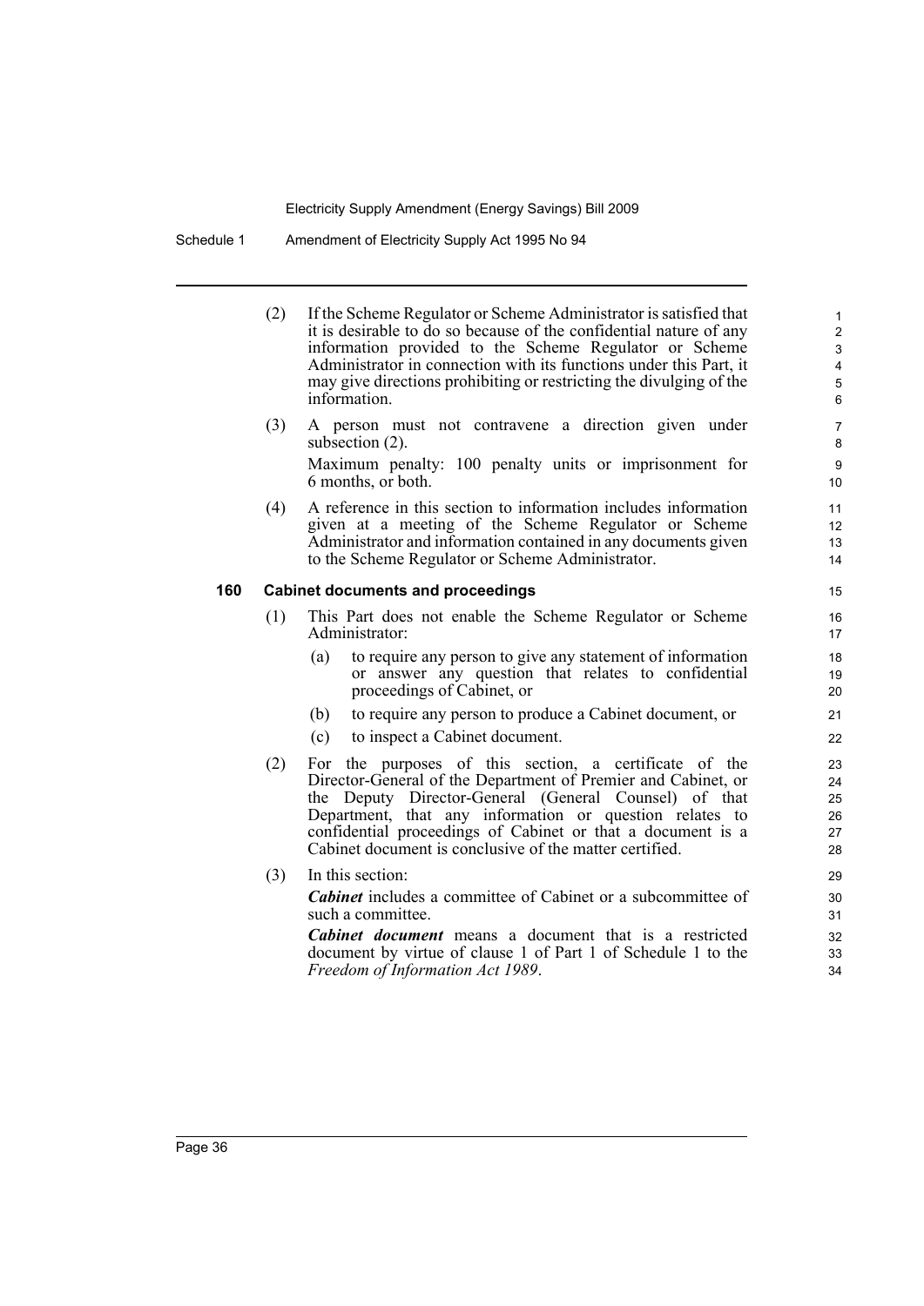(2) If the Scheme Regulator or Scheme Administrator is satisfied that it is desirable to do so because of the confidential nature of any information provided to the Scheme Regulator or Scheme Administrator in connection with its functions under this Part, it may give directions prohibiting or restricting the divulging of the information.

(3) A person must not contravene a direction given under subsection (2).

Maximum penalty: 100 penalty units or imprisonment for 6 months, or both.

(4) A reference in this section to information includes information given at a meeting of the Scheme Regulator or Scheme Administrator and information contained in any documents given to the Scheme Regulator or Scheme Administrator.

### 160 Cabinet documents and proceedings

(1) This Part does not enable the Scheme Regulator or Scheme Administrator:

- (a) to require any person to give any statement of information or answer any question that relates to confidential proceedings of Cabinet, or
- (b) to require any person to produce a Cabinet document, or
- (c) to inspect a Cabinet document.

(2) For the purposes of this section, a certificate of the Director-General of the Department of Premier and Cabinet, or the Deputy Director-General (General Counsel) of that Department, that any information or question relates to confidential proceedings of Cabinet or that a document is a Cabinet document is conclusive of the matter certified.

(3) In this section:

***Cabinet*** includes a committee of Cabinet or a subcommittee of such a committee.

***Cabinet document*** means a document that is a restricted document by virtue of clause 1 of Part 1 of Schedule 1 to the *Freedom of Information Act 1989*.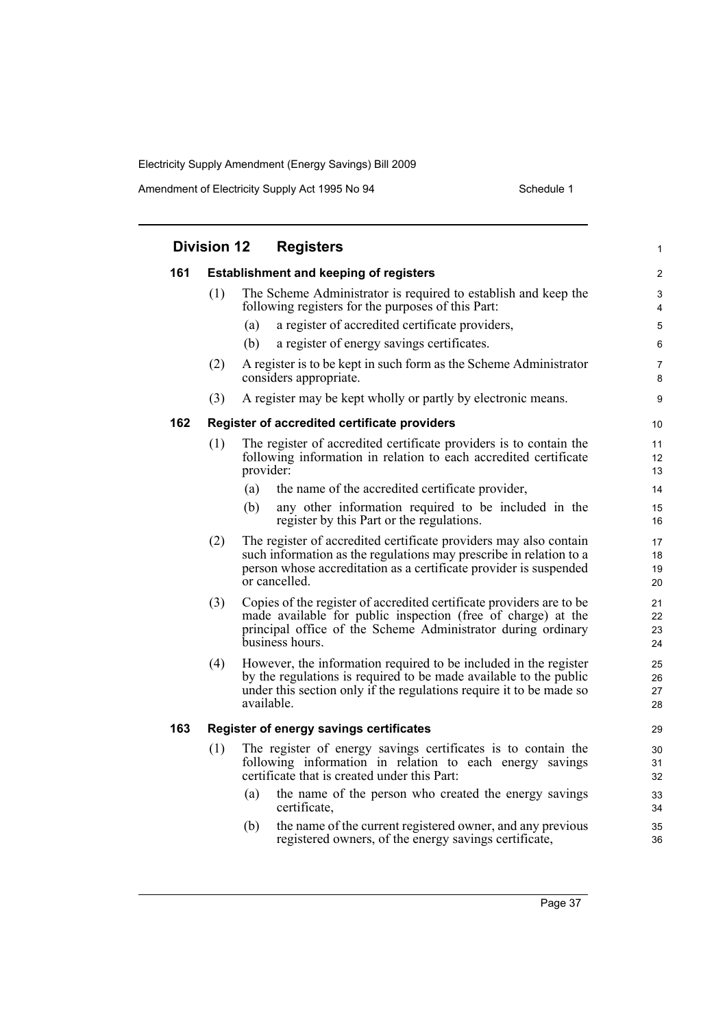## Division 12 Registers

### 161 Establishment and keeping of registers

(1) The Scheme Administrator is required to establish and keep the following registers for the purposes of this Part:

- (a) a register of accredited certificate providers,
- (b) a register of energy savings certificates.

(2) A register is to be kept in such form as the Scheme Administrator considers appropriate.

(3) A register may be kept wholly or partly by electronic means.

### 162 Register of accredited certificate providers

(1) The register of accredited certificate providers is to contain the following information in relation to each accredited certificate provider:

- (a) the name of the accredited certificate provider,
- (b) any other information required to be included in the register by this Part or the regulations.

(2) The register of accredited certificate providers may also contain such information as the regulations may prescribe in relation to a person whose accreditation as a certificate provider is suspended or cancelled.

(3) Copies of the register of accredited certificate providers are to be made available for public inspection (free of charge) at the principal office of the Scheme Administrator during ordinary business hours.

(4) However, the information required to be included in the register by the regulations is required to be made available to the public under this section only if the regulations require it to be made so available.

### 163 Register of energy savings certificates

(1) The register of energy savings certificates is to contain the following information in relation to each energy savings certificate that is created under this Part:

- (a) the name of the person who created the energy savings certificate,
- (b) the name of the current registered owner, and any previous registered owners, of the energy savings certificate,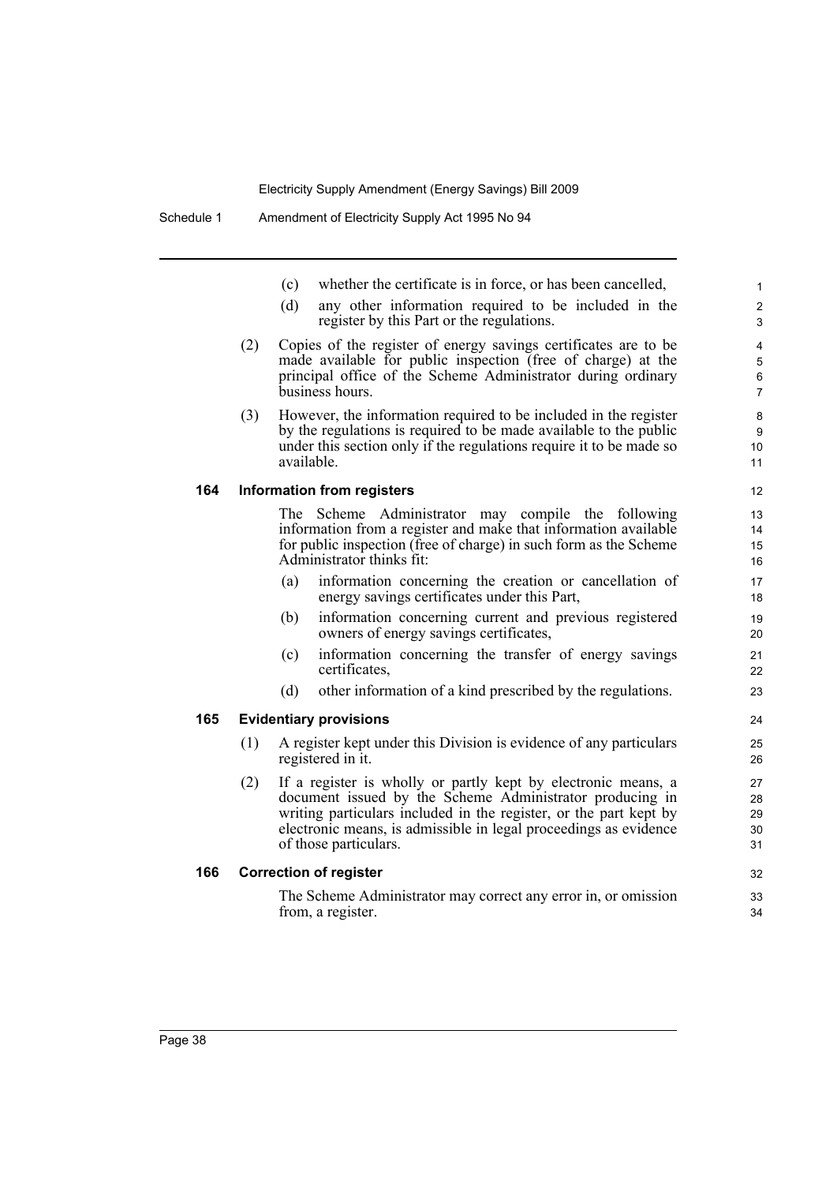(c) whether the certificate is in force, or has been cancelled,

(d) any other information required to be included in the register by this Part or the regulations.

(2) Copies of the register of energy savings certificates are to be made available for public inspection (free of charge) at the principal office of the Scheme Administrator during ordinary business hours.

(3) However, the information required to be included in the register by the regulations is required to be made available to the public under this section only if the regulations require it to be made so available.

### 164 Information from registers

The Scheme Administrator may compile the following information from a register and make that information available for public inspection (free of charge) in such form as the Scheme Administrator thinks fit:

(a) information concerning the creation or cancellation of energy savings certificates under this Part,

(b) information concerning current and previous registered owners of energy savings certificates,

(c) information concerning the transfer of energy savings certificates,

(d) other information of a kind prescribed by the regulations.

### 165 Evidentiary provisions

(1) A register kept under this Division is evidence of any particulars registered in it.

(2) If a register is wholly or partly kept by electronic means, a document issued by the Scheme Administrator producing in writing particulars included in the register, or the part kept by electronic means, is admissible in legal proceedings as evidence of those particulars.

### 166 Correction of register

The Scheme Administrator may correct any error in, or omission from, a register.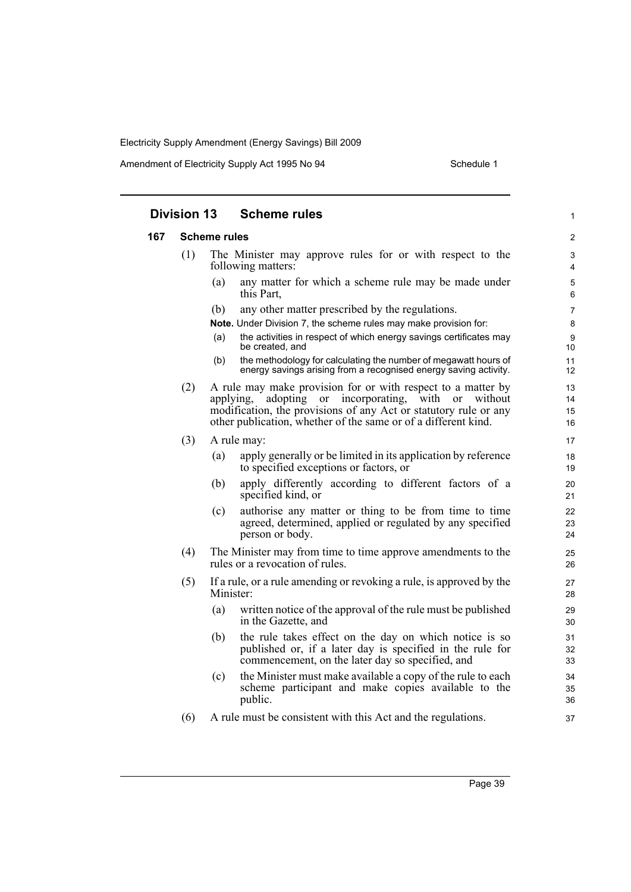## Division 13 Scheme rules

### 167 Scheme rules

(1) The Minister may approve rules for or with respect to the following matters:

(a) any matter for which a scheme rule may be made under this Part,

(b) any other matter prescribed by the regulations.

**Note.** Under Division 7, the scheme rules may make provision for:

(a) the activities in respect of which energy savings certificates may be created, and

(b) the methodology for calculating the number of megawatt hours of energy savings arising from a recognised energy saving activity.

(2) A rule may make provision for or with respect to a matter by applying, adopting or incorporating, with or without modification, the provisions of any Act or statutory rule or any other publication, whether of the same or of a different kind.

(3) A rule may:

(a) apply generally or be limited in its application by reference to specified exceptions or factors, or

(b) apply differently according to different factors of a specified kind, or

(c) authorise any matter or thing to be from time to time agreed, determined, applied or regulated by any specified person or body.

(4) The Minister may from time to time approve amendments to the rules or a revocation of rules.

(5) If a rule, or a rule amending or revoking a rule, is approved by the Minister:

(a) written notice of the approval of the rule must be published in the Gazette, and

(b) the rule takes effect on the day on which notice is so published or, if a later day is specified in the rule for commencement, on the later day so specified, and

(c) the Minister must make available a copy of the rule to each scheme participant and make copies available to the public.

(6) A rule must be consistent with this Act and the regulations.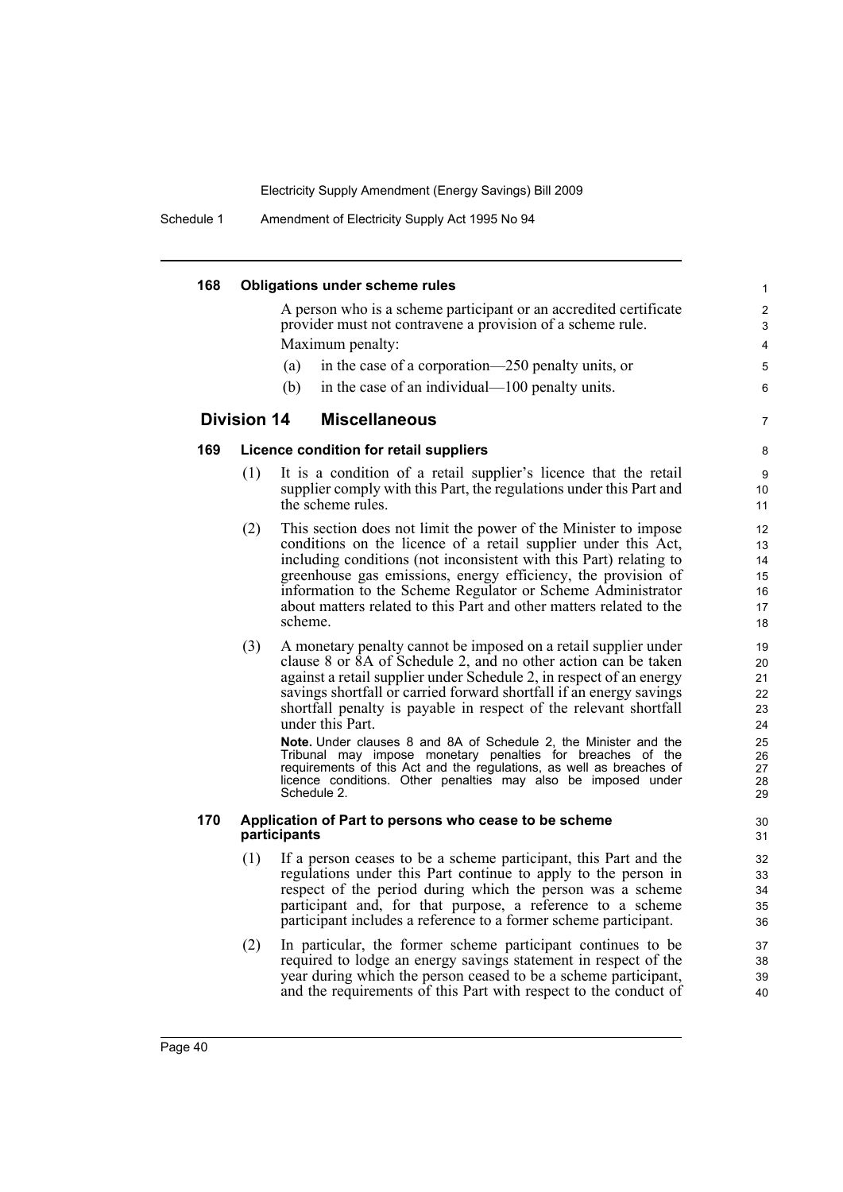### 168 Obligations under scheme rules

A person who is a scheme participant or an accredited certificate provider must not contravene a provision of a scheme rule.

Maximum penalty:

(a) in the case of a corporation—250 penalty units, or

(b) in the case of an individual—100 penalty units.

## Division 14 Miscellaneous

### 169 Licence condition for retail suppliers

(1) It is a condition of a retail supplier's licence that the retail supplier comply with this Part, the regulations under this Part and the scheme rules.

(2) This section does not limit the power of the Minister to impose conditions on the licence of a retail supplier under this Act, including conditions (not inconsistent with this Part) relating to greenhouse gas emissions, energy efficiency, the provision of information to the Scheme Regulator or Scheme Administrator about matters related to this Part and other matters related to the scheme.

(3) A monetary penalty cannot be imposed on a retail supplier under clause 8 or 8A of Schedule 2, and no other action can be taken against a retail supplier under Schedule 2, in respect of an energy savings shortfall or carried forward shortfall if an energy savings shortfall penalty is payable in respect of the relevant shortfall under this Part.

**Note.** Under clauses 8 and 8A of Schedule 2, the Minister and the Tribunal may impose monetary penalties for breaches of the requirements of this Act and the regulations, as well as breaches of licence conditions. Other penalties may also be imposed under Schedule 2.

### 170 Application of Part to persons who cease to be scheme participants

(1) If a person ceases to be a scheme participant, this Part and the regulations under this Part continue to apply to the person in respect of the period during which the person was a scheme participant and, for that purpose, a reference to a scheme participant includes a reference to a former scheme participant.

(2) In particular, the former scheme participant continues to be required to lodge an energy savings statement in respect of the year during which the person ceased to be a scheme participant, and the requirements of this Part with respect to the conduct of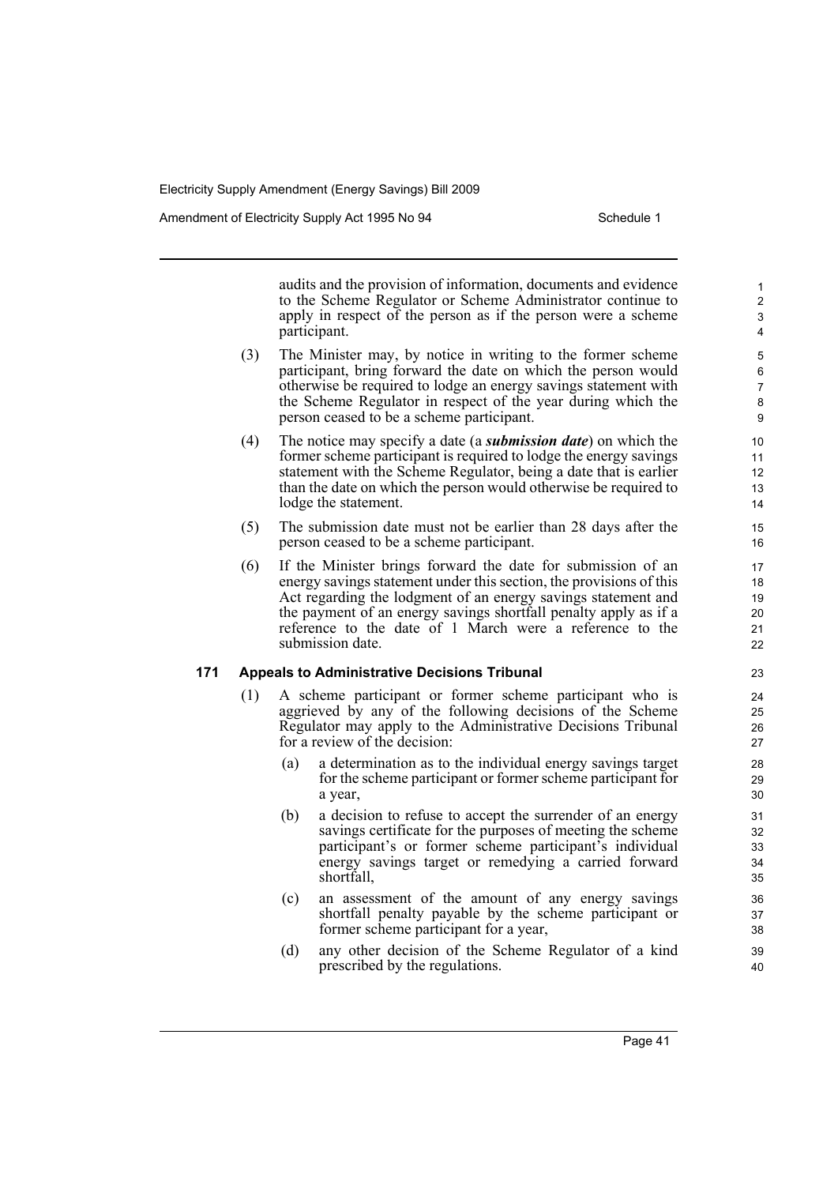audits and the provision of information, documents and evidence to the Scheme Regulator or Scheme Administrator continue to apply in respect of the person as if the person were a scheme participant.

(3) The Minister may, by notice in writing to the former scheme participant, bring forward the date on which the person would otherwise be required to lodge an energy savings statement with the Scheme Regulator in respect of the year during which the person ceased to be a scheme participant.

(4) The notice may specify a date (a ***submission date***) on which the former scheme participant is required to lodge the energy savings statement with the Scheme Regulator, being a date that is earlier than the date on which the person would otherwise be required to lodge the statement.

(5) The submission date must not be earlier than 28 days after the person ceased to be a scheme participant.

(6) If the Minister brings forward the date for submission of an energy savings statement under this section, the provisions of this Act regarding the lodgment of an energy savings statement and the payment of an energy savings shortfall penalty apply as if a reference to the date of 1 March were a reference to the submission date.

### 171 Appeals to Administrative Decisions Tribunal

(1) A scheme participant or former scheme participant who is aggrieved by any of the following decisions of the Scheme Regulator may apply to the Administrative Decisions Tribunal for a review of the decision:

- (a) a determination as to the individual energy savings target for the scheme participant or former scheme participant for a year,
- (b) a decision to refuse to accept the surrender of an energy savings certificate for the purposes of meeting the scheme participant's or former scheme participant's individual energy savings target or remedying a carried forward shortfall,
- (c) an assessment of the amount of any energy savings shortfall penalty payable by the scheme participant or former scheme participant for a year,
- (d) any other decision of the Scheme Regulator of a kind prescribed by the regulations.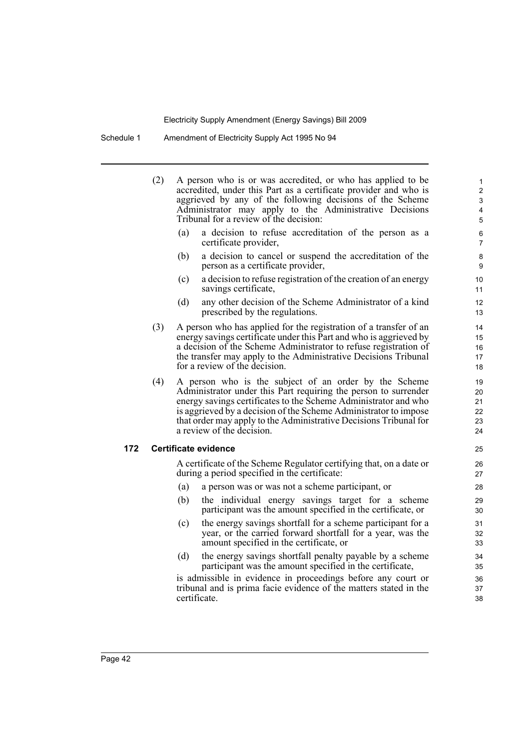(2) A person who is or was accredited, or who has applied to be accredited, under this Part as a certificate provider and who is aggrieved by any of the following decisions of the Scheme Administrator may apply to the Administrative Decisions Tribunal for a review of the decision:

- (a) a decision to refuse accreditation of the person as a certificate provider,
- (b) a decision to cancel or suspend the accreditation of the person as a certificate provider,
- (c) a decision to refuse registration of the creation of an energy savings certificate,
- (d) any other decision of the Scheme Administrator of a kind prescribed by the regulations.

(3) A person who has applied for the registration of a transfer of an energy savings certificate under this Part and who is aggrieved by a decision of the Scheme Administrator to refuse registration of the transfer may apply to the Administrative Decisions Tribunal for a review of the decision.

(4) A person who is the subject of an order by the Scheme Administrator under this Part requiring the person to surrender energy savings certificates to the Scheme Administrator and who is aggrieved by a decision of the Scheme Administrator to impose that order may apply to the Administrative Decisions Tribunal for a review of the decision.

### 172 Certificate evidence

A certificate of the Scheme Regulator certifying that, on a date or during a period specified in the certificate:

- (a) a person was or was not a scheme participant, or
- (b) the individual energy savings target for a scheme participant was the amount specified in the certificate, or
- (c) the energy savings shortfall for a scheme participant for a year, or the carried forward shortfall for a year, was the amount specified in the certificate, or
- (d) the energy savings shortfall penalty payable by a scheme participant was the amount specified in the certificate,

is admissible in evidence in proceedings before any court or tribunal and is prima facie evidence of the matters stated in the certificate.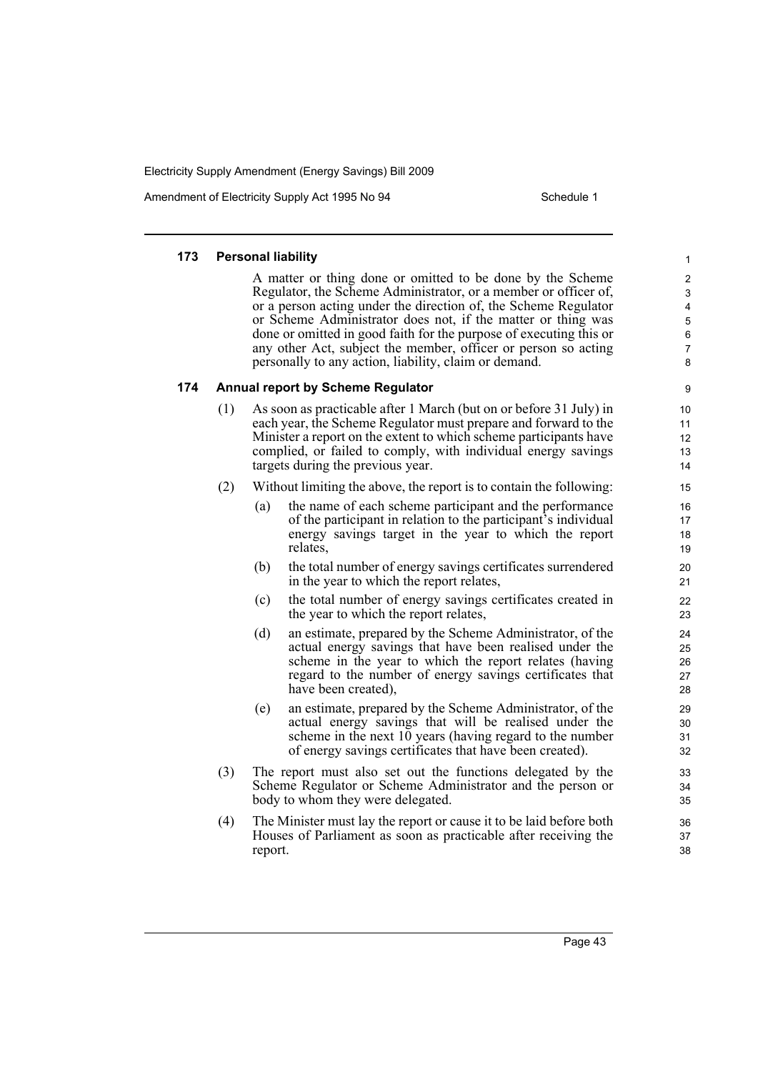#### 173 Personal liability

A matter or thing done or omitted to be done by the Scheme Regulator, the Scheme Administrator, or a member or officer of, or a person acting under the direction of, the Scheme Regulator or Scheme Administrator does not, if the matter or thing was done or omitted in good faith for the purpose of executing this or any other Act, subject the member, officer or person so acting personally to any action, liability, claim or demand.

#### 174 Annual report by Scheme Regulator

(1) As soon as practicable after 1 March (but on or before 31 July) in each year, the Scheme Regulator must prepare and forward to the Minister a report on the extent to which scheme participants have complied, or failed to comply, with individual energy savings targets during the previous year.

(2) Without limiting the above, the report is to contain the following:

  (a) the name of each scheme participant and the performance of the participant in relation to the participant's individual energy savings target in the year to which the report relates,

  (b) the total number of energy savings certificates surrendered in the year to which the report relates,

  (c) the total number of energy savings certificates created in the year to which the report relates,

  (d) an estimate, prepared by the Scheme Administrator, of the actual energy savings that have been realised under the scheme in the year to which the report relates (having regard to the number of energy savings certificates that have been created),

  (e) an estimate, prepared by the Scheme Administrator, of the actual energy savings that will be realised under the scheme in the next 10 years (having regard to the number of energy savings certificates that have been created).

(3) The report must also set out the functions delegated by the Scheme Regulator or Scheme Administrator and the person or body to whom they were delegated.

(4) The Minister must lay the report or cause it to be laid before both Houses of Parliament as soon as practicable after receiving the report.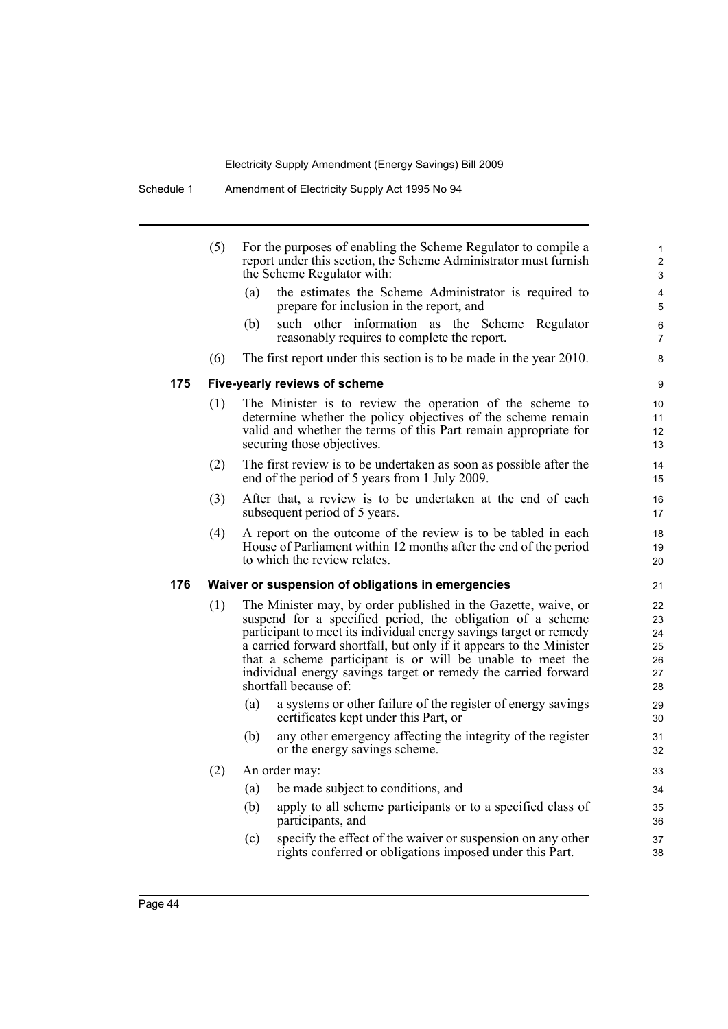(5) For the purposes of enabling the Scheme Regulator to compile a report under this section, the Scheme Administrator must furnish the Scheme Regulator with:

- (a) the estimates the Scheme Administrator is required to prepare for inclusion in the report, and
- (b) such other information as the Scheme Regulator reasonably requires to complete the report.

(6) The first report under this section is to be made in the year 2010.

#### 175 Five-yearly reviews of scheme

(1) The Minister is to review the operation of the scheme to determine whether the policy objectives of the scheme remain valid and whether the terms of this Part remain appropriate for securing those objectives.

(2) The first review is to be undertaken as soon as possible after the end of the period of 5 years from 1 July 2009.

(3) After that, a review is to be undertaken at the end of each subsequent period of 5 years.

(4) A report on the outcome of the review is to be tabled in each House of Parliament within 12 months after the end of the period to which the review relates.

#### 176 Waiver or suspension of obligations in emergencies

(1) The Minister may, by order published in the Gazette, waive, or suspend for a specified period, the obligation of a scheme participant to meet its individual energy savings target or remedy a carried forward shortfall, but only if it appears to the Minister that a scheme participant is or will be unable to meet the individual energy savings target or remedy the carried forward shortfall because of:

- (a) a systems or other failure of the register of energy savings certificates kept under this Part, or
- (b) any other emergency affecting the integrity of the register or the energy savings scheme.

(2) An order may:

- (a) be made subject to conditions, and
- (b) apply to all scheme participants or to a specified class of participants, and
- (c) specify the effect of the waiver or suspension on any other rights conferred or obligations imposed under this Part.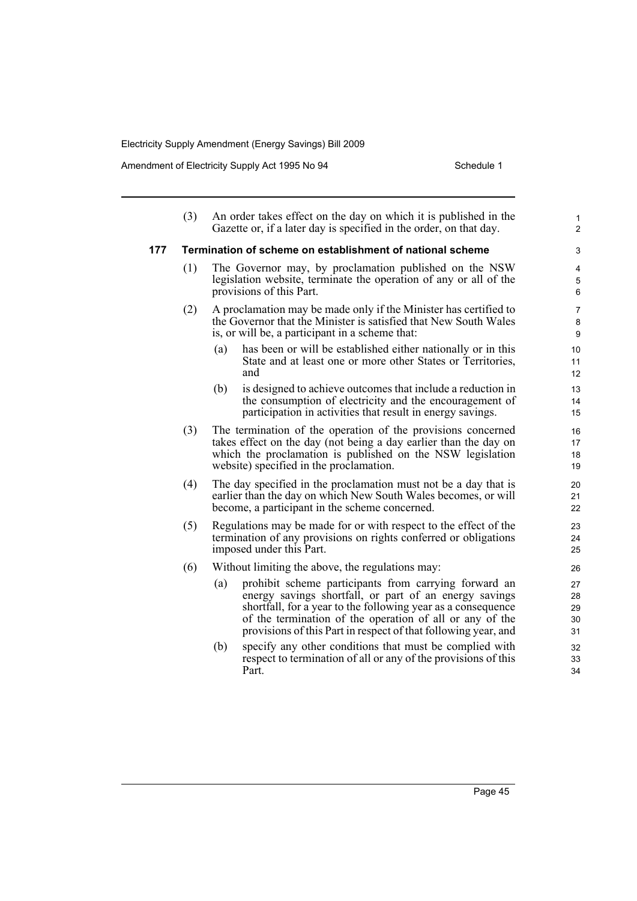(3) An order takes effect on the day on which it is published in the Gazette or, if a later day is specified in the order, on that day.

**177 Termination of scheme on establishment of national scheme**

(1) The Governor may, by proclamation published on the NSW legislation website, terminate the operation of any or all of the provisions of this Part.

(2) A proclamation may be made only if the Minister has certified to the Governor that the Minister is satisfied that New South Wales is, or will be, a participant in a scheme that:

(a) has been or will be established either nationally or in this State and at least one or more other States or Territories, and

(b) is designed to achieve outcomes that include a reduction in the consumption of electricity and the encouragement of participation in activities that result in energy savings.

(3) The termination of the operation of the provisions concerned takes effect on the day (not being a day earlier than the day on which the proclamation is published on the NSW legislation website) specified in the proclamation.

(4) The day specified in the proclamation must not be a day that is earlier than the day on which New South Wales becomes, or will become, a participant in the scheme concerned.

(5) Regulations may be made for or with respect to the effect of the termination of any provisions on rights conferred or obligations imposed under this Part.

(6) Without limiting the above, the regulations may:

(a) prohibit scheme participants from carrying forward an energy savings shortfall, or part of an energy savings shortfall, for a year to the following year as a consequence of the termination of the operation of all or any of the provisions of this Part in respect of that following year, and

(b) specify any other conditions that must be complied with respect to termination of all or any of the provisions of this Part.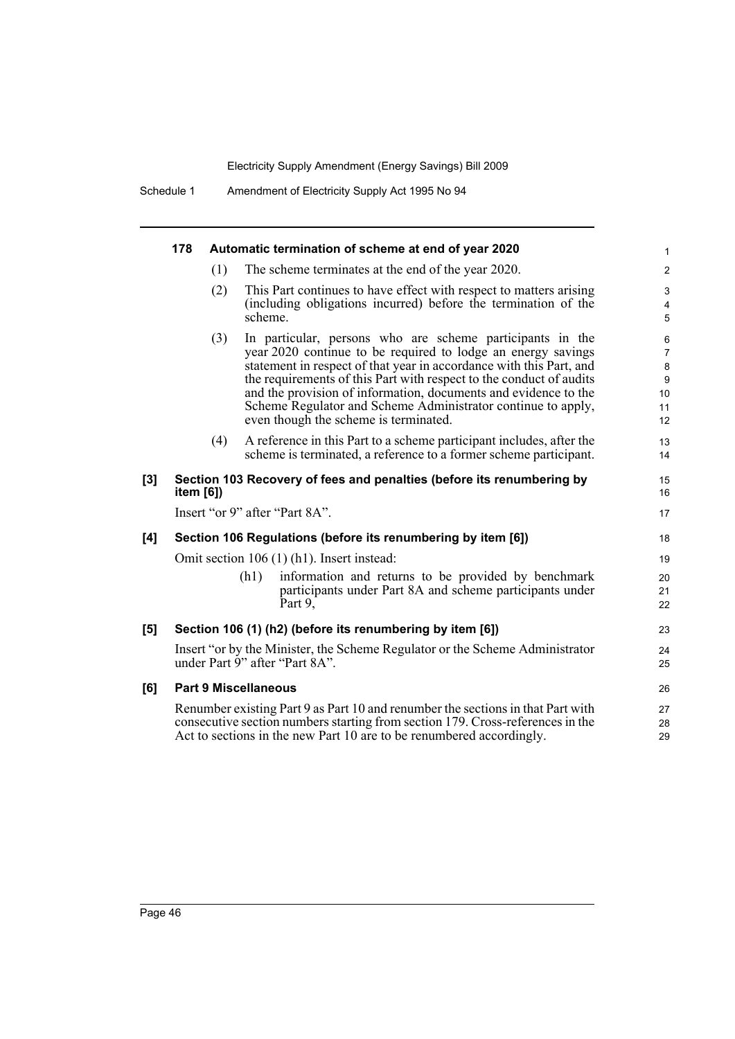#### 178 Automatic termination of scheme at end of year 2020

(1) The scheme terminates at the end of the year 2020.

(2) This Part continues to have effect with respect to matters arising (including obligations incurred) before the termination of the scheme.

(3) In particular, persons who are scheme participants in the year 2020 continue to be required to lodge an energy savings statement in respect of that year in accordance with this Part, and the requirements of this Part with respect to the conduct of audits and the provision of information, documents and evidence to the Scheme Regulator and Scheme Administrator continue to apply, even though the scheme is terminated.

(4) A reference in this Part to a scheme participant includes, after the scheme is terminated, a reference to a former scheme participant.

### [3] Section 103 Recovery of fees and penalties (before its renumbering by item [6])

Insert "or 9" after "Part 8A".

### [4] Section 106 Regulations (before its renumbering by item [6])

Omit section 106 (1) (h1). Insert instead:

(h1) information and returns to be provided by benchmark participants under Part 8A and scheme participants under Part 9,

### [5] Section 106 (1) (h2) (before its renumbering by item [6])

Insert "or by the Minister, the Scheme Regulator or the Scheme Administrator under Part 9" after "Part 8A".

### [6] Part 9 Miscellaneous

Renumber existing Part 9 as Part 10 and renumber the sections in that Part with consecutive section numbers starting from section 179. Cross-references in the Act to sections in the new Part 10 are to be renumbered accordingly.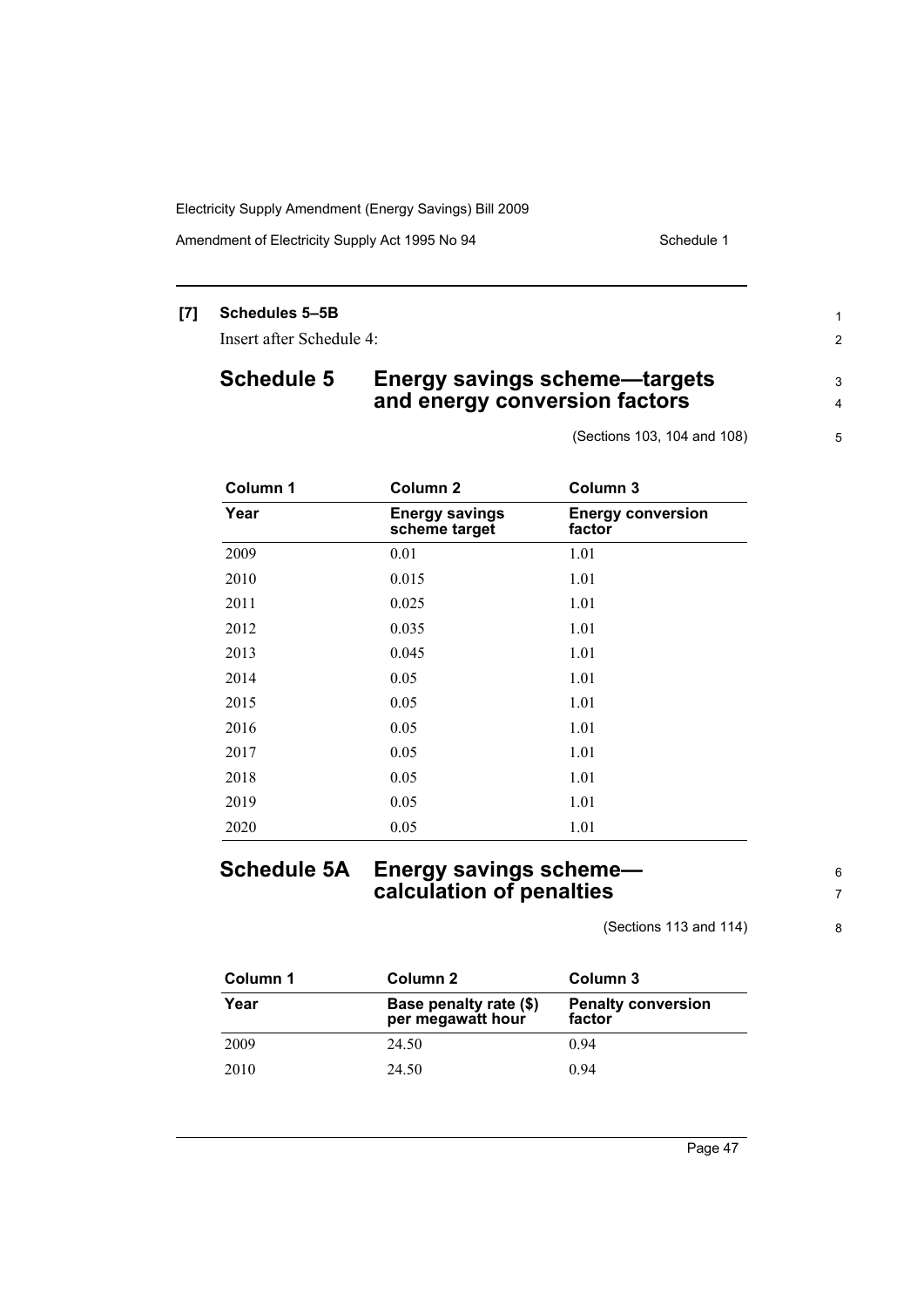**[7] Schedules 5–5B**

Insert after Schedule 4:

## Schedule 5 Energy savings scheme—targets and energy conversion factors

(Sections 103, 104 and 108)

| Column 1 | Column 2 | Column 3 |
|---|---|---|
| **Year** | **Energy savings scheme target** | **Energy conversion factor** |
| 2009 | 0.01 | 1.01 |
| 2010 | 0.015 | 1.01 |
| 2011 | 0.025 | 1.01 |
| 2012 | 0.035 | 1.01 |
| 2013 | 0.045 | 1.01 |
| 2014 | 0.05 | 1.01 |
| 2015 | 0.05 | 1.01 |
| 2016 | 0.05 | 1.01 |
| 2017 | 0.05 | 1.01 |
| 2018 | 0.05 | 1.01 |
| 2019 | 0.05 | 1.01 |
| 2020 | 0.05 | 1.01 |

## Schedule 5A Energy savings scheme—calculation of penalties

(Sections 113 and 114)

| Column 1 | Column 2 | Column 3 |
|---|---|---|
| **Year** | **Base penalty rate ($) per megawatt hour** | **Penalty conversion factor** |
| 2009 | 24.50 | 0.94 |
| 2010 | 24.50 | 0.94 |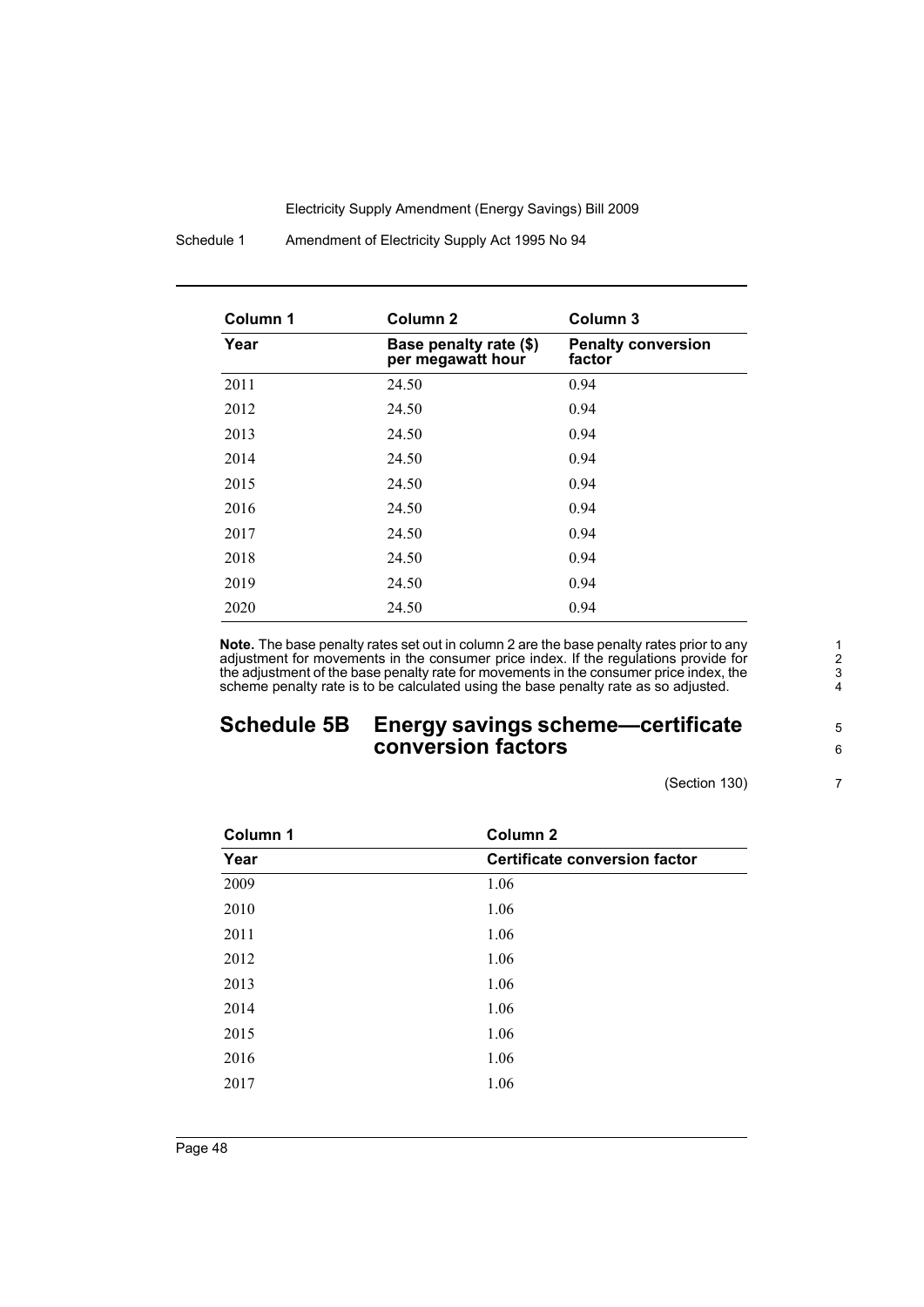| Column 1 | Column 2 | Column 3 |
|---|---|---|
| Year | Base penalty rate ($) per megawatt hour | Penalty conversion factor |
| 2011 | 24.50 | 0.94 |
| 2012 | 24.50 | 0.94 |
| 2013 | 24.50 | 0.94 |
| 2014 | 24.50 | 0.94 |
| 2015 | 24.50 | 0.94 |
| 2016 | 24.50 | 0.94 |
| 2017 | 24.50 | 0.94 |
| 2018 | 24.50 | 0.94 |
| 2019 | 24.50 | 0.94 |
| 2020 | 24.50 | 0.94 |

**Note.** The base penalty rates set out in column 2 are the base penalty rates prior to any adjustment for movements in the consumer price index. If the regulations provide for the adjustment of the base penalty rate for movements in the consumer price index, the scheme penalty rate is to be calculated using the base penalty rate as so adjusted.

## Schedule 5B Energy savings scheme—certificate conversion factors

(Section 130)

| Column 1 | Column 2 |
|---|---|
| Year | Certificate conversion factor |
| 2009 | 1.06 |
| 2010 | 1.06 |
| 2011 | 1.06 |
| 2012 | 1.06 |
| 2013 | 1.06 |
| 2014 | 1.06 |
| 2015 | 1.06 |
| 2016 | 1.06 |
| 2017 | 1.06 |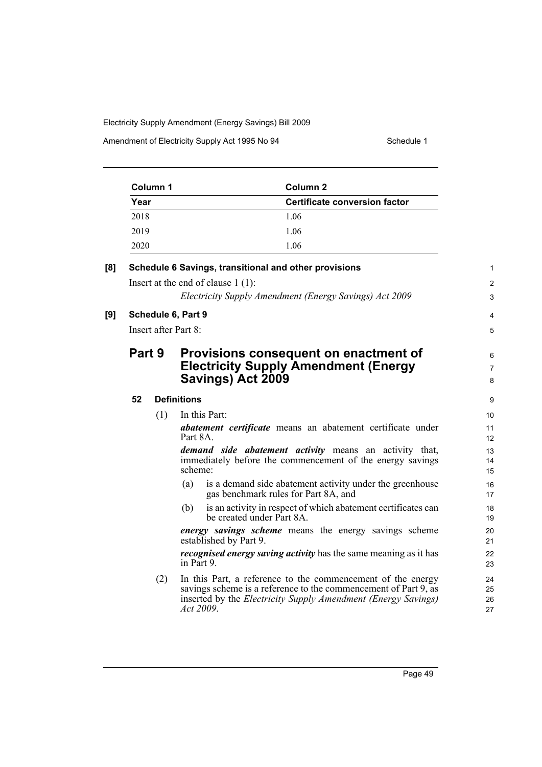| Column 1 | Column 2 |
| --- | --- |
| **Year** | **Certificate conversion factor** |
| 2018 | 1.06 |
| 2019 | 1.06 |
| 2020 | 1.06 |

**[8] Schedule 6 Savings, transitional and other provisions**

Insert at the end of clause 1 (1):

*Electricity Supply Amendment (Energy Savings) Act 2009*

**[9] Schedule 6, Part 9**

Insert after Part 8:

## Part 9 Provisions consequent on enactment of Electricity Supply Amendment (Energy Savings) Act 2009

### 52 Definitions

(1) In this Part:

***abatement certificate*** means an abatement certificate under Part 8A.

***demand side abatement activity*** means an activity that, immediately before the commencement of the energy savings scheme:

(a) is a demand side abatement activity under the greenhouse gas benchmark rules for Part 8A, and

(b) is an activity in respect of which abatement certificates can be created under Part 8A.

***energy savings scheme*** means the energy savings scheme established by Part 9.

***recognised energy saving activity*** has the same meaning as it has in Part 9.

(2) In this Part, a reference to the commencement of the energy savings scheme is a reference to the commencement of Part 9, as inserted by the *Electricity Supply Amendment (Energy Savings) Act 2009*.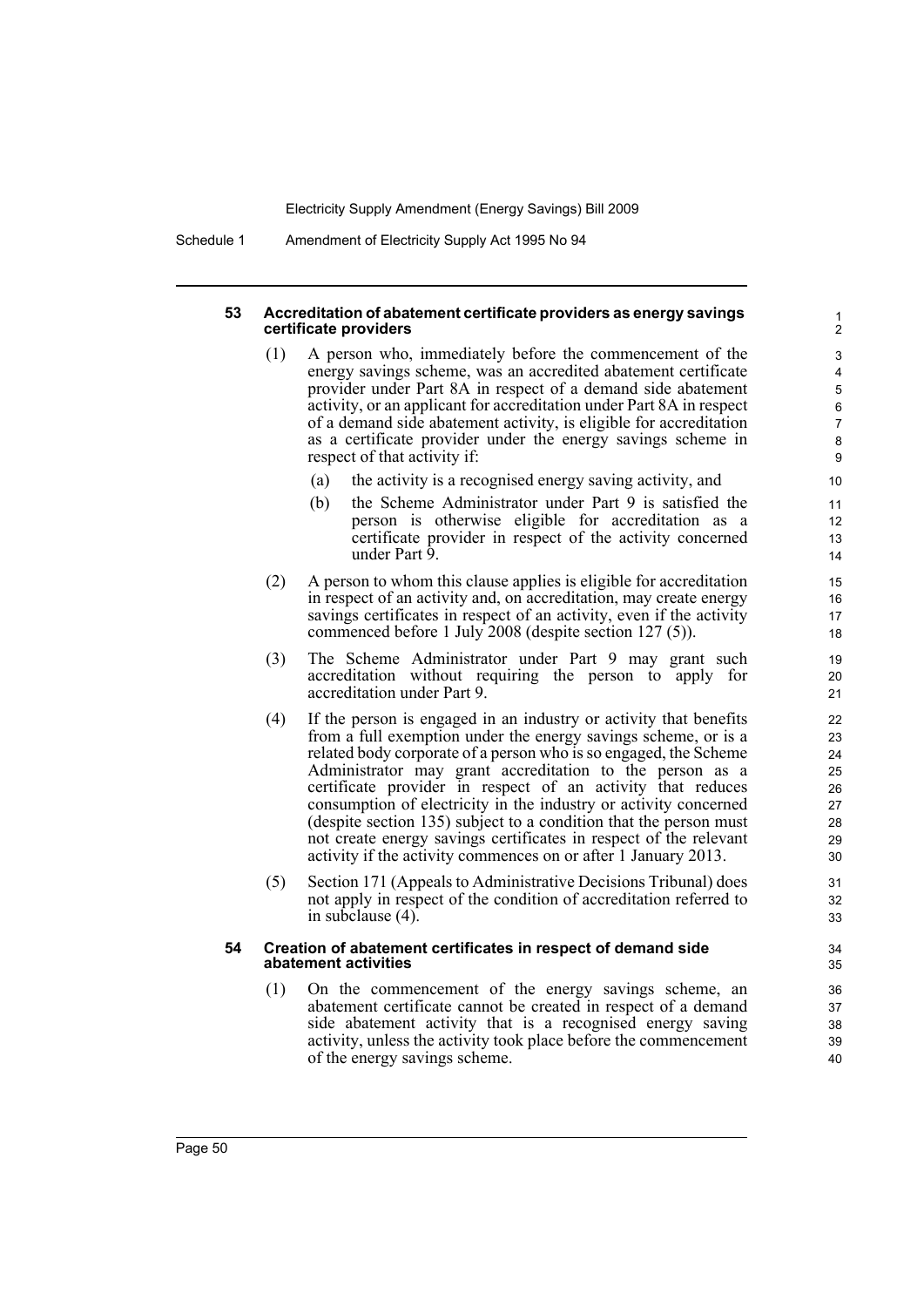### 53 Accreditation of abatement certificate providers as energy savings certificate providers

(1) A person who, immediately before the commencement of the energy savings scheme, was an accredited abatement certificate provider under Part 8A in respect of a demand side abatement activity, or an applicant for accreditation under Part 8A in respect of a demand side abatement activity, is eligible for accreditation as a certificate provider under the energy savings scheme in respect of that activity if:

- (a) the activity is a recognised energy saving activity, and
- (b) the Scheme Administrator under Part 9 is satisfied the person is otherwise eligible for accreditation as a certificate provider in respect of the activity concerned under Part 9.

(2) A person to whom this clause applies is eligible for accreditation in respect of an activity and, on accreditation, may create energy savings certificates in respect of an activity, even if the activity commenced before 1 July 2008 (despite section 127 (5)).

(3) The Scheme Administrator under Part 9 may grant such accreditation without requiring the person to apply for accreditation under Part 9.

(4) If the person is engaged in an industry or activity that benefits from a full exemption under the energy savings scheme, or is a related body corporate of a person who is so engaged, the Scheme Administrator may grant accreditation to the person as a certificate provider in respect of an activity that reduces consumption of electricity in the industry or activity concerned (despite section 135) subject to a condition that the person must not create energy savings certificates in respect of the relevant activity if the activity commences on or after 1 January 2013.

(5) Section 171 (Appeals to Administrative Decisions Tribunal) does not apply in respect of the condition of accreditation referred to in subclause (4).

### 54 Creation of abatement certificates in respect of demand side abatement activities

(1) On the commencement of the energy savings scheme, an abatement certificate cannot be created in respect of a demand side abatement activity that is a recognised energy saving activity, unless the activity took place before the commencement of the energy savings scheme.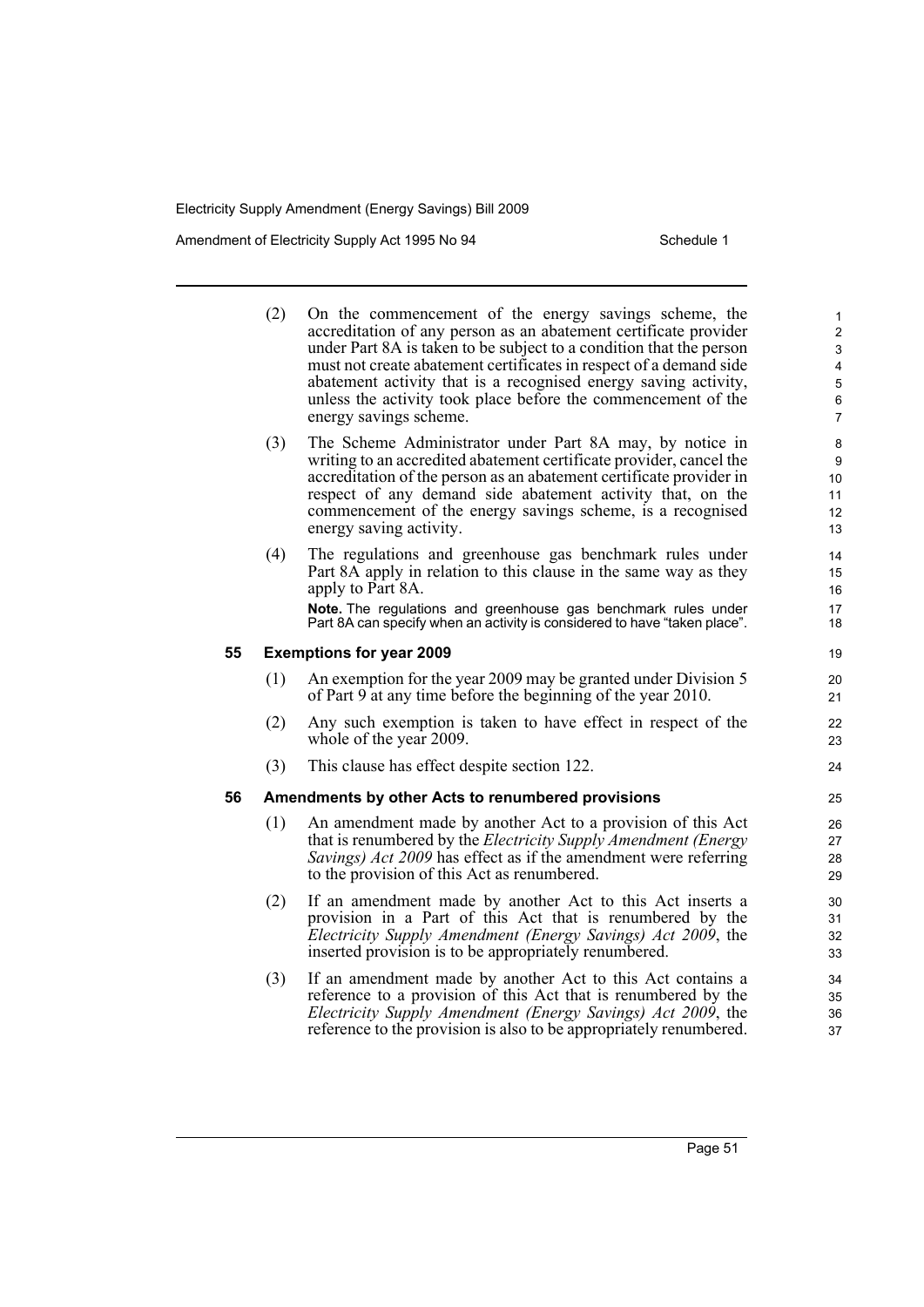(2) On the commencement of the energy savings scheme, the accreditation of any person as an abatement certificate provider under Part 8A is taken to be subject to a condition that the person must not create abatement certificates in respect of a demand side abatement activity that is a recognised energy saving activity, unless the activity took place before the commencement of the energy savings scheme.

(3) The Scheme Administrator under Part 8A may, by notice in writing to an accredited abatement certificate provider, cancel the accreditation of the person as an abatement certificate provider in respect of any demand side abatement activity that, on the commencement of the energy savings scheme, is a recognised energy saving activity.

(4) The regulations and greenhouse gas benchmark rules under Part 8A apply in relation to this clause in the same way as they apply to Part 8A.

**Note.** The regulations and greenhouse gas benchmark rules under Part 8A can specify when an activity is considered to have "taken place".

### 55 Exemptions for year 2009

(1) An exemption for the year 2009 may be granted under Division 5 of Part 9 at any time before the beginning of the year 2010.

(2) Any such exemption is taken to have effect in respect of the whole of the year 2009.

(3) This clause has effect despite section 122.

### 56 Amendments by other Acts to renumbered provisions

(1) An amendment made by another Act to a provision of this Act that is renumbered by the *Electricity Supply Amendment (Energy Savings) Act 2009* has effect as if the amendment were referring to the provision of this Act as renumbered.

(2) If an amendment made by another Act to this Act inserts a provision in a Part of this Act that is renumbered by the *Electricity Supply Amendment (Energy Savings) Act 2009*, the inserted provision is to be appropriately renumbered.

(3) If an amendment made by another Act to this Act contains a reference to a provision of this Act that is renumbered by the *Electricity Supply Amendment (Energy Savings) Act 2009*, the reference to the provision is also to be appropriately renumbered.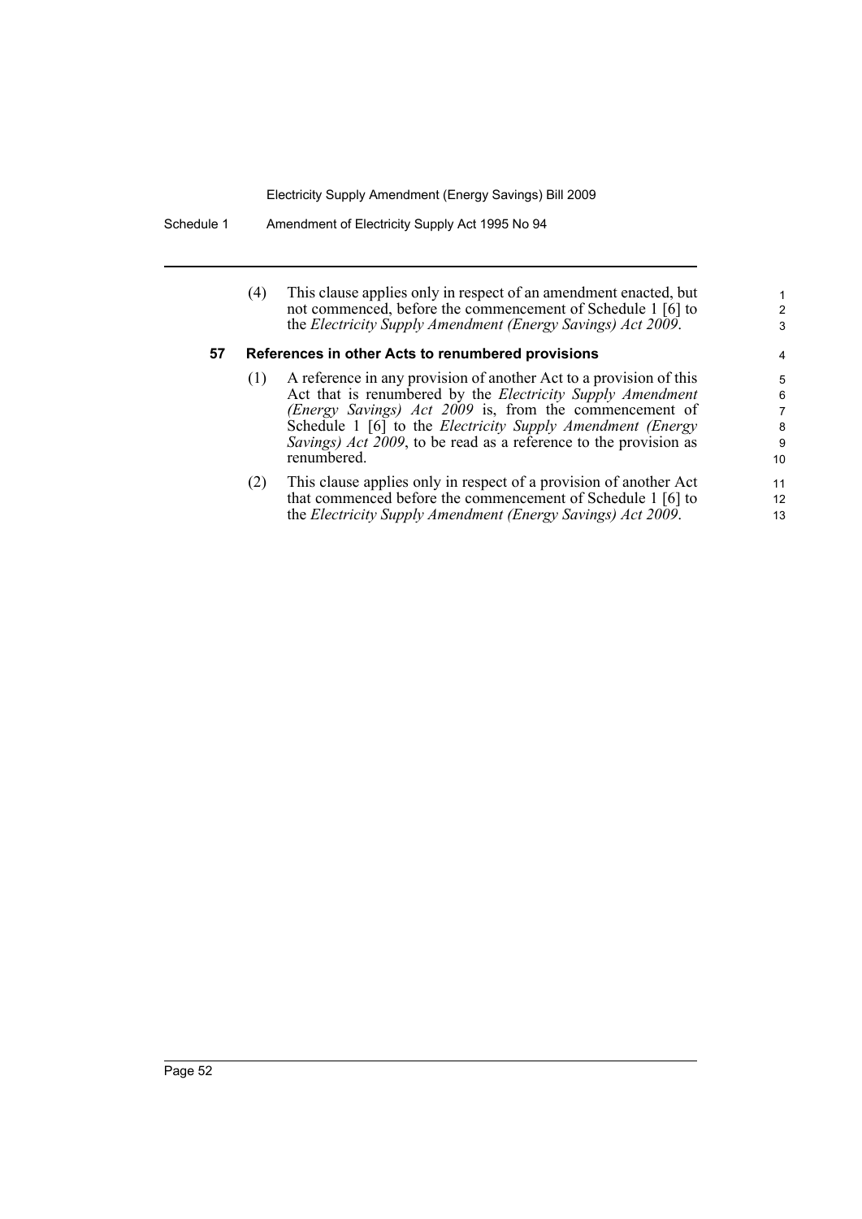(4) This clause applies only in respect of an amendment enacted, but not commenced, before the commencement of Schedule 1 [6] to the *Electricity Supply Amendment (Energy Savings) Act 2009*.

**57 References in other Acts to renumbered provisions**

(1) A reference in any provision of another Act to a provision of this Act that is renumbered by the *Electricity Supply Amendment (Energy Savings) Act 2009* is, from the commencement of Schedule 1 [6] to the *Electricity Supply Amendment (Energy Savings) Act 2009*, to be read as a reference to the provision as renumbered.

(2) This clause applies only in respect of a provision of another Act that commenced before the commencement of Schedule 1 [6] to the *Electricity Supply Amendment (Energy Savings) Act 2009*.